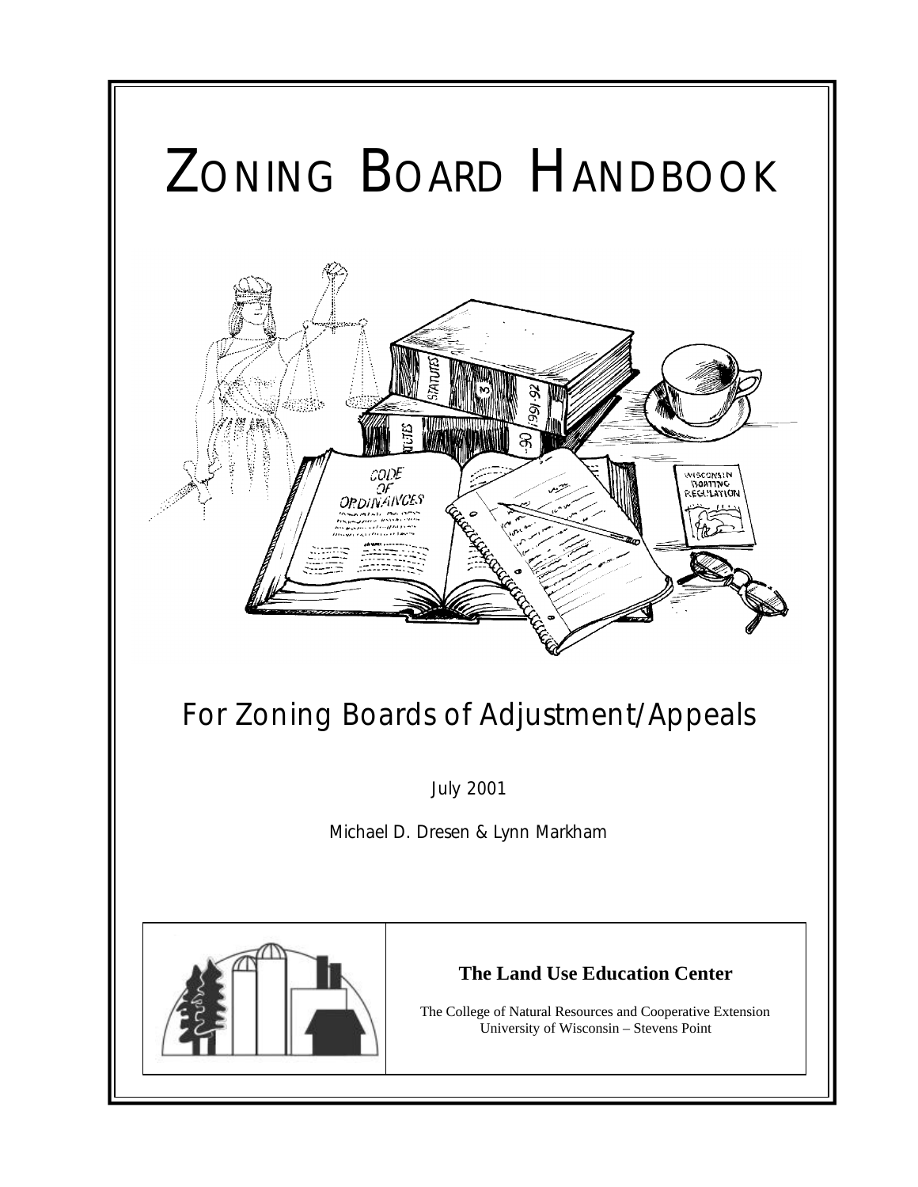# ZONING BOARD HANDBOOK

## For Zoning Boards of Adjustment/Appeals

July 2001

Michael D. Dresen & Lynn Markham

**The Land Use Education Center**

The College of Natural Resources and Cooperative Extension
University of Wisconsin – Stevens Point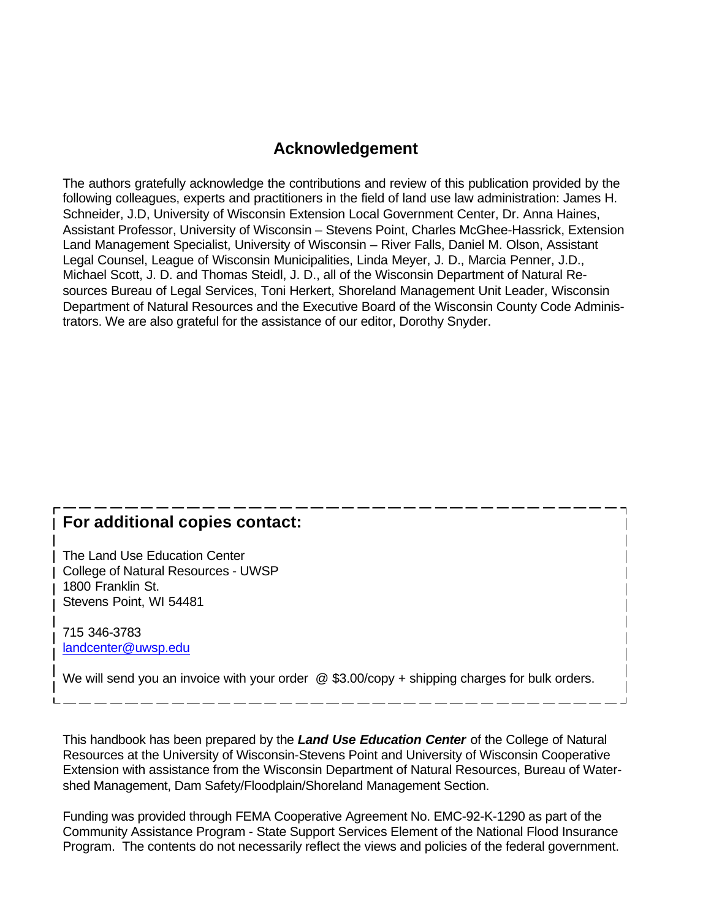## Acknowledgement

The authors gratefully acknowledge the contributions and review of this publication provided by the following colleagues, experts and practitioners in the field of land use law administration: James H. Schneider, J.D, University of Wisconsin Extension Local Government Center, Dr. Anna Haines, Assistant Professor, University of Wisconsin – Stevens Point, Charles McGhee-Hassrick, Extension Land Management Specialist, University of Wisconsin – River Falls, Daniel M. Olson, Assistant Legal Counsel, League of Wisconsin Municipalities, Linda Meyer, J. D., Marcia Penner, J.D., Michael Scott, J. D. and Thomas Steidl, J. D., all of the Wisconsin Department of Natural Resources Bureau of Legal Services, Toni Herkert, Shoreland Management Unit Leader, Wisconsin Department of Natural Resources and the Executive Board of the Wisconsin County Code Administrators. We are also grateful for the assistance of our editor, Dorothy Snyder.

**For additional copies contact:**

The Land Use Education Center
College of Natural Resources - UWSP
1800 Franklin St.
Stevens Point, WI 54481

715 346-3783
landcenter@uwsp.edu

We will send you an invoice with your order @ $3.00/copy + shipping charges for bulk orders.

This handbook has been prepared by the ***Land Use Education Center*** of the College of Natural Resources at the University of Wisconsin-Stevens Point and University of Wisconsin Cooperative Extension with assistance from the Wisconsin Department of Natural Resources, Bureau of Watershed Management, Dam Safety/Floodplain/Shoreland Management Section.

Funding was provided through FEMA Cooperative Agreement No. EMC-92-K-1290 as part of the Community Assistance Program - State Support Services Element of the National Flood Insurance Program. The contents do not necessarily reflect the views and policies of the federal government.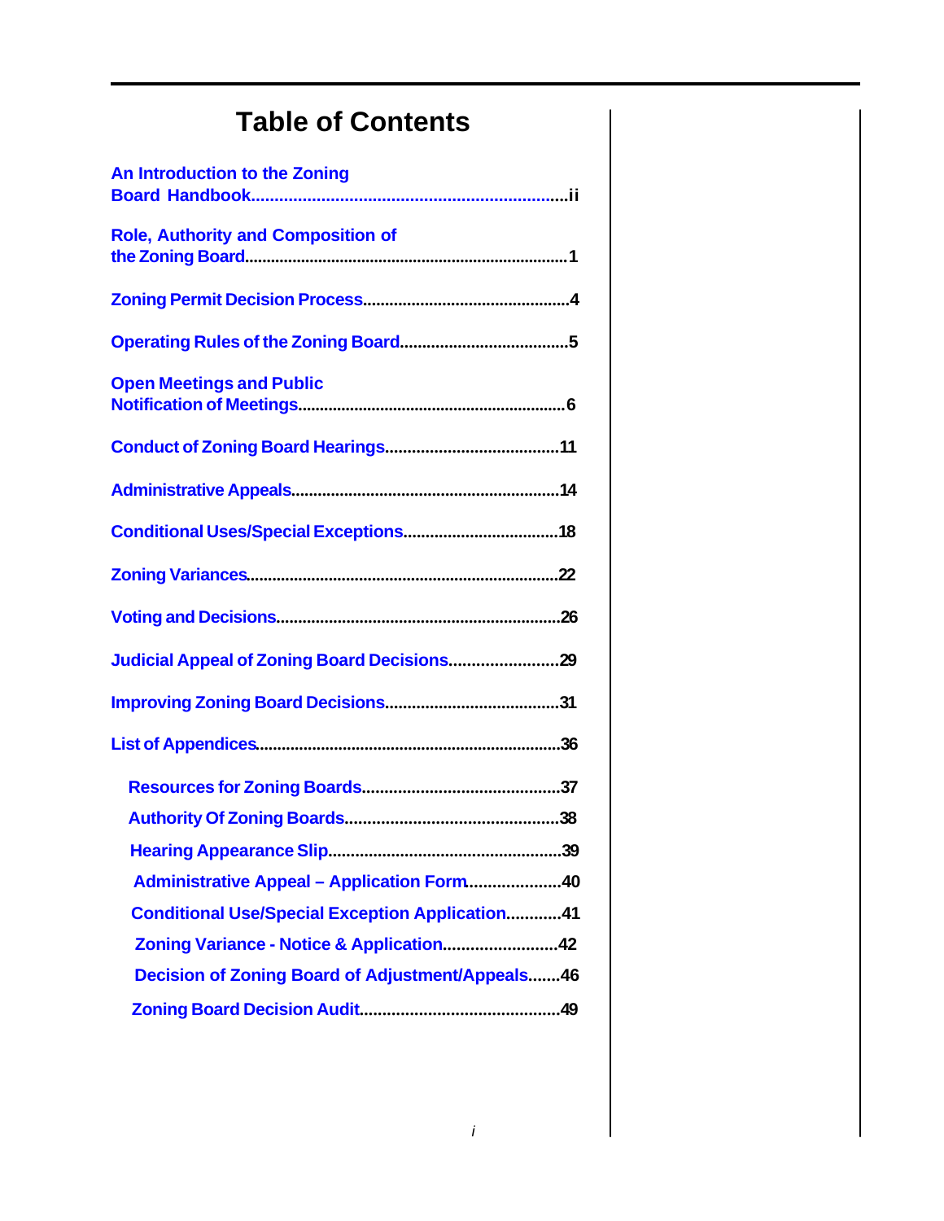# Table of Contents

An Introduction to the Zoning Board Handbook....................................................................ii

Role, Authority and Composition of the Zoning Board..........................................................................1

Zoning Permit Decision Process..............................................4

Operating Rules of the Zoning Board.....................................5

Open Meetings and Public Notification of Meetings.............................................................6

Conduct of Zoning Board Hearings.......................................11

Administrative Appeals............................................................14

Conditional Uses/Special Exceptions...................................18

Zoning Variances......................................................................22

Voting and Decisions................................................................26

Judicial Appeal of Zoning Board Decisions........................29

Improving Zoning Board Decisions.......................................31

List of Appendices....................................................................36

- Resources for Zoning Boards............................................37
- Authority Of Zoning Boards...............................................38
- Hearing Appearance Slip....................................................39
- Administrative Appeal – Application Form....................40
- Conditional Use/Special Exception Application............41
- Zoning Variance - Notice & Application.........................42
- Decision of Zoning Board of Adjustment/Appeals.......46
- Zoning Board Decision Audit............................................49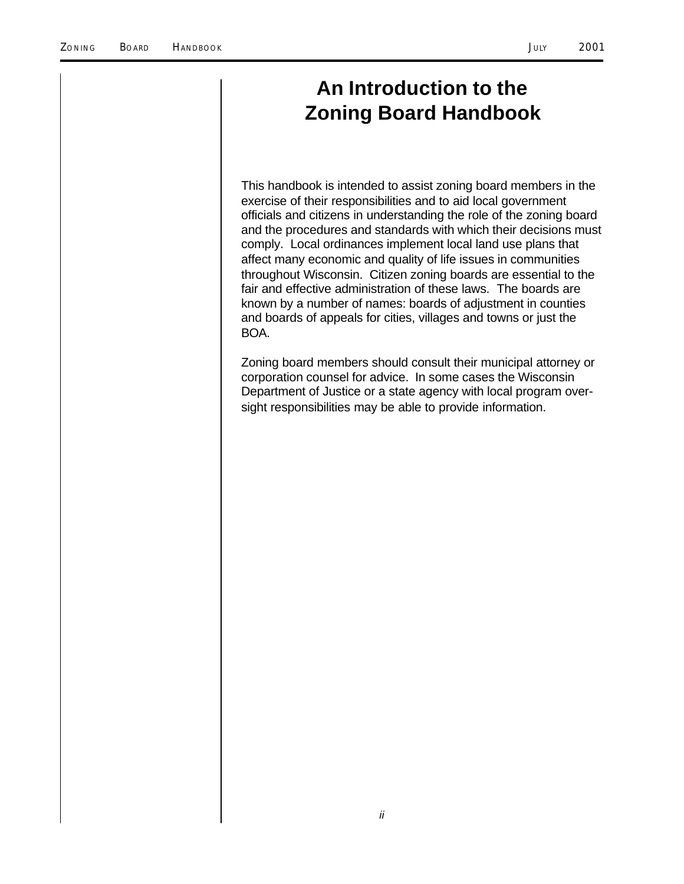# An Introduction to the Zoning Board Handbook

This handbook is intended to assist zoning board members in the exercise of their responsibilities and to aid local government officials and citizens in understanding the role of the zoning board and the procedures and standards with which their decisions must comply. Local ordinances implement local land use plans that affect many economic and quality of life issues in communities throughout Wisconsin. Citizen zoning boards are essential to the fair and effective administration of these laws. The boards are known by a number of names: boards of adjustment in counties and boards of appeals for cities, villages and towns or just the BOA.

Zoning board members should consult their municipal attorney or corporation counsel for advice. In some cases the Wisconsin Department of Justice or a state agency with local program oversight responsibilities may be able to provide information.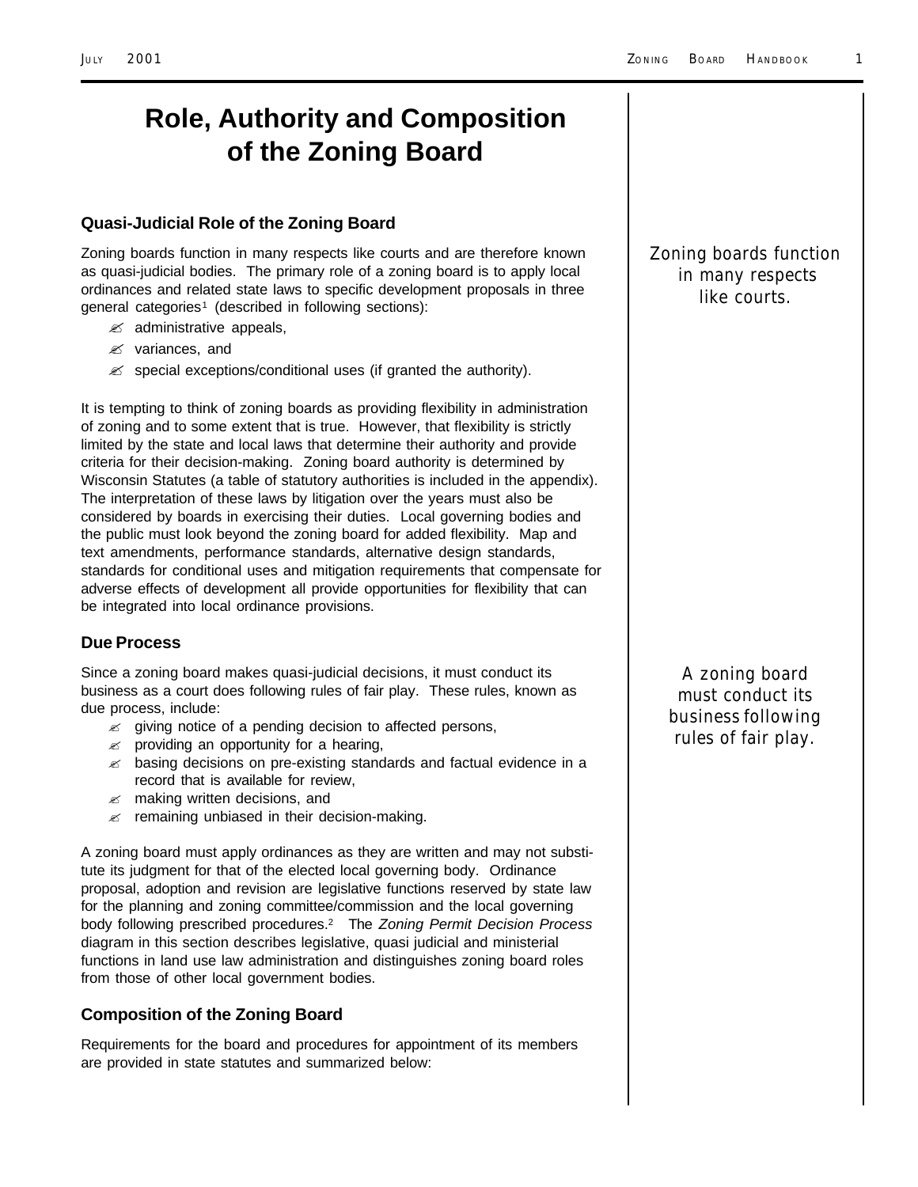# Role, Authority and Composition of the Zoning Board

## Quasi-Judicial Role of the Zoning Board

Zoning boards function in many respects like courts and are therefore known as quasi-judicial bodies. The primary role of a zoning board is to apply local ordinances and related state laws to specific development proposals in three general categories[1] (described in following sections):

- administrative appeals,
- variances, and
- special exceptions/conditional uses (if granted the authority).

*Zoning boards function in many respects like courts.*

It is tempting to think of zoning boards as providing flexibility in administration of zoning and to some extent that is true. However, that flexibility is strictly limited by the state and local laws that determine their authority and provide criteria for their decision-making. Zoning board authority is determined by Wisconsin Statutes (a table of statutory authorities is included in the appendix). The interpretation of these laws by litigation over the years must also be considered by boards in exercising their duties. Local governing bodies and the public must look beyond the zoning board for added flexibility. Map and text amendments, performance standards, alternative design standards, standards for conditional uses and mitigation requirements that compensate for adverse effects of development all provide opportunities for flexibility that can be integrated into local ordinance provisions.

## Due Process

Since a zoning board makes quasi-judicial decisions, it must conduct its business as a court does following rules of fair play. These rules, known as due process, include:

- giving notice of a pending decision to affected persons,
- providing an opportunity for a hearing,
- basing decisions on pre-existing standards and factual evidence in a record that is available for review,
- making written decisions, and
- remaining unbiased in their decision-making.

*A zoning board must conduct its business following rules of fair play.*

A zoning board must apply ordinances as they are written and may not substitute its judgment for that of the elected local governing body. Ordinance proposal, adoption and revision are legislative functions reserved by state law for the planning and zoning committee/commission and the local governing body following prescribed procedures.[2] The *Zoning Permit Decision Process* diagram in this section describes legislative, quasi judicial and ministerial functions in land use law administration and distinguishes zoning board roles from those of other local government bodies.

## Composition of the Zoning Board

Requirements for the board and procedures for appointment of its members are provided in state statutes and summarized below: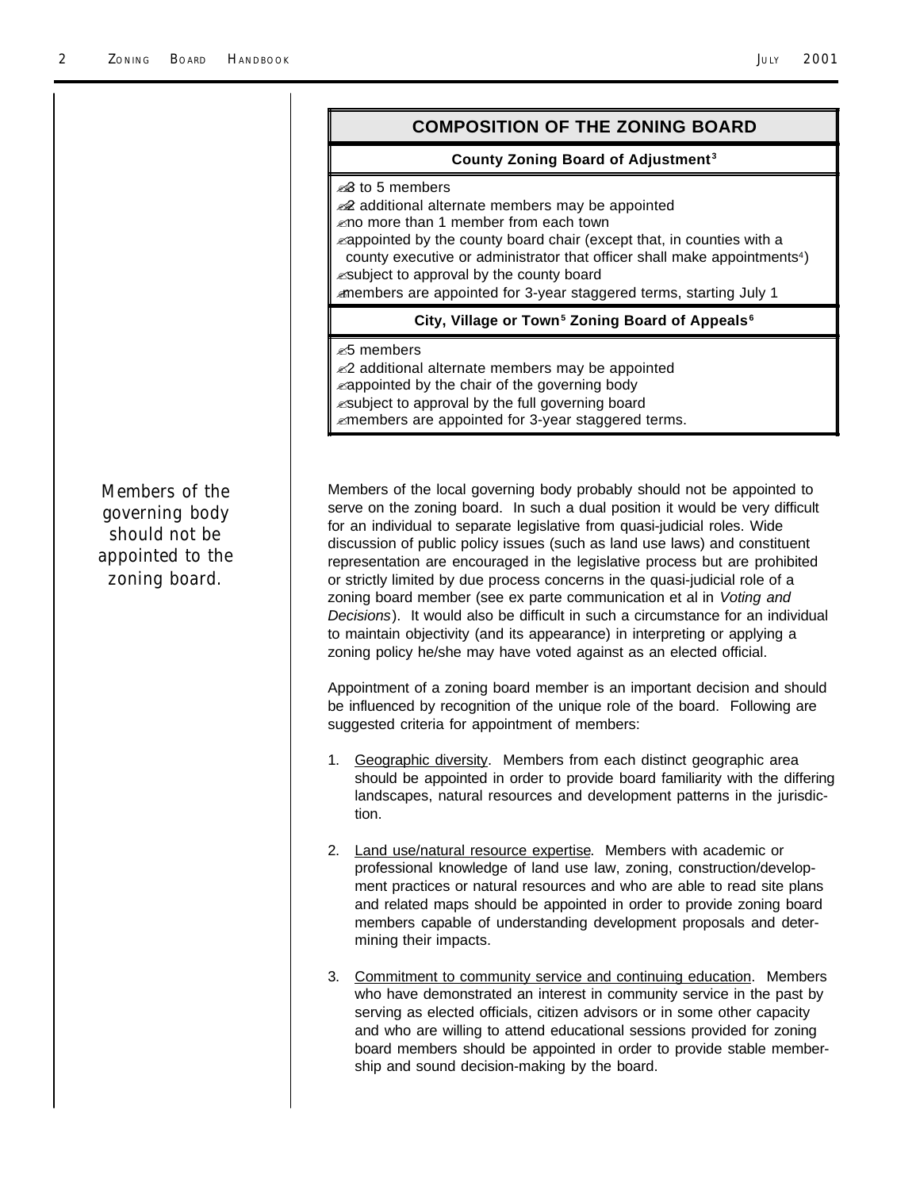## COMPOSITION OF THE ZONING BOARD

**County Zoning Board of Adjustment[3]**

- 3 to 5 members
- 2 additional alternate members may be appointed
- no more than 1 member from each town
- appointed by the county board chair (except that, in counties with a county executive or administrator that officer shall make appointments[4])
- subject to approval by the county board
- members are appointed for 3-year staggered terms, starting July 1

**City, Village or Town[5] Zoning Board of Appeals[6]**

- 5 members
- 2 additional alternate members may be appointed
- appointed by the chair of the governing body
- subject to approval by the full governing board
- members are appointed for 3-year staggered terms.

*Members of the governing body should not be appointed to the zoning board.*

Members of the local governing body probably should not be appointed to serve on the zoning board. In such a dual position it would be very difficult for an individual to separate legislative from quasi-judicial roles. Wide discussion of public policy issues (such as land use laws) and constituent representation are encouraged in the legislative process but are prohibited or strictly limited by due process concerns in the quasi-judicial role of a zoning board member (see ex parte communication et al in *Voting and Decisions*). It would also be difficult in such a circumstance for an individual to maintain objectivity (and its appearance) in interpreting or applying a zoning policy he/she may have voted against as an elected official.

Appointment of a zoning board member is an important decision and should be influenced by recognition of the unique role of the board. Following are suggested criteria for appointment of members:

1. Geographic diversity. Members from each distinct geographic area should be appointed in order to provide board familiarity with the differing landscapes, natural resources and development patterns in the jurisdiction.

2. Land use/natural resource expertise. Members with academic or professional knowledge of land use law, zoning, construction/development practices or natural resources and who are able to read site plans and related maps should be appointed in order to provide zoning board members capable of understanding development proposals and determining their impacts.

3. Commitment to community service and continuing education. Members who have demonstrated an interest in community service in the past by serving as elected officials, citizen advisors or in some other capacity and who are willing to attend educational sessions provided for zoning board members should be appointed in order to provide stable membership and sound decision-making by the board.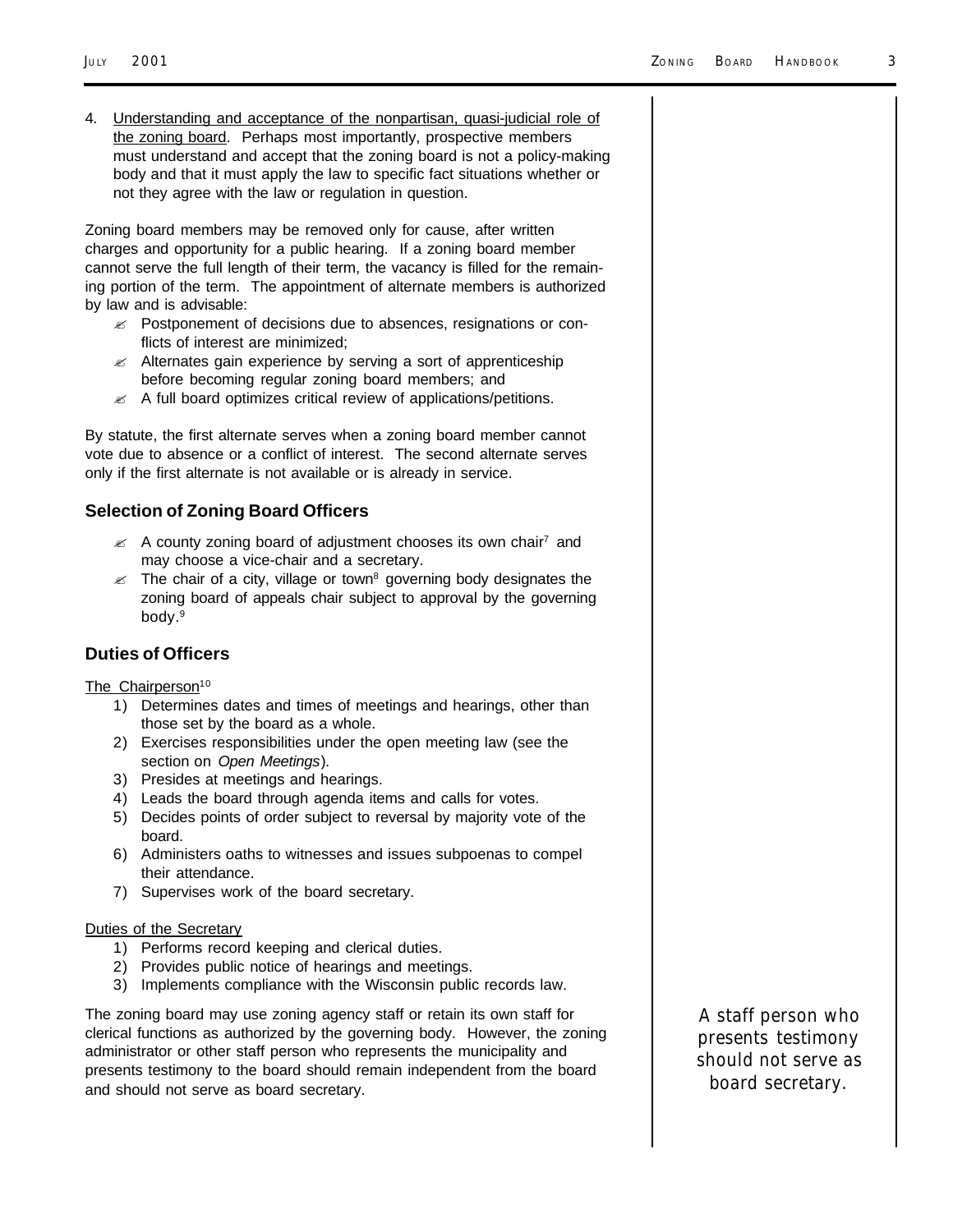4. Understanding and acceptance of the nonpartisan, quasi-judicial role of the zoning board. Perhaps most importantly, prospective members must understand and accept that the zoning board is not a policy-making body and that it must apply the law to specific fact situations whether or not they agree with the law or regulation in question.

Zoning board members may be removed only for cause, after written charges and opportunity for a public hearing. If a zoning board member cannot serve the full length of their term, the vacancy is filled for the remaining portion of the term. The appointment of alternate members is authorized by law and is advisable:

- Postponement of decisions due to absences, resignations or conflicts of interest are minimized;
- Alternates gain experience by serving a sort of apprenticeship before becoming regular zoning board members; and
- A full board optimizes critical review of applications/petitions.

By statute, the first alternate serves when a zoning board member cannot vote due to absence or a conflict of interest. The second alternate serves only if the first alternate is not available or is already in service.

## Selection of Zoning Board Officers

- A county zoning board of adjustment chooses its own chair[7] and may choose a vice-chair and a secretary.
- The chair of a city, village or town[8] governing body designates the zoning board of appeals chair subject to approval by the governing body.[9]

## Duties of Officers

The Chairperson[10]

1) Determines dates and times of meetings and hearings, other than those set by the board as a whole.
2) Exercises responsibilities under the open meeting law (see the section on *Open Meetings*).
3) Presides at meetings and hearings.
4) Leads the board through agenda items and calls for votes.
5) Decides points of order subject to reversal by majority vote of the board.
6) Administers oaths to witnesses and issues subpoenas to compel their attendance.
7) Supervises work of the board secretary.

Duties of the Secretary

1) Performs record keeping and clerical duties.
2) Provides public notice of hearings and meetings.
3) Implements compliance with the Wisconsin public records law.

The zoning board may use zoning agency staff or retain its own staff for clerical functions as authorized by the governing body. However, the zoning administrator or other staff person who represents the municipality and presents testimony to the board should remain independent from the board and should not serve as board secretary.

*A staff person who presents testimony should not serve as board secretary.*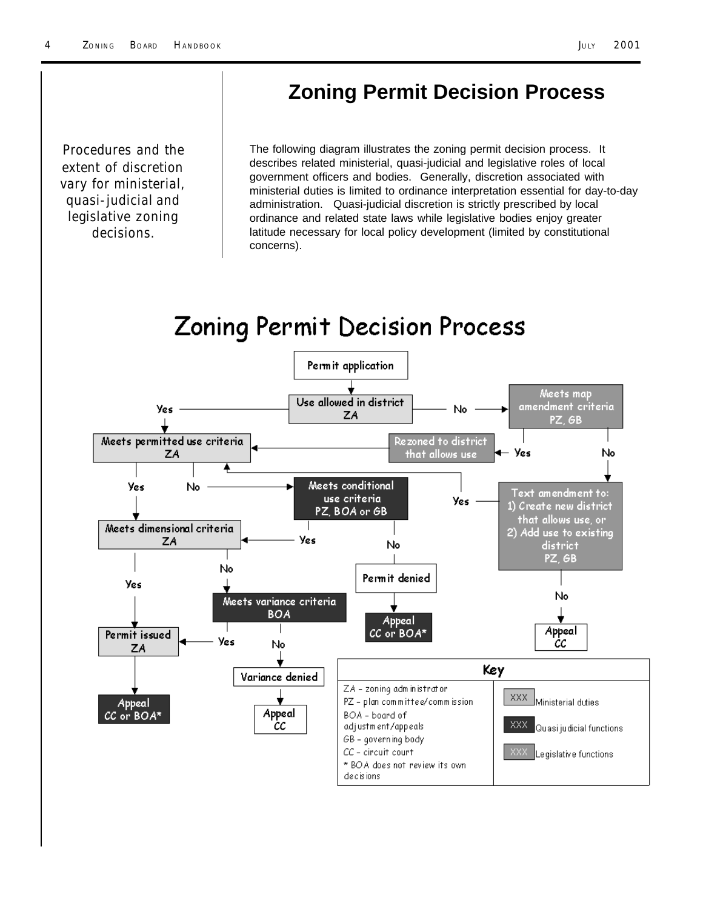# Zoning Permit Decision Process

Procedures and the extent of discretion vary for ministerial, quasi-judicial and legislative zoning decisions.

The following diagram illustrates the zoning permit decision process. It describes related ministerial, quasi-judicial and legislative roles of local government officers and bodies. Generally, discretion associated with ministerial duties is limited to ordinance interpretation essential for day-to-day administration. Quasi-judicial discretion is strictly prescribed by local ordinance and related state laws while legislative bodies enjoy greater latitude necessary for local policy development (limited by constitutional concerns).

## Zoning Permit Decision Process

- Permit application
- Use allowed in district (ZA)
  - Yes → Meets permitted use criteria (ZA)
  - No → Meets map amendment criteria (PZ, GB)
    - Yes → Rezoned to district that allows use → Meets permitted use criteria (ZA)
    - No → Text amendment to: 1) Create new district that allows use, or 2) Add use to existing district (PZ, GB)
      - Yes → Meets permitted use criteria (ZA)
      - No → Appeal (CC)
- Meets permitted use criteria (ZA)
  - Yes → Meets dimensional criteria (ZA)
  - No → Meets conditional use criteria (PZ, BOA or GB)
    - Yes → Meets dimensional criteria (ZA)
    - No → Permit denied → Appeal (CC or BOA*)
- Meets dimensional criteria (ZA)
  - Yes → Permit issued (ZA) → Appeal (CC or BOA*)
  - No → Meets variance criteria (BOA)
    - Yes → Permit issued (ZA)
    - No → Variance denied → Appeal (CC)

**Key**

- ZA – zoning administrator
- PZ – plan committee/commission
- BOA – board of adjustment/appeals
- GB – governing body
- CC – circuit court
- \* BOA does not review its own decisions

- XXX Ministerial duties
- XXX Quasi judicial functions
- XXX Legislative functions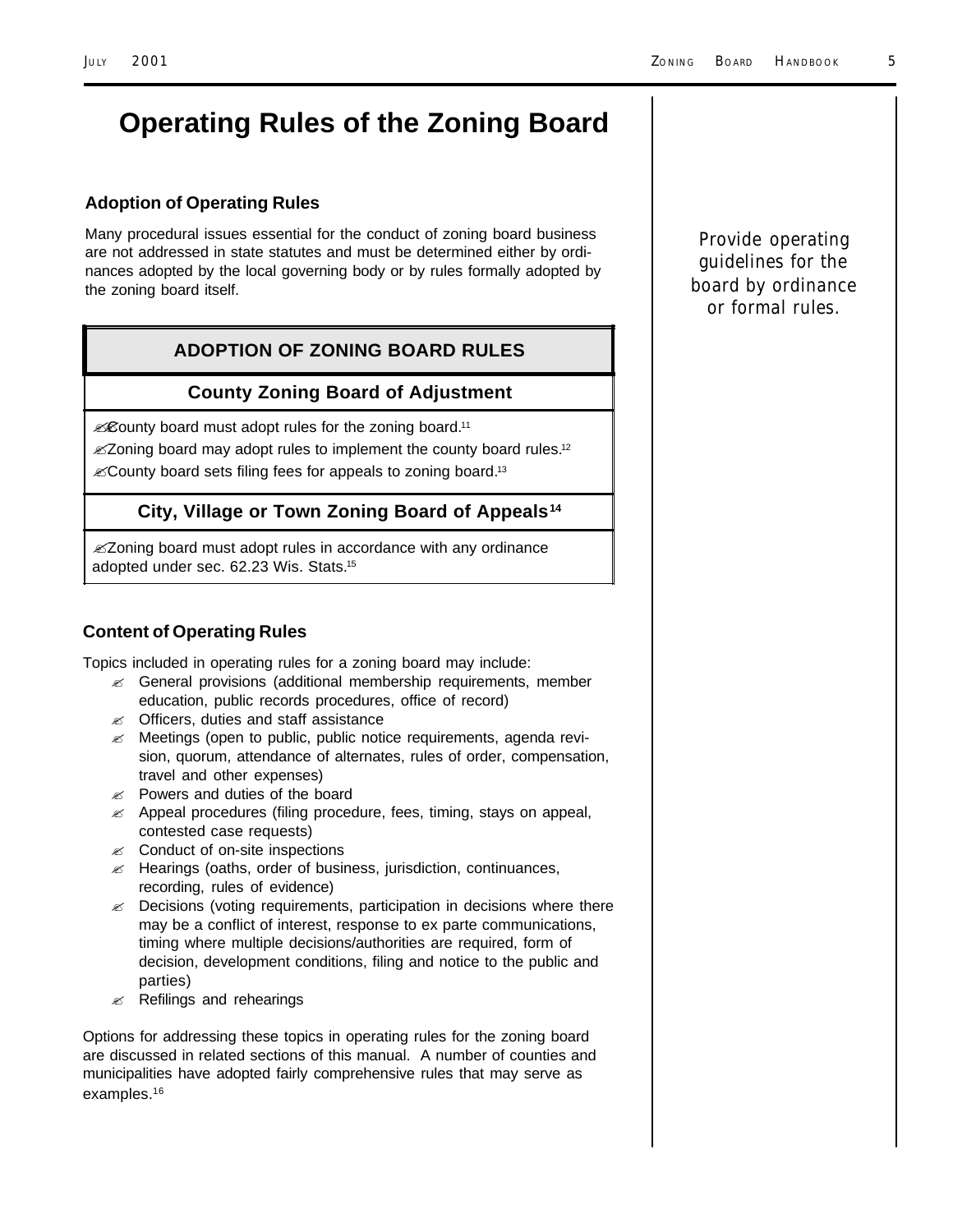# Operating Rules of the Zoning Board

### Adoption of Operating Rules

Many procedural issues essential for the conduct of zoning board business are not addressed in state statutes and must be determined either by ordinances adopted by the local governing body or by rules formally adopted by the zoning board itself.

*Provide operating guidelines for the board by ordinance or formal rules.*

| ADOPTION OF ZONING BOARD RULES |
|---|
| **County Zoning Board of Adjustment** |
| ✍ County board must adopt rules for the zoning board.[11]<br>✍ Zoning board may adopt rules to implement the county board rules.[12]<br>✍ County board sets filing fees for appeals to zoning board.[13] |
| **City, Village or Town Zoning Board of Appeals[14]** |
| ✍ Zoning board must adopt rules in accordance with any ordinance adopted under sec. 62.23 Wis. Stats.[15] |

### Content of Operating Rules

Topics included in operating rules for a zoning board may include:

- General provisions (additional membership requirements, member education, public records procedures, office of record)
- Officers, duties and staff assistance
- Meetings (open to public, public notice requirements, agenda revision, quorum, attendance of alternates, rules of order, compensation, travel and other expenses)
- Powers and duties of the board
- Appeal procedures (filing procedure, fees, timing, stays on appeal, contested case requests)
- Conduct of on-site inspections
- Hearings (oaths, order of business, jurisdiction, continuances, recording, rules of evidence)
- Decisions (voting requirements, participation in decisions where there may be a conflict of interest, response to ex parte communications, timing where multiple decisions/authorities are required, form of decision, development conditions, filing and notice to the public and parties)
- Refilings and rehearings

Options for addressing these topics in operating rules for the zoning board are discussed in related sections of this manual. A number of counties and municipalities have adopted fairly comprehensive rules that may serve as examples.[16]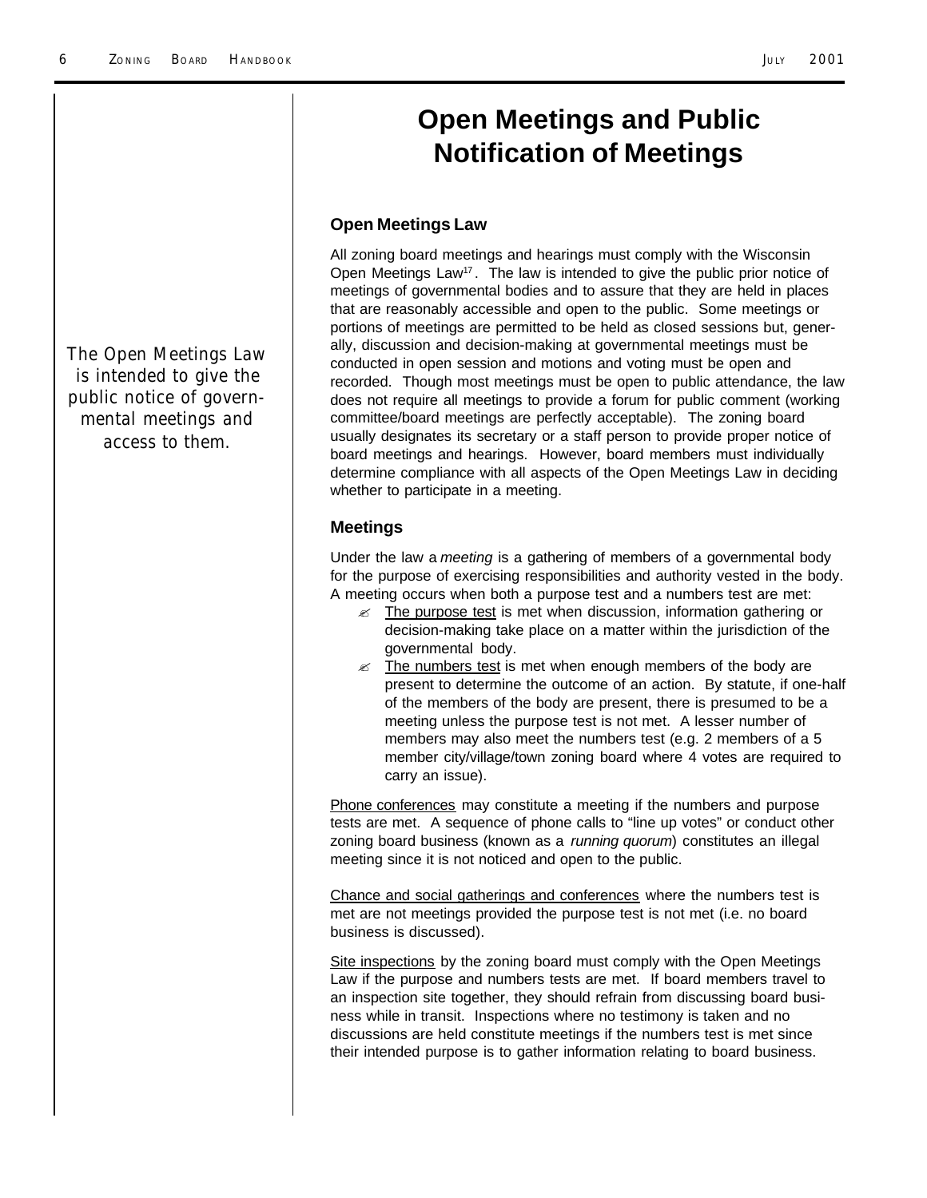# Open Meetings and Public Notification of Meetings

*The Open Meetings Law is intended to give the public notice of governmental meetings and access to them.*

## Open Meetings Law

All zoning board meetings and hearings must comply with the Wisconsin Open Meetings Law[17]. The law is intended to give the public prior notice of meetings of governmental bodies and to assure that they are held in places that are reasonably accessible and open to the public. Some meetings or portions of meetings are permitted to be held as closed sessions but, generally, discussion and decision-making at governmental meetings must be conducted in open session and motions and voting must be open and recorded. Though most meetings must be open to public attendance, the law does not require all meetings to provide a forum for public comment (working committee/board meetings are perfectly acceptable). The zoning board usually designates its secretary or a staff person to provide proper notice of board meetings and hearings. However, board members must individually determine compliance with all aspects of the Open Meetings Law in deciding whether to participate in a meeting.

## Meetings

Under the law a *meeting* is a gathering of members of a governmental body for the purpose of exercising responsibilities and authority vested in the body. A meeting occurs when both a purpose test and a numbers test are met:

- The purpose test is met when discussion, information gathering or decision-making take place on a matter within the jurisdiction of the governmental body.
- The numbers test is met when enough members of the body are present to determine the outcome of an action. By statute, if one-half of the members of the body are present, there is presumed to be a meeting unless the purpose test is not met. A lesser number of members may also meet the numbers test (e.g. 2 members of a 5 member city/village/town zoning board where 4 votes are required to carry an issue).

Phone conferences may constitute a meeting if the numbers and purpose tests are met. A sequence of phone calls to "line up votes" or conduct other zoning board business (known as a *running quorum*) constitutes an illegal meeting since it is not noticed and open to the public.

Chance and social gatherings and conferences where the numbers test is met are not meetings provided the purpose test is not met (i.e. no board business is discussed).

Site inspections by the zoning board must comply with the Open Meetings Law if the purpose and numbers tests are met. If board members travel to an inspection site together, they should refrain from discussing board business while in transit. Inspections where no testimony is taken and no discussions are held constitute meetings if the numbers test is met since their intended purpose is to gather information relating to board business.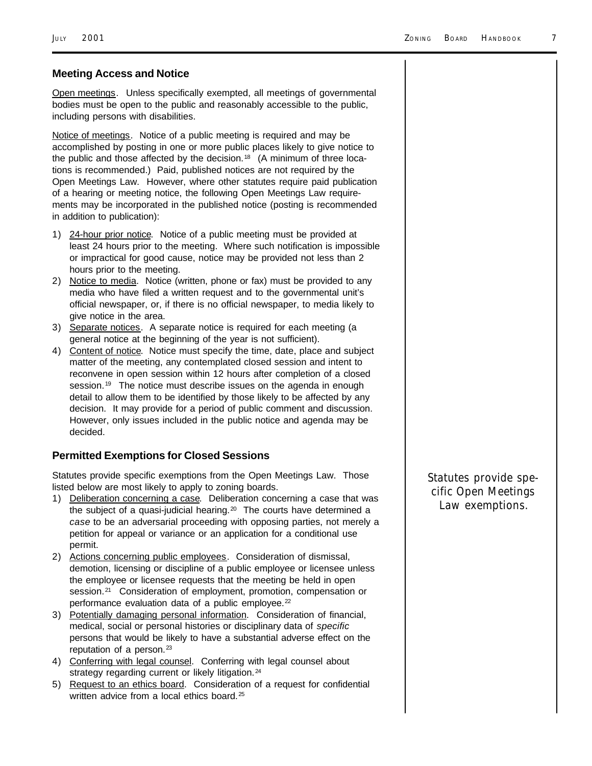## Meeting Access and Notice

Open meetings. Unless specifically exempted, all meetings of governmental bodies must be open to the public and reasonably accessible to the public, including persons with disabilities.

Notice of meetings. Notice of a public meeting is required and may be accomplished by posting in one or more public places likely to give notice to the public and those affected by the decision.[18] (A minimum of three locations is recommended.) Paid, published notices are not required by the Open Meetings Law. However, where other statutes require paid publication of a hearing or meeting notice, the following Open Meetings Law requirements may be incorporated in the published notice (posting is recommended in addition to publication):

1) 24-hour prior notice. Notice of a public meeting must be provided at least 24 hours prior to the meeting. Where such notification is impossible or impractical for good cause, notice may be provided not less than 2 hours prior to the meeting.
2) Notice to media. Notice (written, phone or fax) must be provided to any media who have filed a written request and to the governmental unit's official newspaper, or, if there is no official newspaper, to media likely to give notice in the area.
3) Separate notices. A separate notice is required for each meeting (a general notice at the beginning of the year is not sufficient).
4) Content of notice. Notice must specify the time, date, place and subject matter of the meeting, any contemplated closed session and intent to reconvene in open session within 12 hours after completion of a closed session.[19] The notice must describe issues on the agenda in enough detail to allow them to be identified by those likely to be affected by any decision. It may provide for a period of public comment and discussion. However, only issues included in the public notice and agenda may be decided.

## Permitted Exemptions for Closed Sessions

*Statutes provide specific Open Meetings Law exemptions.*

Statutes provide specific exemptions from the Open Meetings Law. Those listed below are most likely to apply to zoning boards.

1) Deliberation concerning a case. Deliberation concerning a case that was the subject of a quasi-judicial hearing.[20] The courts have determined a *case* to be an adversarial proceeding with opposing parties, not merely a petition for appeal or variance or an application for a conditional use permit.
2) Actions concerning public employees. Consideration of dismissal, demotion, licensing or discipline of a public employee or licensee unless the employee or licensee requests that the meeting be held in open session.[21] Consideration of employment, promotion, compensation or performance evaluation data of a public employee.[22]
3) Potentially damaging personal information. Consideration of financial, medical, social or personal histories or disciplinary data of *specific* persons that would be likely to have a substantial adverse effect on the reputation of a person.[23]
4) Conferring with legal counsel. Conferring with legal counsel about strategy regarding current or likely litigation.[24]
5) Request to an ethics board. Consideration of a request for confidential written advice from a local ethics board.[25]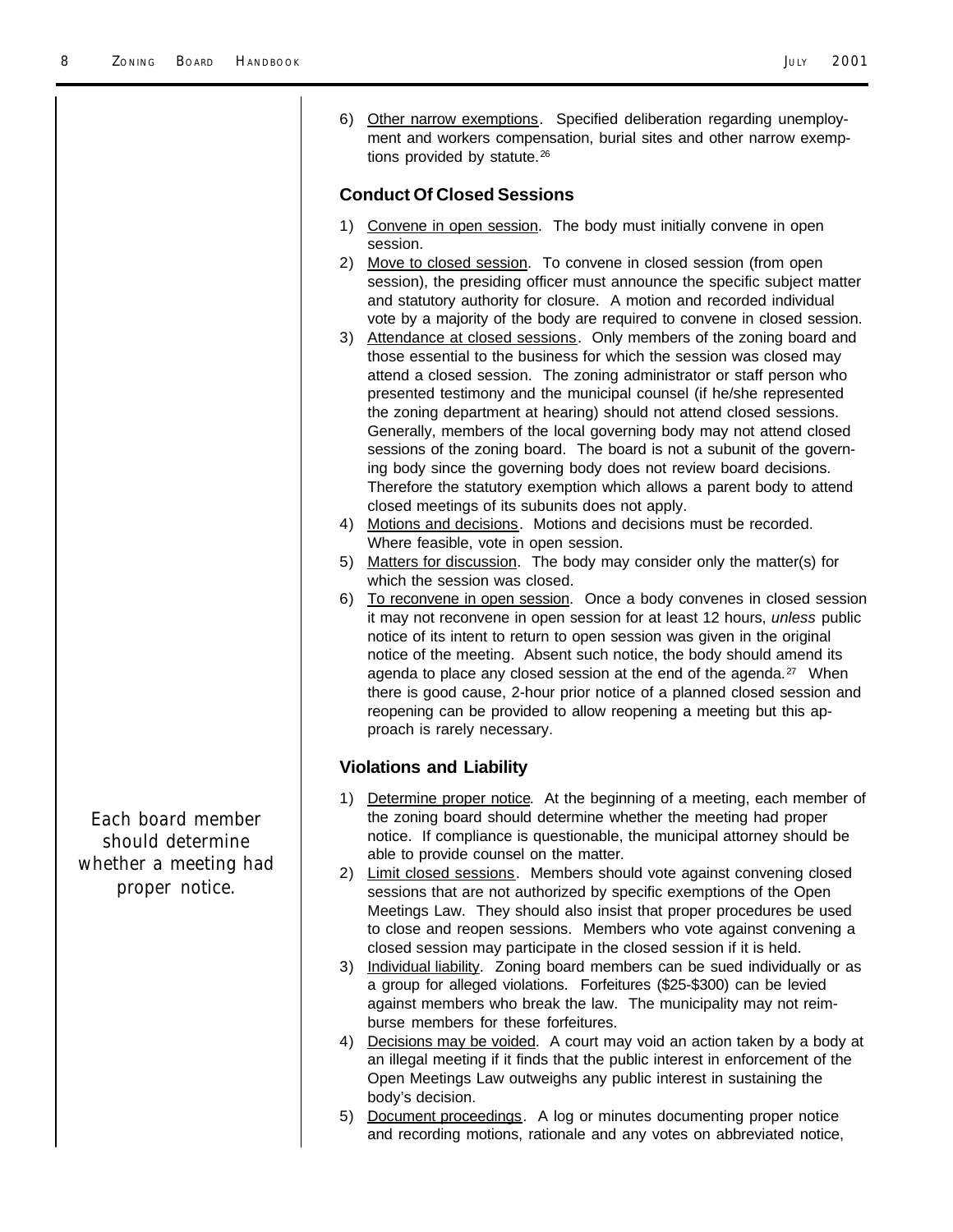6) Other narrow exemptions. Specified deliberation regarding unemployment and workers compensation, burial sites and other narrow exemptions provided by statute.[26]

### Conduct Of Closed Sessions

1) Convene in open session. The body must initially convene in open session.
2) Move to closed session. To convene in closed session (from open session), the presiding officer must announce the specific subject matter and statutory authority for closure. A motion and recorded individual vote by a majority of the body are required to convene in closed session.
3) Attendance at closed sessions. Only members of the zoning board and those essential to the business for which the session was closed may attend a closed session. The zoning administrator or staff person who presented testimony and the municipal counsel (if he/she represented the zoning department at hearing) should not attend closed sessions. Generally, members of the local governing body may not attend closed sessions of the zoning board. The board is not a subunit of the governing body since the governing body does not review board decisions. Therefore the statutory exemption which allows a parent body to attend closed meetings of its subunits does not apply.
4) Motions and decisions. Motions and decisions must be recorded. Where feasible, vote in open session.
5) Matters for discussion. The body may consider only the matter(s) for which the session was closed.
6) To reconvene in open session. Once a body convenes in closed session it may not reconvene in open session for at least 12 hours, *unless* public notice of its intent to return to open session was given in the original notice of the meeting. Absent such notice, the body should amend its agenda to place any closed session at the end of the agenda.[27] When there is good cause, 2-hour prior notice of a planned closed session and reopening can be provided to allow reopening a meeting but this approach is rarely necessary.

### Violations and Liability

*Each board member should determine whether a meeting had proper notice.*

1) Determine proper notice. At the beginning of a meeting, each member of the zoning board should determine whether the meeting had proper notice. If compliance is questionable, the municipal attorney should be able to provide counsel on the matter.
2) Limit closed sessions. Members should vote against convening closed sessions that are not authorized by specific exemptions of the Open Meetings Law. They should also insist that proper procedures be used to close and reopen sessions. Members who vote against convening a closed session may participate in the closed session if it is held.
3) Individual liability. Zoning board members can be sued individually or as a group for alleged violations. Forfeitures ($25-$300) can be levied against members who break the law. The municipality may not reimburse members for these forfeitures.
4) Decisions may be voided. A court may void an action taken by a body at an illegal meeting if it finds that the public interest in enforcement of the Open Meetings Law outweighs any public interest in sustaining the body's decision.
5) Document proceedings. A log or minutes documenting proper notice and recording motions, rationale and any votes on abbreviated notice,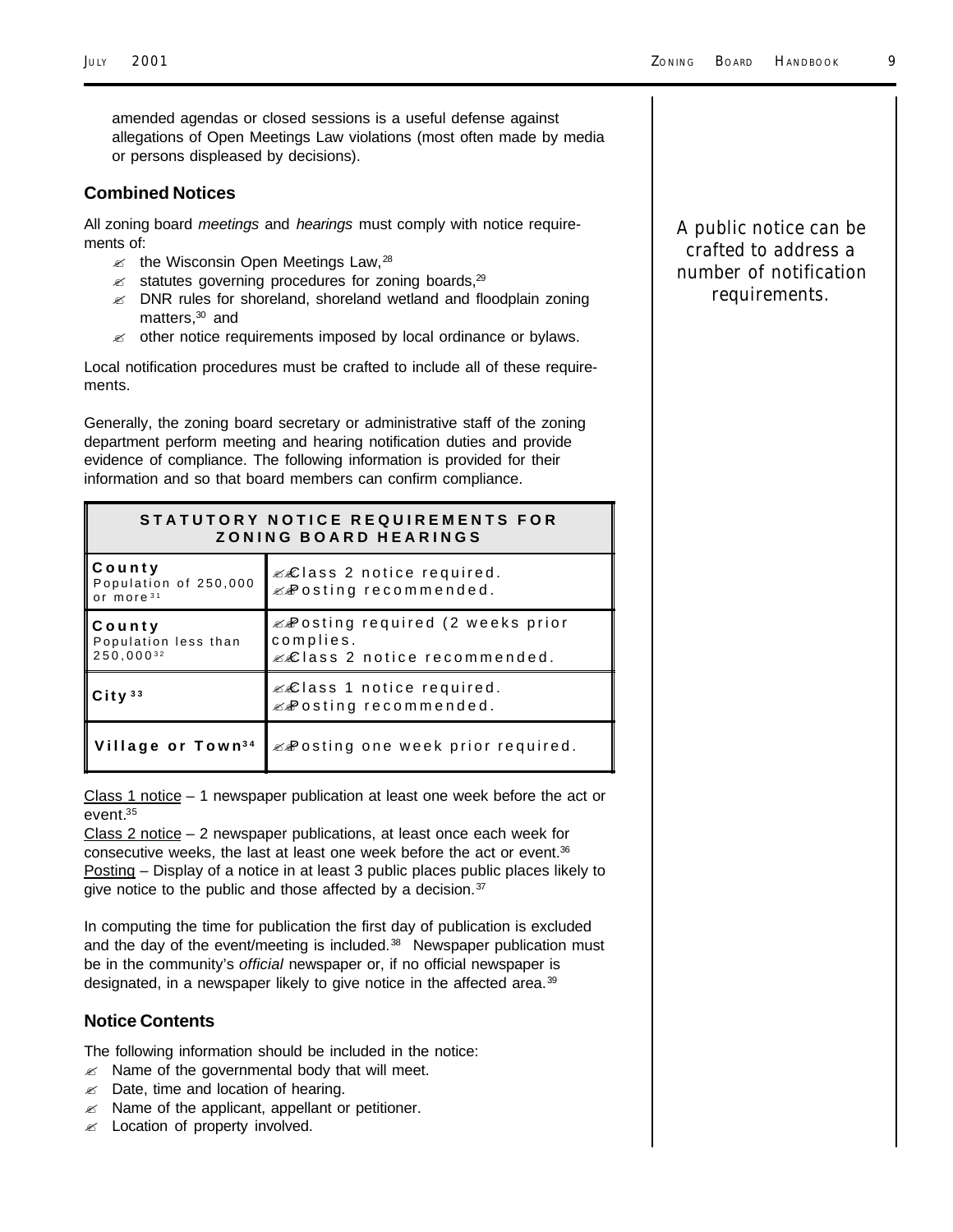amended agendas or closed sessions is a useful defense against allegations of Open Meetings Law violations (most often made by media or persons displeased by decisions).

## Combined Notices

*A public notice can be crafted to address a number of notification requirements.*

All zoning board *meetings* and *hearings* must comply with notice requirements of:

- the Wisconsin Open Meetings Law,[28]
- statutes governing procedures for zoning boards,[29]
- DNR rules for shoreland, shoreland wetland and floodplain zoning matters,[30] and
- other notice requirements imposed by local ordinance or bylaws.

Local notification procedures must be crafted to include all of these requirements.

Generally, the zoning board secretary or administrative staff of the zoning department perform meeting and hearing notification duties and provide evidence of compliance. The following information is provided for their information and so that board members can confirm compliance.

| STATUTORY NOTICE REQUIREMENTS FOR ZONING BOARD HEARINGS | |
|---|---|
| **County** Population of 250,000 or more[31] | Class 2 notice required. Posting recommended. |
| **County** Population less than 250,000[32] | Posting required (2 weeks prior complies. Class 2 notice recommended. |
| **City**[33] | Class 1 notice required. Posting recommended. |
| **Village or Town**[34] | Posting one week prior required. |

<u>Class 1 notice</u> – 1 newspaper publication at least one week before the act or event.[35]
<u>Class 2 notice</u> – 2 newspaper publications, at least once each week for consecutive weeks, the last at least one week before the act or event.[36]
<u>Posting</u> – Display of a notice in at least 3 public places public places likely to give notice to the public and those affected by a decision.[37]

In computing the time for publication the first day of publication is excluded and the day of the event/meeting is included.[38] Newspaper publication must be in the community's *official* newspaper or, if no official newspaper is designated, in a newspaper likely to give notice in the affected area.[39]

## Notice Contents

The following information should be included in the notice:

- Name of the governmental body that will meet.
- Date, time and location of hearing.
- Name of the applicant, appellant or petitioner.
- Location of property involved.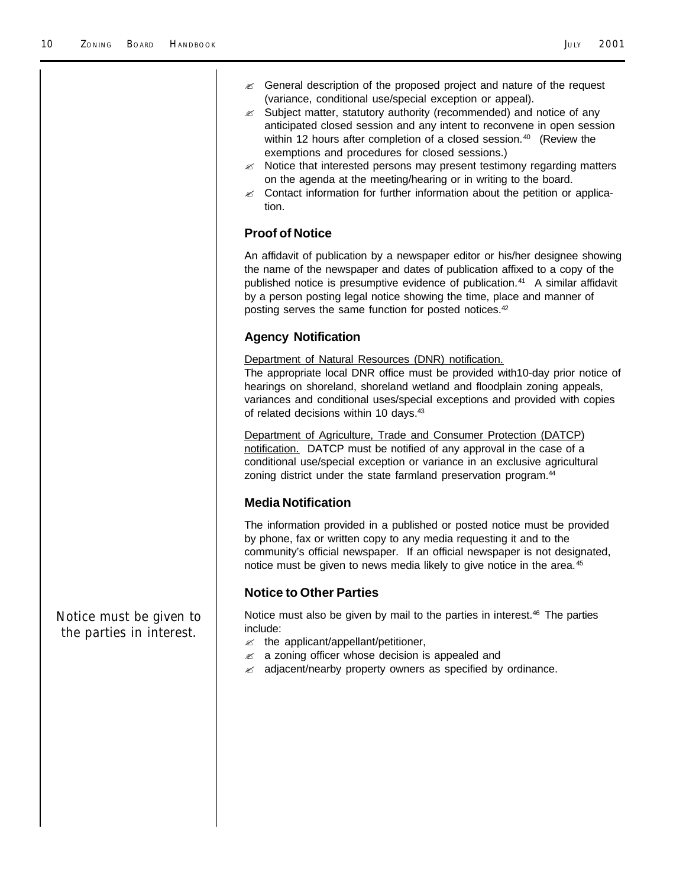- General description of the proposed project and nature of the request (variance, conditional use/special exception or appeal).
- Subject matter, statutory authority (recommended) and notice of any anticipated closed session and any intent to reconvene in open session within 12 hours after completion of a closed session.[40] (Review the exemptions and procedures for closed sessions.)
- Notice that interested persons may present testimony regarding matters on the agenda at the meeting/hearing or in writing to the board.
- Contact information for further information about the petition or application.

### Proof of Notice

An affidavit of publication by a newspaper editor or his/her designee showing the name of the newspaper and dates of publication affixed to a copy of the published notice is presumptive evidence of publication.[41] A similar affidavit by a person posting legal notice showing the time, place and manner of posting serves the same function for posted notices.[42]

### Agency Notification

Department of Natural Resources (DNR) notification.
The appropriate local DNR office must be provided with10-day prior notice of hearings on shoreland, shoreland wetland and floodplain zoning appeals, variances and conditional uses/special exceptions and provided with copies of related decisions within 10 days.[43]

Department of Agriculture, Trade and Consumer Protection (DATCP) notification. DATCP must be notified of any approval in the case of a conditional use/special exception or variance in an exclusive agricultural zoning district under the state farmland preservation program.[44]

### Media Notification

The information provided in a published or posted notice must be provided by phone, fax or written copy to any media requesting it and to the community's official newspaper. If an official newspaper is not designated, notice must be given to news media likely to give notice in the area.[45]

### Notice to Other Parties

*Notice must be given to the parties in interest.*

Notice must also be given by mail to the parties in interest.[46] The parties include:

- the applicant/appellant/petitioner,
- a zoning officer whose decision is appealed and
- adjacent/nearby property owners as specified by ordinance.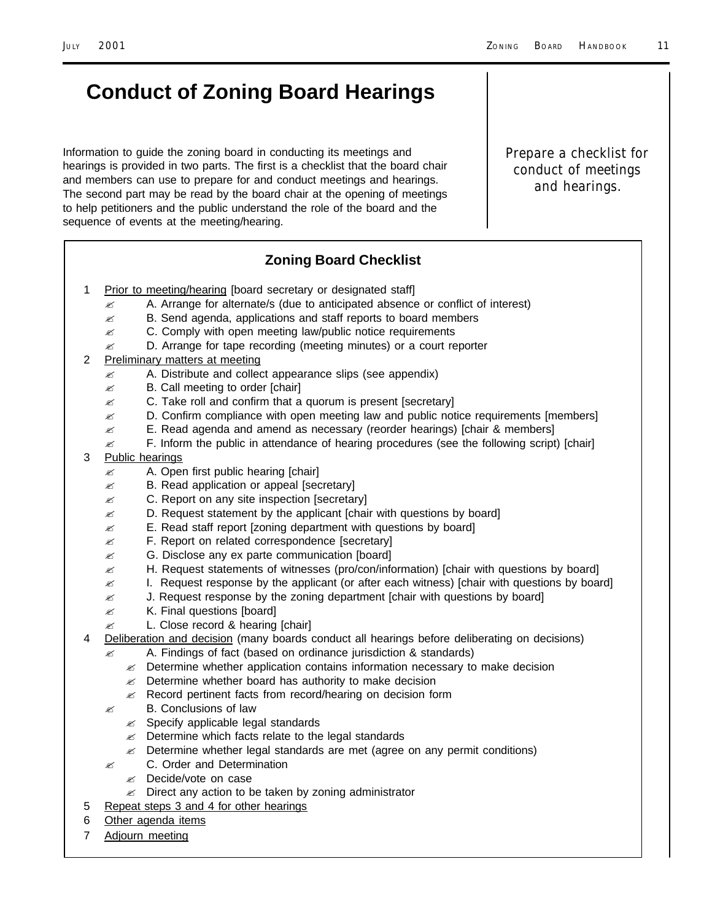# Conduct of Zoning Board Hearings

Information to guide the zoning board in conducting its meetings and hearings is provided in two parts. The first is a checklist that the board chair and members can use to prepare for and conduct meetings and hearings. The second part may be read by the board chair at the opening of meetings to help petitioners and the public understand the role of the board and the sequence of events at the meeting/hearing.

*Prepare a checklist for conduct of meetings and hearings.*

## Zoning Board Checklist

1. Prior to meeting/hearing [board secretary or designated staff]
   - A. Arrange for alternate/s (due to anticipated absence or conflict of interest)
   - B. Send agenda, applications and staff reports to board members
   - C. Comply with open meeting law/public notice requirements
   - D. Arrange for tape recording (meeting minutes) or a court reporter
2. Preliminary matters at meeting
   - A. Distribute and collect appearance slips (see appendix)
   - B. Call meeting to order [chair]
   - C. Take roll and confirm that a quorum is present [secretary]
   - D. Confirm compliance with open meeting law and public notice requirements [members]
   - E. Read agenda and amend as necessary (reorder hearings) [chair & members]
   - F. Inform the public in attendance of hearing procedures (see the following script) [chair]
3. Public hearings
   - A. Open first public hearing [chair]
   - B. Read application or appeal [secretary]
   - C. Report on any site inspection [secretary]
   - D. Request statement by the applicant [chair with questions by board]
   - E. Read staff report [zoning department with questions by board]
   - F. Report on related correspondence [secretary]
   - G. Disclose any ex parte communication [board]
   - H. Request statements of witnesses (pro/con/information) [chair with questions by board]
   - I. Request response by the applicant (or after each witness) [chair with questions by board]
   - J. Request response by the zoning department [chair with questions by board]
   - K. Final questions [board]
   - L. Close record & hearing [chair]
4. Deliberation and decision (many boards conduct all hearings before deliberating on decisions)
   - A. Findings of fact (based on ordinance jurisdiction & standards)
     - Determine whether application contains information necessary to make decision
     - Determine whether board has authority to make decision
     - Record pertinent facts from record/hearing on decision form
   - B. Conclusions of law
     - Specify applicable legal standards
     - Determine which facts relate to the legal standards
     - Determine whether legal standards are met (agree on any permit conditions)
   - C. Order and Determination
     - Decide/vote on case
     - Direct any action to be taken by zoning administrator
5. Repeat steps 3 and 4 for other hearings
6. Other agenda items
7. Adjourn meeting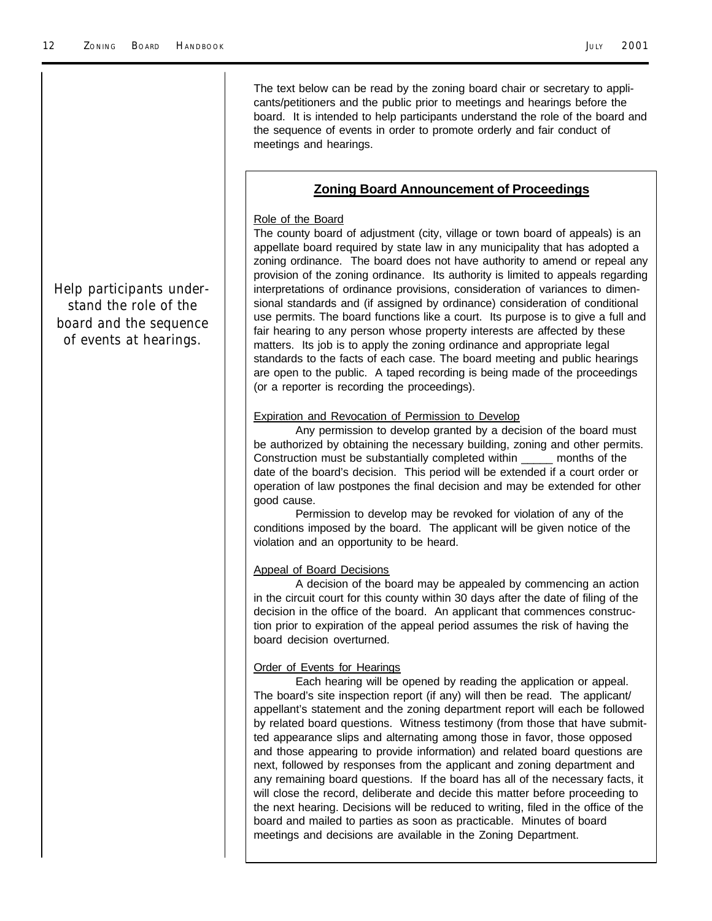*Help participants understand the role of the board and the sequence of events at hearings.*

The text below can be read by the zoning board chair or secretary to applicants/petitioners and the public prior to meetings and hearings before the board. It is intended to help participants understand the role of the board and the sequence of events in order to promote orderly and fair conduct of meetings and hearings.

## Zoning Board Announcement of Proceedings

Role of the Board

The county board of adjustment (city, village or town board of appeals) is an appellate board required by state law in any municipality that has adopted a zoning ordinance. The board does not have authority to amend or repeal any provision of the zoning ordinance. Its authority is limited to appeals regarding interpretations of ordinance provisions, consideration of variances to dimensional standards and (if assigned by ordinance) consideration of conditional use permits. The board functions like a court. Its purpose is to give a full and fair hearing to any person whose property interests are affected by these matters. Its job is to apply the zoning ordinance and appropriate legal standards to the facts of each case. The board meeting and public hearings are open to the public. A taped recording is being made of the proceedings (or a reporter is recording the proceedings).

Expiration and Revocation of Permission to Develop

Any permission to develop granted by a decision of the board must be authorized by obtaining the necessary building, zoning and other permits. Construction must be substantially completed within _____ months of the date of the board's decision. This period will be extended if a court order or operation of law postpones the final decision and may be extended for other good cause.

Permission to develop may be revoked for violation of any of the conditions imposed by the board. The applicant will be given notice of the violation and an opportunity to be heard.

Appeal of Board Decisions

A decision of the board may be appealed by commencing an action in the circuit court for this county within 30 days after the date of filing of the decision in the office of the board. An applicant that commences construction prior to expiration of the appeal period assumes the risk of having the board decision overturned.

Order of Events for Hearings

Each hearing will be opened by reading the application or appeal. The board's site inspection report (if any) will then be read. The applicant/appellant's statement and the zoning department report will each be followed by related board questions. Witness testimony (from those that have submitted appearance slips and alternating among those in favor, those opposed and those appearing to provide information) and related board questions are next, followed by responses from the applicant and zoning department and any remaining board questions. If the board has all of the necessary facts, it will close the record, deliberate and decide this matter before proceeding to the next hearing. Decisions will be reduced to writing, filed in the office of the board and mailed to parties as soon as practicable. Minutes of board meetings and decisions are available in the Zoning Department.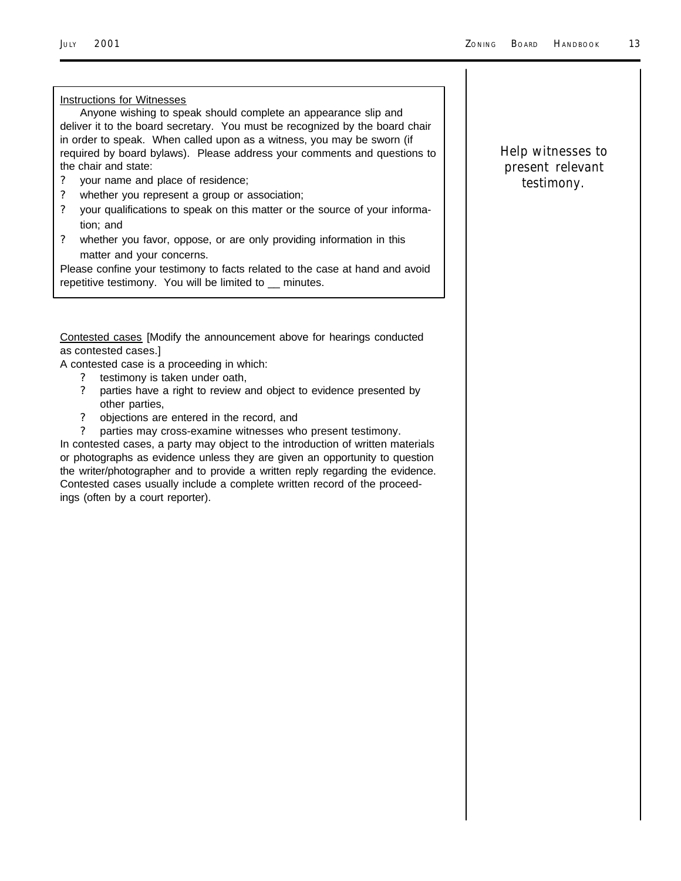Instructions for Witnesses

Anyone wishing to speak should complete an appearance slip and deliver it to the board secretary. You must be recognized by the board chair in order to speak. When called upon as a witness, you may be sworn (if required by board bylaws). Please address your comments and questions to the chair and state:

- your name and place of residence;
- whether you represent a group or association;
- your qualifications to speak on this matter or the source of your information; and
- whether you favor, oppose, or are only providing information in this matter and your concerns.

Please confine your testimony to facts related to the case at hand and avoid repetitive testimony. You will be limited to __ minutes.

*Help witnesses to present relevant testimony.*

Contested cases [Modify the announcement above for hearings conducted as contested cases.]

A contested case is a proceeding in which:

- testimony is taken under oath,
- parties have a right to review and object to evidence presented by other parties,
- objections are entered in the record, and
- parties may cross-examine witnesses who present testimony.

In contested cases, a party may object to the introduction of written materials or photographs as evidence unless they are given an opportunity to question the writer/photographer and to provide a written reply regarding the evidence. Contested cases usually include a complete written record of the proceedings (often by a court reporter).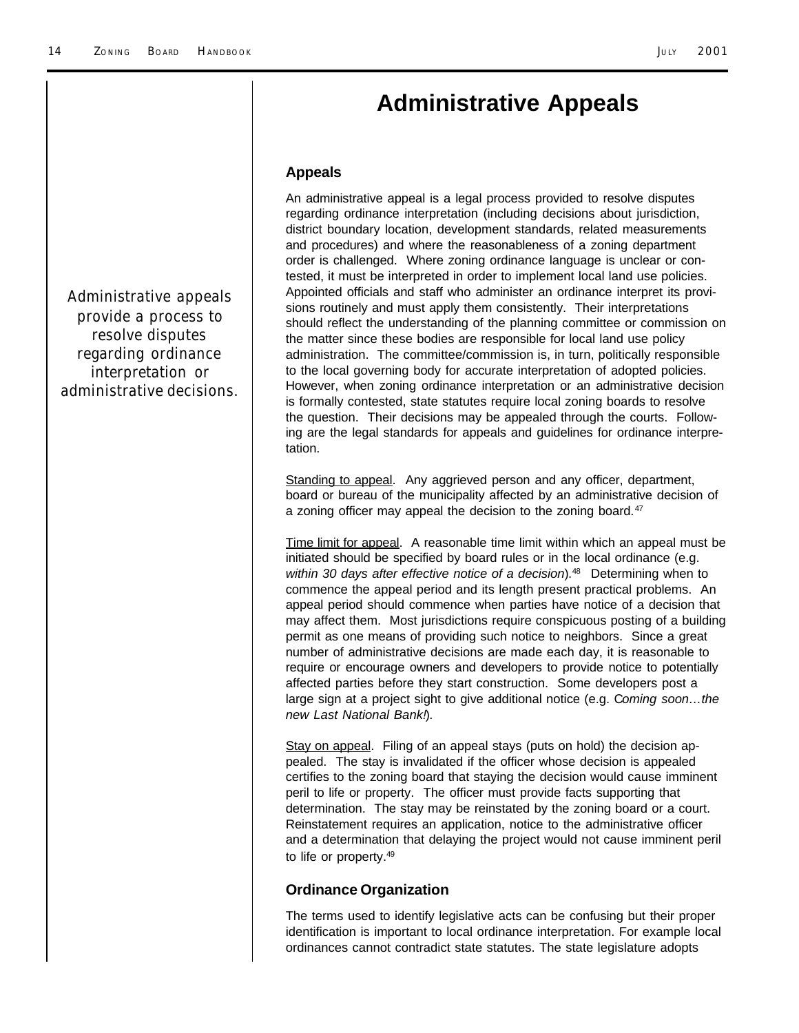# Administrative Appeals

*Administrative appeals provide a process to resolve disputes regarding ordinance interpretation or administrative decisions.*

## Appeals

An administrative appeal is a legal process provided to resolve disputes regarding ordinance interpretation (including decisions about jurisdiction, district boundary location, development standards, related measurements and procedures) and where the reasonableness of a zoning department order is challenged. Where zoning ordinance language is unclear or contested, it must be interpreted in order to implement local land use policies. Appointed officials and staff who administer an ordinance interpret its provisions routinely and must apply them consistently. Their interpretations should reflect the understanding of the planning committee or commission on the matter since these bodies are responsible for local land use policy administration. The committee/commission is, in turn, politically responsible to the local governing body for accurate interpretation of adopted policies. However, when zoning ordinance interpretation or an administrative decision is formally contested, state statutes require local zoning boards to resolve the question. Their decisions may be appealed through the courts. Following are the legal standards for appeals and guidelines for ordinance interpretation.

Standing to appeal. Any aggrieved person and any officer, department, board or bureau of the municipality affected by an administrative decision of a zoning officer may appeal the decision to the zoning board.[47]

Time limit for appeal. A reasonable time limit within which an appeal must be initiated should be specified by board rules or in the local ordinance (e.g. *within 30 days after effective notice of a decision*).[48] Determining when to commence the appeal period and its length present practical problems. An appeal period should commence when parties have notice of a decision that may affect them. Most jurisdictions require conspicuous posting of a building permit as one means of providing such notice to neighbors. Since a great number of administrative decisions are made each day, it is reasonable to require or encourage owners and developers to provide notice to potentially affected parties before they start construction. Some developers post a large sign at a project sight to give additional notice (e.g. *Coming soon…the new Last National Bank!*).

Stay on appeal. Filing of an appeal stays (puts on hold) the decision appealed. The stay is invalidated if the officer whose decision is appealed certifies to the zoning board that staying the decision would cause imminent peril to life or property. The officer must provide facts supporting that determination. The stay may be reinstated by the zoning board or a court. Reinstatement requires an application, notice to the administrative officer and a determination that delaying the project would not cause imminent peril to life or property.[49]

## Ordinance Organization

The terms used to identify legislative acts can be confusing but their proper identification is important to local ordinance interpretation. For example local ordinances cannot contradict state statutes. The state legislature adopts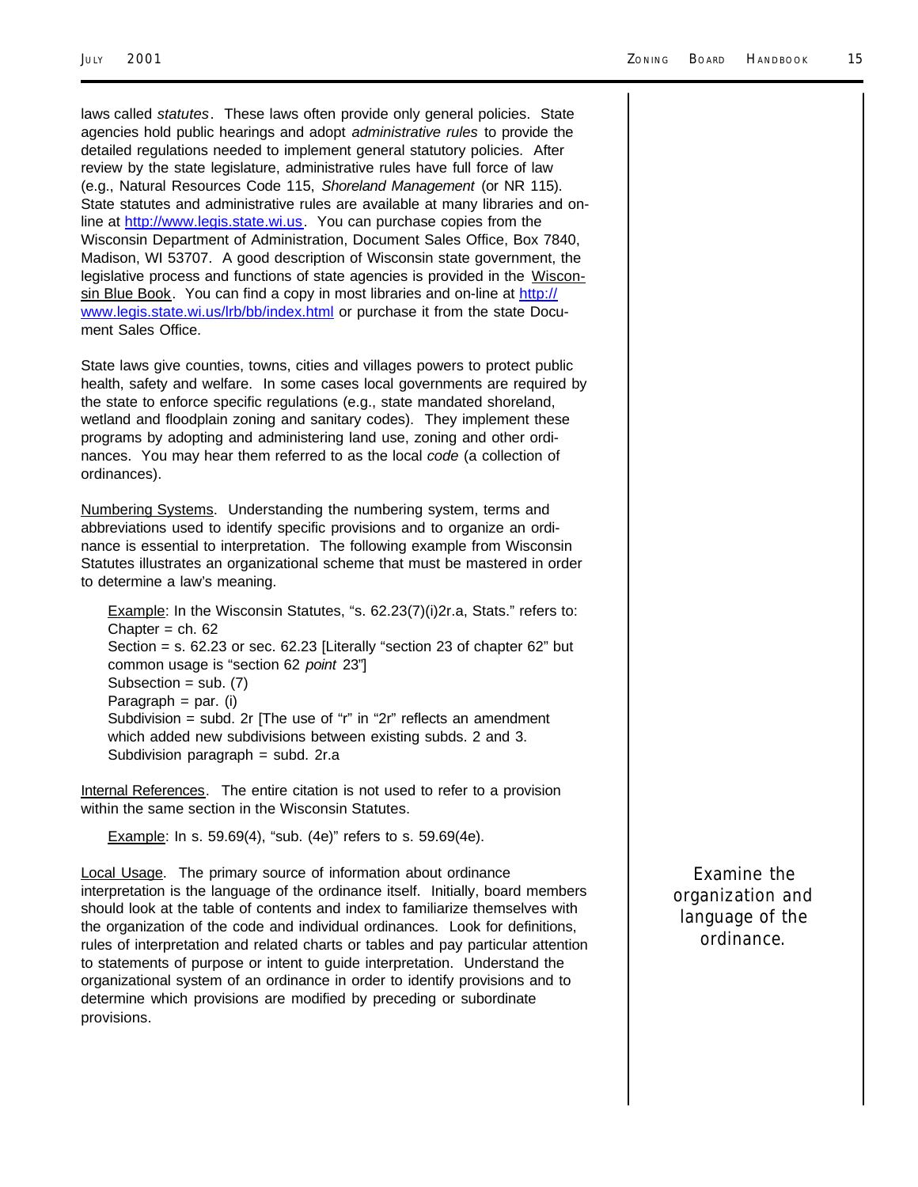laws called *statutes*. These laws often provide only general policies. State agencies hold public hearings and adopt *administrative rules* to provide the detailed regulations needed to implement general statutory policies. After review by the state legislature, administrative rules have full force of law (e.g., Natural Resources Code 115, *Shoreland Management* (or NR 115). State statutes and administrative rules are available at many libraries and on-line at http://www.legis.state.wi.us. You can purchase copies from the Wisconsin Department of Administration, Document Sales Office, Box 7840, Madison, WI 53707. A good description of Wisconsin state government, the legislative process and functions of state agencies is provided in the Wisconsin Blue Book. You can find a copy in most libraries and on-line at http://www.legis.state.wi.us/lrb/bb/index.html or purchase it from the state Document Sales Office.

State laws give counties, towns, cities and villages powers to protect public health, safety and welfare. In some cases local governments are required by the state to enforce specific regulations (e.g., state mandated shoreland, wetland and floodplain zoning and sanitary codes). They implement these programs by adopting and administering land use, zoning and other ordinances. You may hear them referred to as the local *code* (a collection of ordinances).

Numbering Systems. Understanding the numbering system, terms and abbreviations used to identify specific provisions and to organize an ordinance is essential to interpretation. The following example from Wisconsin Statutes illustrates an organizational scheme that must be mastered in order to determine a law's meaning.

> Example: In the Wisconsin Statutes, "s. 62.23(7)(i)2r.a, Stats." refers to:
> Chapter = ch. 62
> Section = s. 62.23 or sec. 62.23 [Literally "section 23 of chapter 62" but common usage is "section 62 *point* 23"]
> Subsection = sub. (7)
> Paragraph = par. (i)
> Subdivision = subd. 2r [The use of "r" in "2r" reflects an amendment which added new subdivisions between existing subds. 2 and 3.
> Subdivision paragraph = subd. 2r.a

Internal References. The entire citation is not used to refer to a provision within the same section in the Wisconsin Statutes.

> Example: In s. 59.69(4), "sub. (4e)" refers to s. 59.69(4e).

Local Usage. The primary source of information about ordinance interpretation is the language of the ordinance itself. Initially, board members should look at the table of contents and index to familiarize themselves with the organization of the code and individual ordinances. Look for definitions, rules of interpretation and related charts or tables and pay particular attention to statements of purpose or intent to guide interpretation. Understand the organizational system of an ordinance in order to identify provisions and to determine which provisions are modified by preceding or subordinate provisions.

*Examine the organization and language of the ordinance.*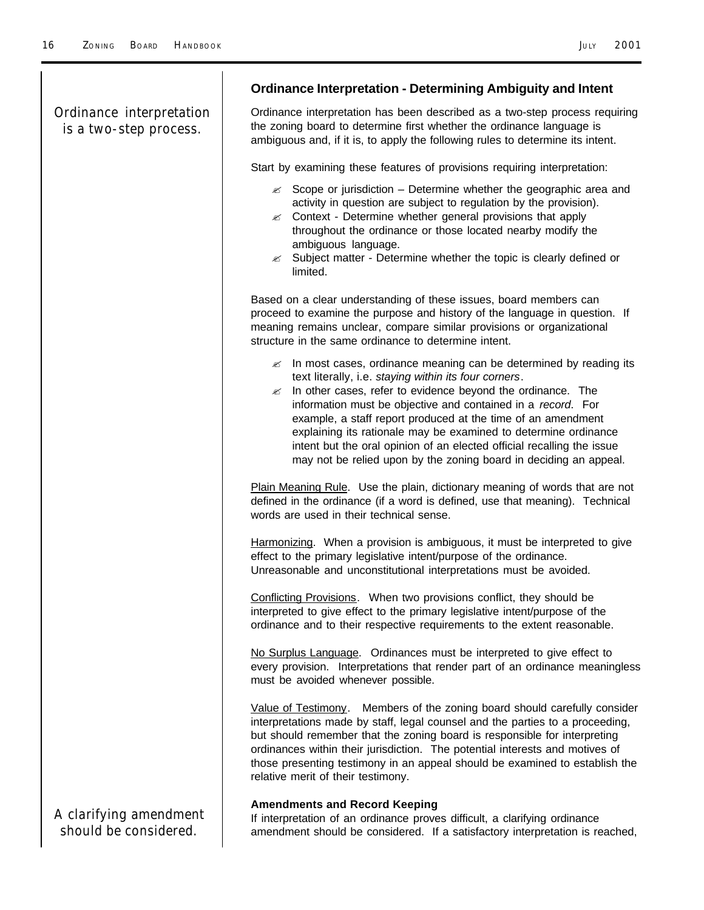Ordinance interpretation is a two-step process.

### Ordinance Interpretation - Determining Ambiguity and Intent

Ordinance interpretation has been described as a two-step process requiring the zoning board to determine first whether the ordinance language is ambiguous and, if it is, to apply the following rules to determine its intent.

Start by examining these features of provisions requiring interpretation:

- Scope or jurisdiction – Determine whether the geographic area and activity in question are subject to regulation by the provision).
- Context - Determine whether general provisions that apply throughout the ordinance or those located nearby modify the ambiguous language.
- Subject matter - Determine whether the topic is clearly defined or limited.

Based on a clear understanding of these issues, board members can proceed to examine the purpose and history of the language in question. If meaning remains unclear, compare similar provisions or organizational structure in the same ordinance to determine intent.

- In most cases, ordinance meaning can be determined by reading its text literally, i.e. *staying within its four corners*.
- In other cases, refer to evidence beyond the ordinance. The information must be objective and contained in a *record*. For example, a staff report produced at the time of an amendment explaining its rationale may be examined to determine ordinance intent but the oral opinion of an elected official recalling the issue may not be relied upon by the zoning board in deciding an appeal.

Plain Meaning Rule. Use the plain, dictionary meaning of words that are not defined in the ordinance (if a word is defined, use that meaning). Technical words are used in their technical sense.

Harmonizing. When a provision is ambiguous, it must be interpreted to give effect to the primary legislative intent/purpose of the ordinance. Unreasonable and unconstitutional interpretations must be avoided.

Conflicting Provisions. When two provisions conflict, they should be interpreted to give effect to the primary legislative intent/purpose of the ordinance and to their respective requirements to the extent reasonable.

No Surplus Language. Ordinances must be interpreted to give effect to every provision. Interpretations that render part of an ordinance meaningless must be avoided whenever possible.

Value of Testimony. Members of the zoning board should carefully consider interpretations made by staff, legal counsel and the parties to a proceeding, but should remember that the zoning board is responsible for interpreting ordinances within their jurisdiction. The potential interests and motives of those presenting testimony in an appeal should be examined to establish the relative merit of their testimony.

A clarifying amendment should be considered.

**Amendments and Record Keeping**

If interpretation of an ordinance proves difficult, a clarifying ordinance amendment should be considered. If a satisfactory interpretation is reached,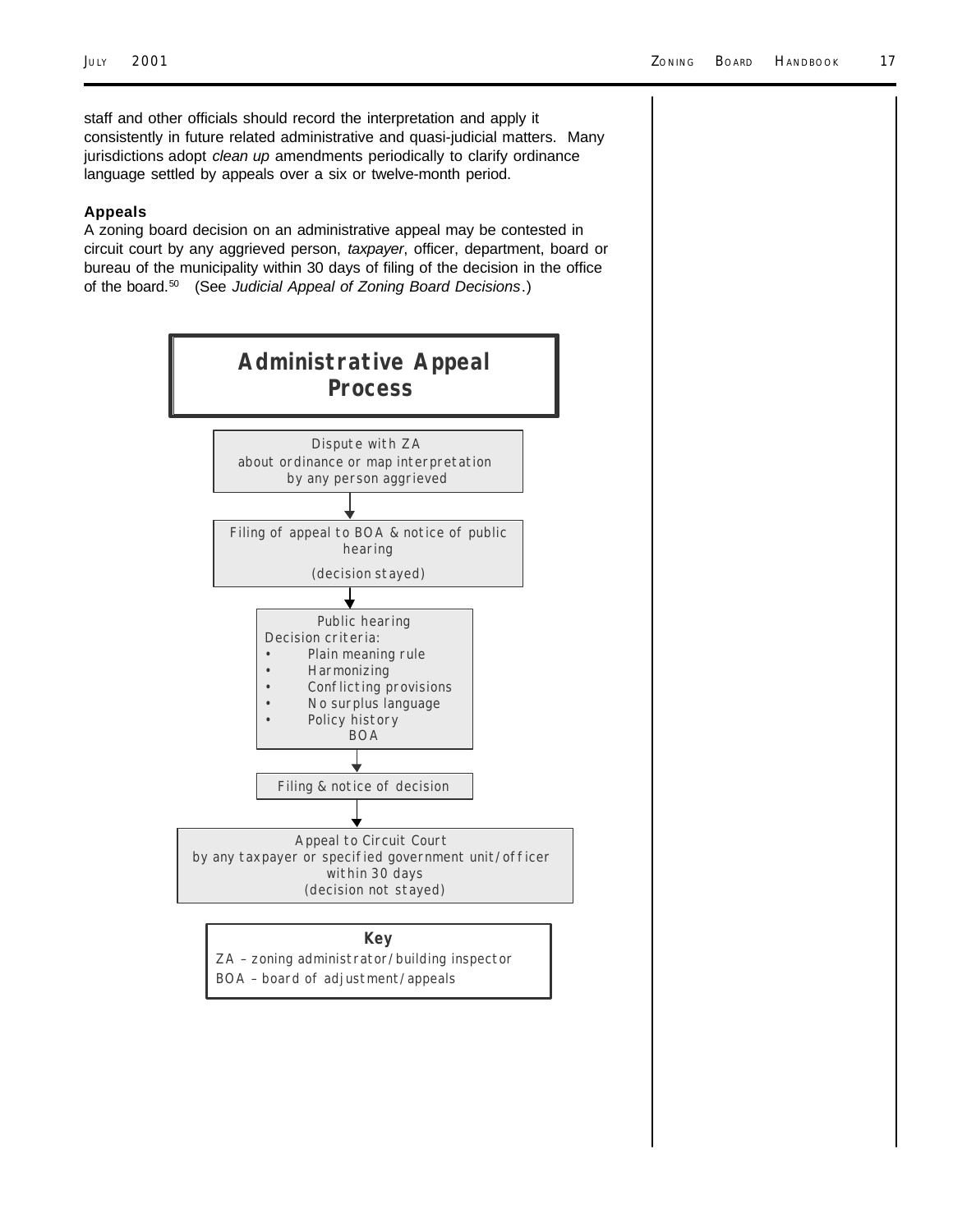staff and other officials should record the interpretation and apply it consistently in future related administrative and quasi-judicial matters. Many jurisdictions adopt *clean up* amendments periodically to clarify ordinance language settled by appeals over a six or twelve-month period.

**Appeals**

A zoning board decision on an administrative appeal may be contested in circuit court by any aggrieved person, *taxpayer*, officer, department, board or bureau of the municipality within 30 days of filing of the decision in the office of the board.[50] (See *Judicial Appeal of Zoning Board Decisions*.)

## Administrative Appeal Process

Dispute with ZA
about ordinance or map interpretation
by any person aggrieved

↓

Filing of appeal to BOA & notice of public hearing

(decision stayed)

↓

Public hearing
Decision criteria:

- Plain meaning rule
- Harmonizing
- Conflicting provisions
- No surplus language
- Policy history

BOA

↓

Filing & notice of decision

↓

Appeal to Circuit Court
by any taxpayer or specified government unit/officer
within 30 days
(decision not stayed)

**Key**

ZA – zoning administrator/building inspector
BOA – board of adjustment/appeals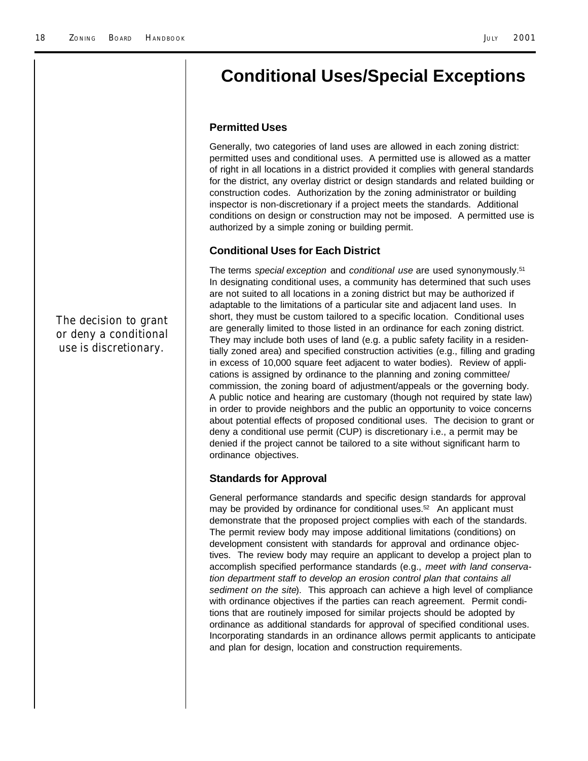# Conditional Uses/Special Exceptions

### Permitted Uses

Generally, two categories of land uses are allowed in each zoning district: permitted uses and conditional uses. A permitted use is allowed as a matter of right in all locations in a district provided it complies with general standards for the district, any overlay district or design standards and related building or construction codes. Authorization by the zoning administrator or building inspector is non-discretionary if a project meets the standards. Additional conditions on design or construction may not be imposed. A permitted use is authorized by a simple zoning or building permit.

### Conditional Uses for Each District

*The decision to grant or deny a conditional use is discretionary.*

The terms *special exception* and *conditional use* are used synonymously.[51] In designating conditional uses, a community has determined that such uses are not suited to all locations in a zoning district but may be authorized if adaptable to the limitations of a particular site and adjacent land uses. In short, they must be custom tailored to a specific location. Conditional uses are generally limited to those listed in an ordinance for each zoning district. They may include both uses of land (e.g. a public safety facility in a residentially zoned area) and specified construction activities (e.g., filling and grading in excess of 10,000 square feet adjacent to water bodies). Review of applications is assigned by ordinance to the planning and zoning committee/commission, the zoning board of adjustment/appeals or the governing body. A public notice and hearing are customary (though not required by state law) in order to provide neighbors and the public an opportunity to voice concerns about potential effects of proposed conditional uses. The decision to grant or deny a conditional use permit (CUP) is discretionary i.e., a permit may be denied if the project cannot be tailored to a site without significant harm to ordinance objectives.

### Standards for Approval

General performance standards and specific design standards for approval may be provided by ordinance for conditional uses.[52] An applicant must demonstrate that the proposed project complies with each of the standards. The permit review body may impose additional limitations (conditions) on development consistent with standards for approval and ordinance objectives. The review body may require an applicant to develop a project plan to accomplish specified performance standards (e.g., *meet with land conservation department staff to develop an erosion control plan that contains all sediment on the site*). This approach can achieve a high level of compliance with ordinance objectives if the parties can reach agreement. Permit conditions that are routinely imposed for similar projects should be adopted by ordinance as additional standards for approval of specified conditional uses. Incorporating standards in an ordinance allows permit applicants to anticipate and plan for design, location and construction requirements.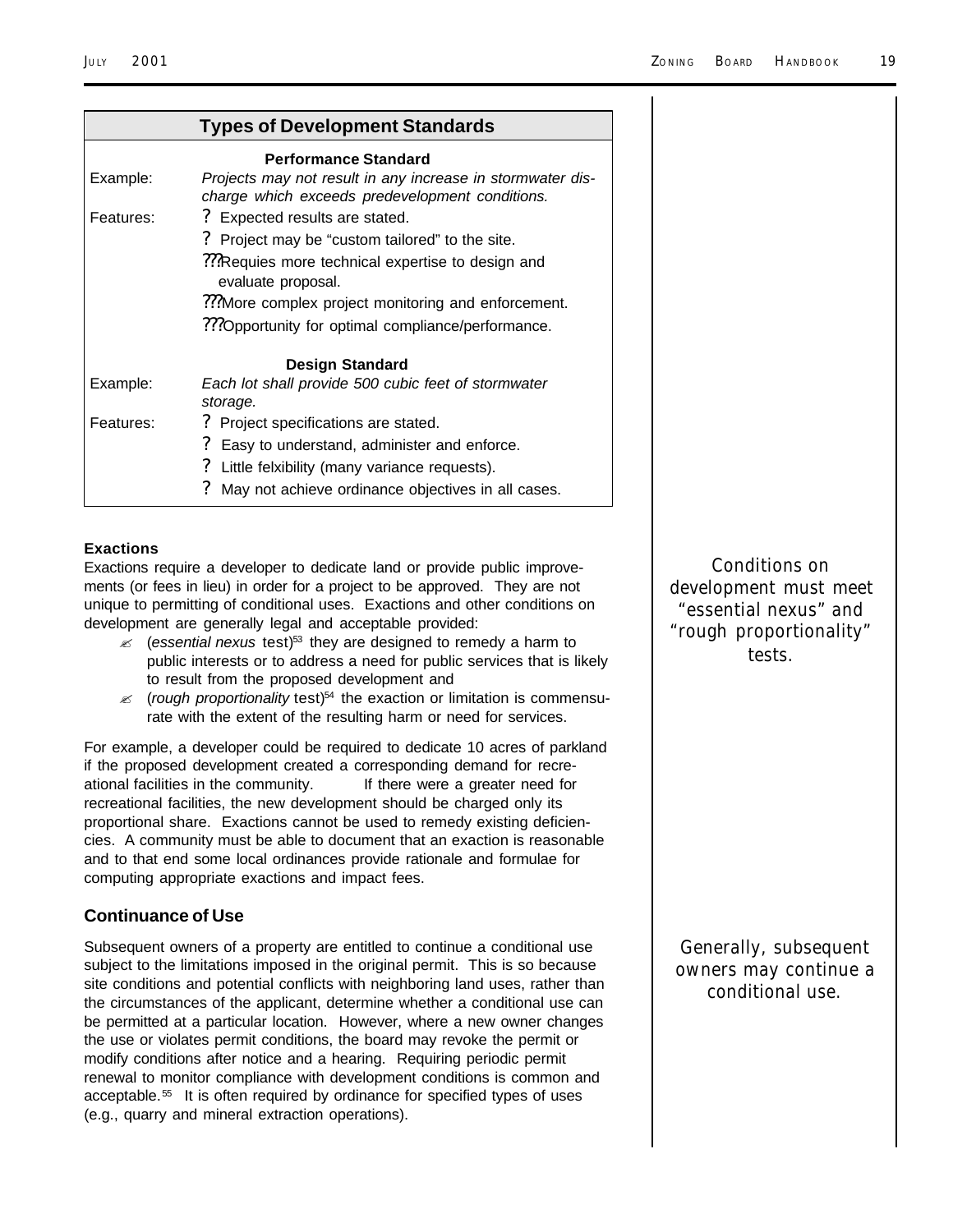| **Types of Development Standards** | |
|---|---|
| | **Performance Standard** |
| Example: | *Projects may not result in any increase in stormwater discharge which exceeds predevelopment conditions.* |
| Features: | ? Expected results are stated. |
| | ? Project may be "custom tailored" to the site. |
| | ???Requies more technical expertise to design and evaluate proposal. |
| | ???More complex project monitoring and enforcement. |
| | ???Opportunity for optimal compliance/performance. |
| | **Design Standard** |
| Example: | *Each lot shall provide 500 cubic feet of stormwater storage.* |
| Features: | ? Project specifications are stated. |
| | ? Easy to understand, administer and enforce. |
| | ? Little felxibility (many variance requests). |
| | ? May not achieve ordinance objectives in all cases. |

#### Exactions

Exactions require a developer to dedicate land or provide public improvements (or fees in lieu) in order for a project to be approved. They are not unique to permitting of conditional uses. Exactions and other conditions on development are generally legal and acceptable provided:

- (*essential nexus* test)[53] they are designed to remedy a harm to public interests or to address a need for public services that is likely to result from the proposed development and
- (*rough proportionality* test)[54] the exaction or limitation is commensurate with the extent of the resulting harm or need for services.

*Conditions on development must meet "essential nexus" and "rough proportionality" tests.*

For example, a developer could be required to dedicate 10 acres of parkland if the proposed development created a corresponding demand for recreational facilities in the community. If there were a greater need for recreational facilities, the new development should be charged only its proportional share. Exactions cannot be used to remedy existing deficiencies. A community must be able to document that an exaction is reasonable and to that end some local ordinances provide rationale and formulae for computing appropriate exactions and impact fees.

### Continuance of Use

Subsequent owners of a property are entitled to continue a conditional use subject to the limitations imposed in the original permit. This is so because site conditions and potential conflicts with neighboring land uses, rather than the circumstances of the applicant, determine whether a conditional use can be permitted at a particular location. However, where a new owner changes the use or violates permit conditions, the board may revoke the permit or modify conditions after notice and a hearing. Requiring periodic permit renewal to monitor compliance with development conditions is common and acceptable.[55] It is often required by ordinance for specified types of uses (e.g., quarry and mineral extraction operations).

*Generally, subsequent owners may continue a conditional use.*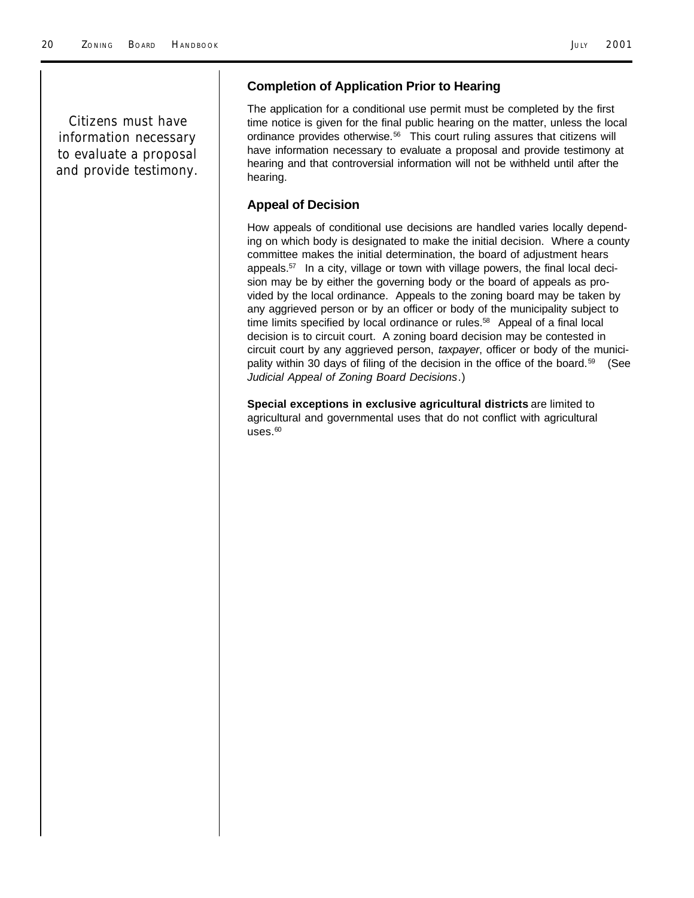Citizens must have information necessary to evaluate a proposal and provide testimony.

### Completion of Application Prior to Hearing

The application for a conditional use permit must be completed by the first time notice is given for the final public hearing on the matter, unless the local ordinance provides otherwise.[56] This court ruling assures that citizens will have information necessary to evaluate a proposal and provide testimony at hearing and that controversial information will not be withheld until after the hearing.

### Appeal of Decision

How appeals of conditional use decisions are handled varies locally depending on which body is designated to make the initial decision. Where a county committee makes the initial determination, the board of adjustment hears appeals.[57] In a city, village or town with village powers, the final local decision may be by either the governing body or the board of appeals as provided by the local ordinance. Appeals to the zoning board may be taken by any aggrieved person or by an officer or body of the municipality subject to time limits specified by local ordinance or rules.[58] Appeal of a final local decision is to circuit court. A zoning board decision may be contested in circuit court by any aggrieved person, *taxpayer*, officer or body of the municipality within 30 days of filing of the decision in the office of the board.[59] (See *Judicial Appeal of Zoning Board Decisions*.)

**Special exceptions in exclusive agricultural districts** are limited to agricultural and governmental uses that do not conflict with agricultural uses.[60]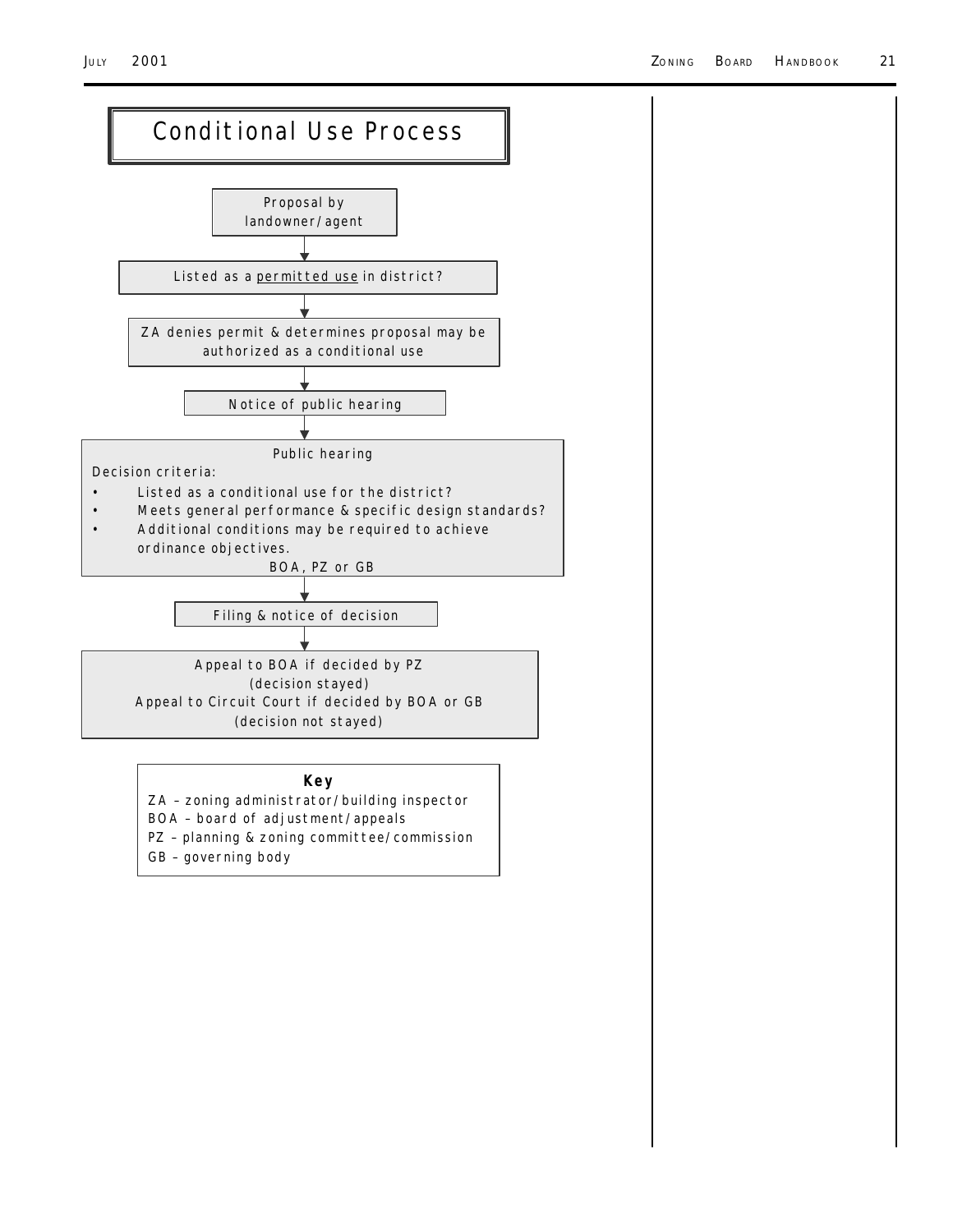# Conditional Use Process

Proposal by landowner/agent

↓

Listed as a permitted use in district?

↓

ZA denies permit & determines proposal may be authorized as a conditional use

↓

Notice of public hearing

↓

Public hearing

Decision criteria:

- Listed as a conditional use for the district?
- Meets general performance & specific design standards?
- Additional conditions may be required to achieve ordinance objectives.

BOA, PZ or GB

↓

Filing & notice of decision

↓

Appeal to BOA if decided by PZ
(decision stayed)
Appeal to Circuit Court if decided by BOA or GB
(decision not stayed)

**Key**

ZA – zoning administrator/building inspector
BOA – board of adjustment/appeals
PZ – planning & zoning committee/commission
GB – governing body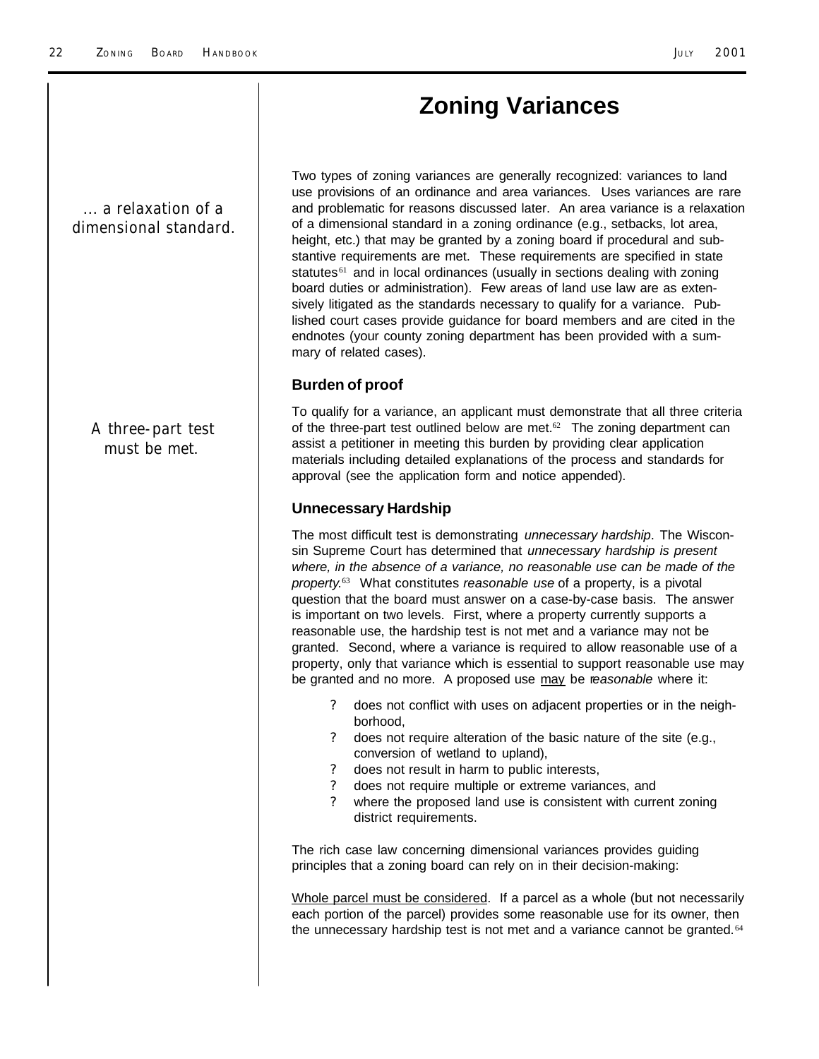# Zoning Variances

... a relaxation of a dimensional standard.

Two types of zoning variances are generally recognized: variances to land use provisions of an ordinance and area variances. Uses variances are rare and problematic for reasons discussed later. An area variance is a relaxation of a dimensional standard in a zoning ordinance (e.g., setbacks, lot area, height, etc.) that may be granted by a zoning board if procedural and substantive requirements are met. These requirements are specified in state statutes[61] and in local ordinances (usually in sections dealing with zoning board duties or administration). Few areas of land use law are as extensively litigated as the standards necessary to qualify for a variance. Published court cases provide guidance for board members and are cited in the endnotes (your county zoning department has been provided with a summary of related cases).

### Burden of proof

A three-part test must be met.

To qualify for a variance, an applicant must demonstrate that all three criteria of the three-part test outlined below are met.[62] The zoning department can assist a petitioner in meeting this burden by providing clear application materials including detailed explanations of the process and standards for approval (see the application form and notice appended).

### Unnecessary Hardship

The most difficult test is demonstrating *unnecessary hardship*. The Wisconsin Supreme Court has determined that *unnecessary hardship is present where, in the absence of a variance, no reasonable use can be made of the property.*[63] What constitutes *reasonable use* of a property, is a pivotal question that the board must answer on a case-by-case basis. The answer is important on two levels. First, where a property currently supports a reasonable use, the hardship test is not met and a variance may not be granted. Second, where a variance is required to allow reasonable use of a property, only that variance which is essential to support reasonable use may be granted and no more. A proposed use <u>may</u> be *reasonable* where it:

- does not conflict with uses on adjacent properties or in the neighborhood,
- does not require alteration of the basic nature of the site (e.g., conversion of wetland to upland),
- does not result in harm to public interests,
- does not require multiple or extreme variances, and
- where the proposed land use is consistent with current zoning district requirements.

The rich case law concerning dimensional variances provides guiding principles that a zoning board can rely on in their decision-making:

<u>Whole parcel must be considered</u>. If a parcel as a whole (but not necessarily each portion of the parcel) provides some reasonable use for its owner, then the unnecessary hardship test is not met and a variance cannot be granted.[64]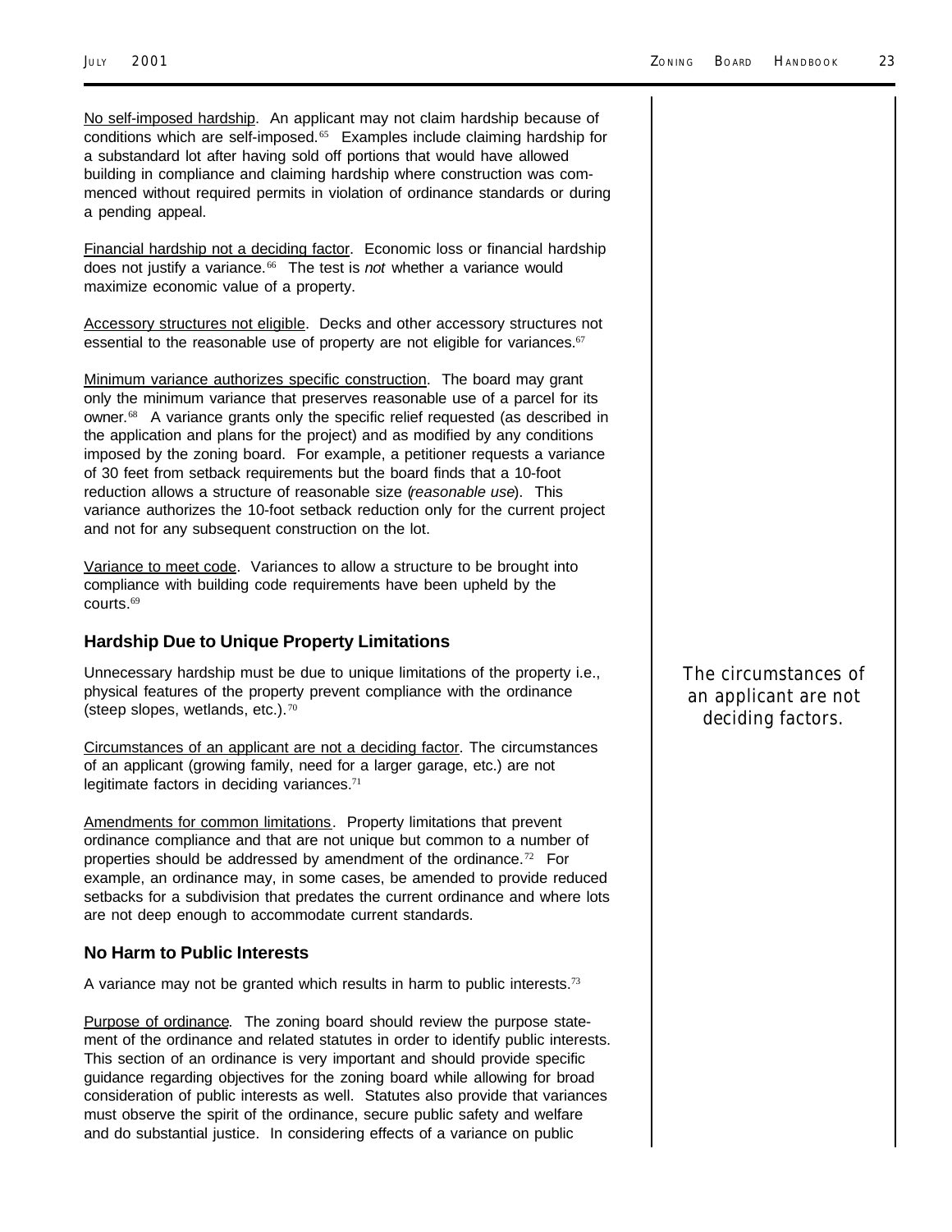No self-imposed hardship. An applicant may not claim hardship because of conditions which are self-imposed.[65] Examples include claiming hardship for a substandard lot after having sold off portions that would have allowed building in compliance and claiming hardship where construction was commenced without required permits in violation of ordinance standards or during a pending appeal.

Financial hardship not a deciding factor. Economic loss or financial hardship does not justify a variance.[66] The test is *not* whether a variance would maximize economic value of a property.

Accessory structures not eligible. Decks and other accessory structures not essential to the reasonable use of property are not eligible for variances.[67]

Minimum variance authorizes specific construction. The board may grant only the minimum variance that preserves reasonable use of a parcel for its owner.[68] A variance grants only the specific relief requested (as described in the application and plans for the project) and as modified by any conditions imposed by the zoning board. For example, a petitioner requests a variance of 30 feet from setback requirements but the board finds that a 10-foot reduction allows a structure of reasonable size (*reasonable use*). This variance authorizes the 10-foot setback reduction only for the current project and not for any subsequent construction on the lot.

Variance to meet code. Variances to allow a structure to be brought into compliance with building code requirements have been upheld by the courts.[69]

### Hardship Due to Unique Property Limitations

Unnecessary hardship must be due to unique limitations of the property i.e., physical features of the property prevent compliance with the ordinance (steep slopes, wetlands, etc.).[70]

*The circumstances of an applicant are not deciding factors.*

Circumstances of an applicant are not a deciding factor. The circumstances of an applicant (growing family, need for a larger garage, etc.) are not legitimate factors in deciding variances.[71]

Amendments for common limitations. Property limitations that prevent ordinance compliance and that are not unique but common to a number of properties should be addressed by amendment of the ordinance.[72] For example, an ordinance may, in some cases, be amended to provide reduced setbacks for a subdivision that predates the current ordinance and where lots are not deep enough to accommodate current standards.

### No Harm to Public Interests

A variance may not be granted which results in harm to public interests.[73]

Purpose of ordinance. The zoning board should review the purpose statement of the ordinance and related statutes in order to identify public interests. This section of an ordinance is very important and should provide specific guidance regarding objectives for the zoning board while allowing for broad consideration of public interests as well. Statutes also provide that variances must observe the spirit of the ordinance, secure public safety and welfare and do substantial justice. In considering effects of a variance on public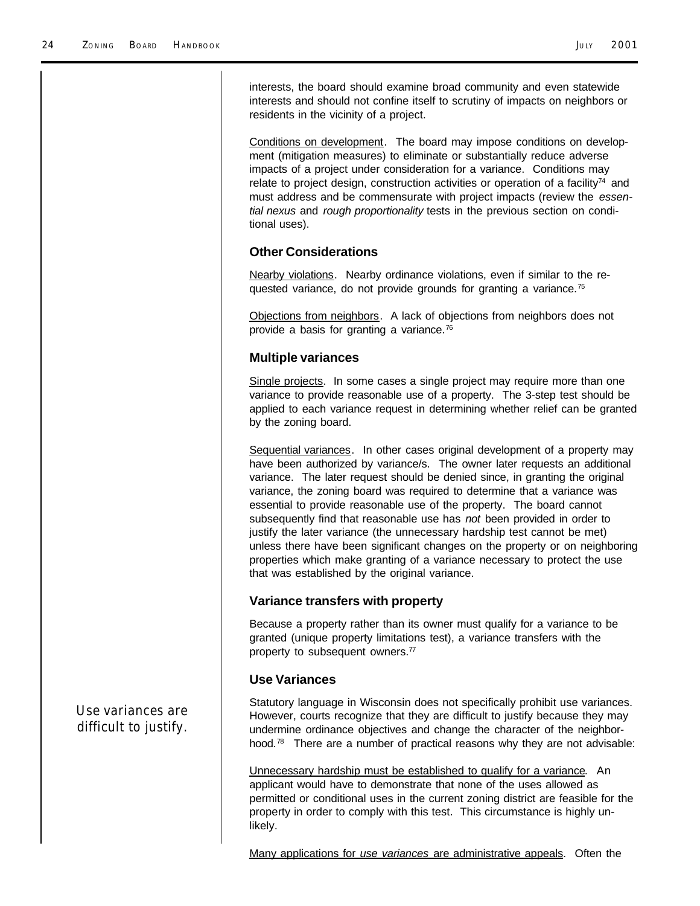interests, the board should examine broad community and even statewide interests and should not confine itself to scrutiny of impacts on neighbors or residents in the vicinity of a project.

Conditions on development. The board may impose conditions on development (mitigation measures) to eliminate or substantially reduce adverse impacts of a project under consideration for a variance. Conditions may relate to project design, construction activities or operation of a facility[74] and must address and be commensurate with project impacts (review the *essential nexus* and *rough proportionality* tests in the previous section on conditional uses).

### Other Considerations

Nearby violations. Nearby ordinance violations, even if similar to the requested variance, do not provide grounds for granting a variance.[75]

Objections from neighbors. A lack of objections from neighbors does not provide a basis for granting a variance.[76]

### Multiple variances

Single projects. In some cases a single project may require more than one variance to provide reasonable use of a property. The 3-step test should be applied to each variance request in determining whether relief can be granted by the zoning board.

Sequential variances. In other cases original development of a property may have been authorized by variance/s. The owner later requests an additional variance. The later request should be denied since, in granting the original variance, the zoning board was required to determine that a variance was essential to provide reasonable use of the property. The board cannot subsequently find that reasonable use has *not* been provided in order to justify the later variance (the unnecessary hardship test cannot be met) unless there have been significant changes on the property or on neighboring properties which make granting of a variance necessary to protect the use that was established by the original variance.

### Variance transfers with property

Because a property rather than its owner must qualify for a variance to be granted (unique property limitations test), a variance transfers with the property to subsequent owners.[77]

### Use Variances

*Use variances are difficult to justify.*

Statutory language in Wisconsin does not specifically prohibit use variances. However, courts recognize that they are difficult to justify because they may undermine ordinance objectives and change the character of the neighborhood.[78] There are a number of practical reasons why they are not advisable:

Unnecessary hardship must be established to qualify for a variance. An applicant would have to demonstrate that none of the uses allowed as permitted or conditional uses in the current zoning district are feasible for the property in order to comply with this test. This circumstance is highly unlikely.

Many applications for *use variances* are administrative appeals. Often the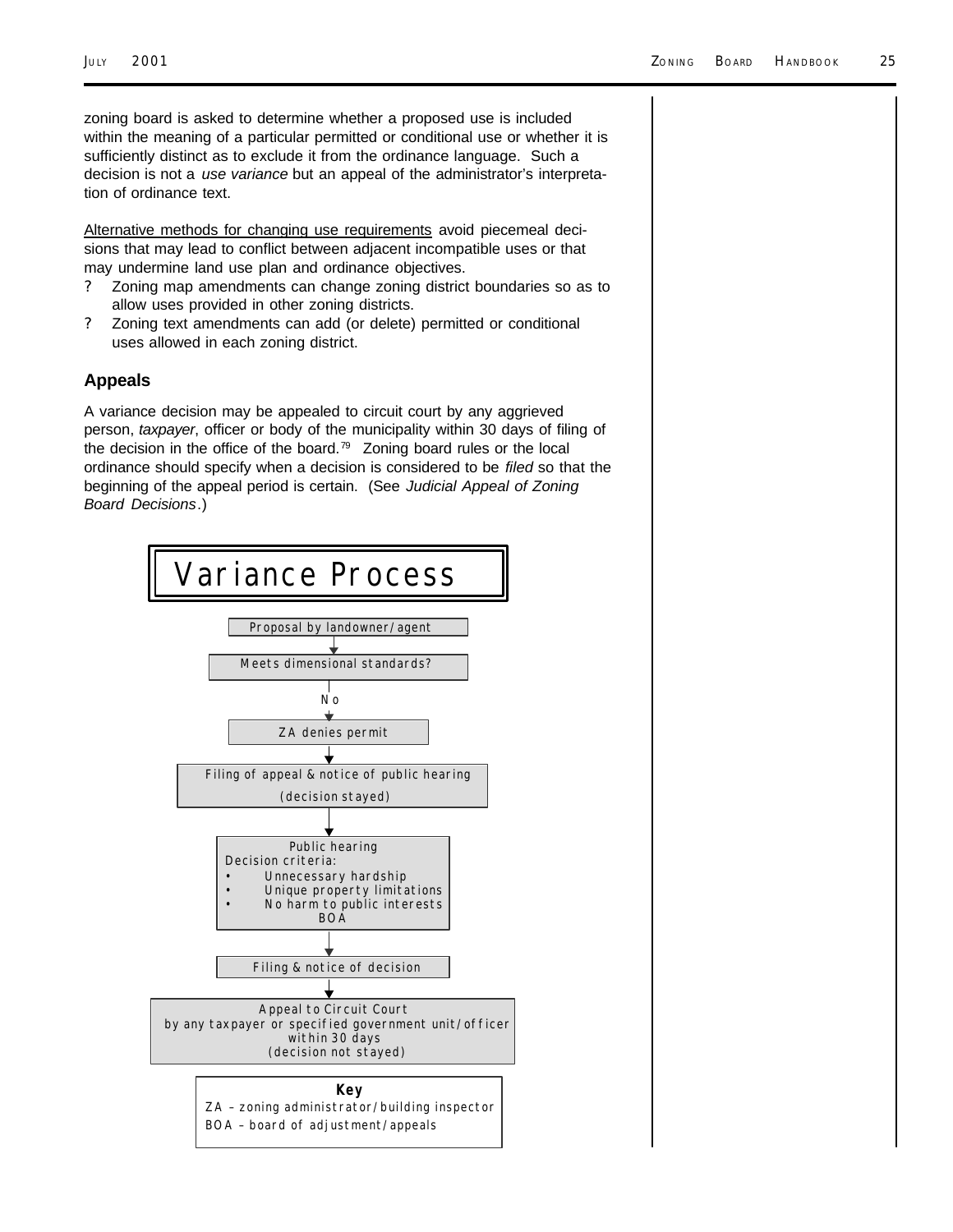zoning board is asked to determine whether a proposed use is included within the meaning of a particular permitted or conditional use or whether it is sufficiently distinct as to exclude it from the ordinance language. Such a decision is not a *use variance* but an appeal of the administrator's interpretation of ordinance text.

Alternative methods for changing use requirements avoid piecemeal decisions that may lead to conflict between adjacent incompatible uses or that may undermine land use plan and ordinance objectives.

- Zoning map amendments can change zoning district boundaries so as to allow uses provided in other zoning districts.
- Zoning text amendments can add (or delete) permitted or conditional uses allowed in each zoning district.

## Appeals

A variance decision may be appealed to circuit court by any aggrieved person, *taxpayer*, officer or body of the municipality within 30 days of filing of the decision in the office of the board.[79] Zoning board rules or the local ordinance should specify when a decision is considered to be *filed* so that the beginning of the appeal period is certain. (See *Judicial Appeal of Zoning Board Decisions*.)

# Variance Process

Proposal by landowner/agent

↓

Meets dimensional standards?

↓ No

ZA denies permit

↓

Filing of appeal & notice of public hearing (decision stayed)

↓

Public hearing
Decision criteria:
- Unnecessary hardship
- Unique property limitations
- No harm to public interests

BOA

↓

Filing & notice of decision

↓

Appeal to Circuit Court by any taxpayer or specified government unit/officer within 30 days (decision not stayed)

**Key**

ZA – zoning administrator/building inspector

BOA – board of adjustment/appeals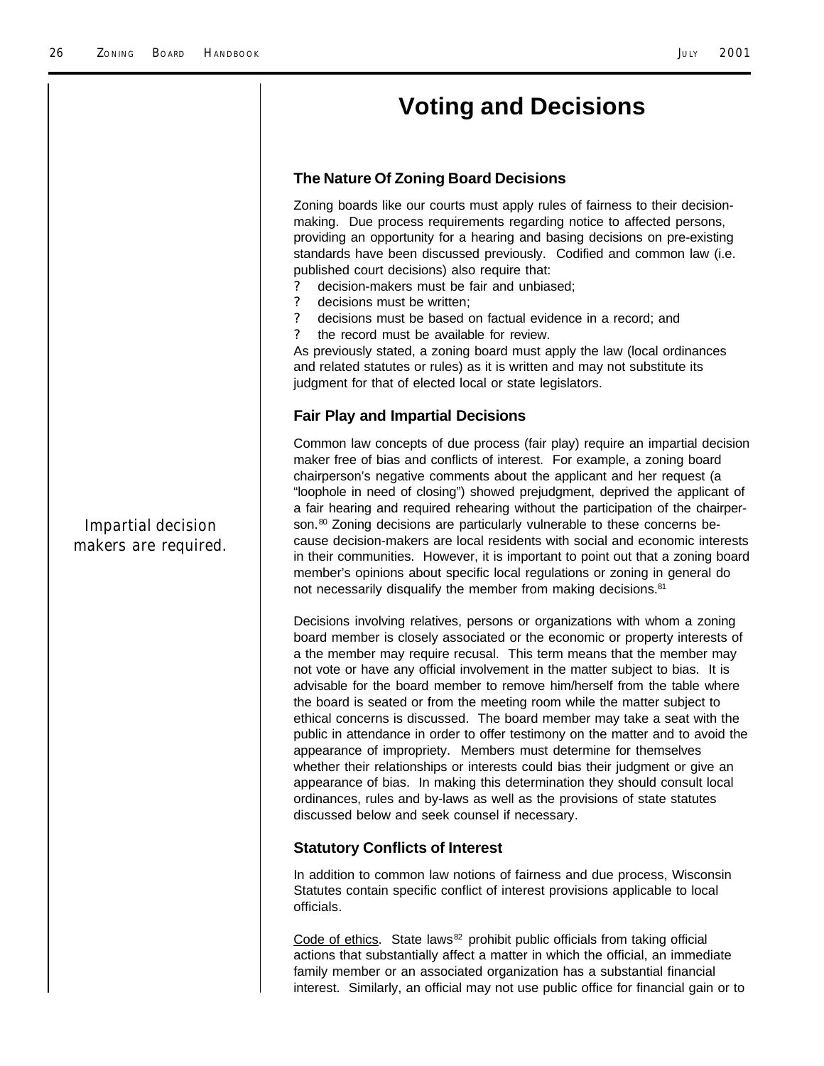# Voting and Decisions

## The Nature Of Zoning Board Decisions

Zoning boards like our courts must apply rules of fairness to their decision-making. Due process requirements regarding notice to affected persons, providing an opportunity for a hearing and basing decisions on pre-existing standards have been discussed previously. Codified and common law (i.e. published court decisions) also require that:

- decision-makers must be fair and unbiased;
- decisions must be written;
- decisions must be based on factual evidence in a record; and
- the record must be available for review.

As previously stated, a zoning board must apply the law (local ordinances and related statutes or rules) as it is written and may not substitute its judgment for that of elected local or state legislators.

## Fair Play and Impartial Decisions

*Impartial decision makers are required.*

Common law concepts of due process (fair play) require an impartial decision maker free of bias and conflicts of interest. For example, a zoning board chairperson's negative comments about the applicant and her request (a "loophole in need of closing") showed prejudgment, deprived the applicant of a fair hearing and required rehearing without the participation of the chairperson.[80] Zoning decisions are particularly vulnerable to these concerns because decision-makers are local residents with social and economic interests in their communities. However, it is important to point out that a zoning board member's opinions about specific local regulations or zoning in general do not necessarily disqualify the member from making decisions.[81]

Decisions involving relatives, persons or organizations with whom a zoning board member is closely associated or the economic or property interests of a the member may require recusal. This term means that the member may not vote or have any official involvement in the matter subject to bias. It is advisable for the board member to remove him/herself from the table where the board is seated or from the meeting room while the matter subject to ethical concerns is discussed. The board member may take a seat with the public in attendance in order to offer testimony on the matter and to avoid the appearance of impropriety. Members must determine for themselves whether their relationships or interests could bias their judgment or give an appearance of bias. In making this determination they should consult local ordinances, rules and by-laws as well as the provisions of state statutes discussed below and seek counsel if necessary.

## Statutory Conflicts of Interest

In addition to common law notions of fairness and due process, Wisconsin Statutes contain specific conflict of interest provisions applicable to local officials.

Code of ethics. State laws[82] prohibit public officials from taking official actions that substantially affect a matter in which the official, an immediate family member or an associated organization has a substantial financial interest. Similarly, an official may not use public office for financial gain or to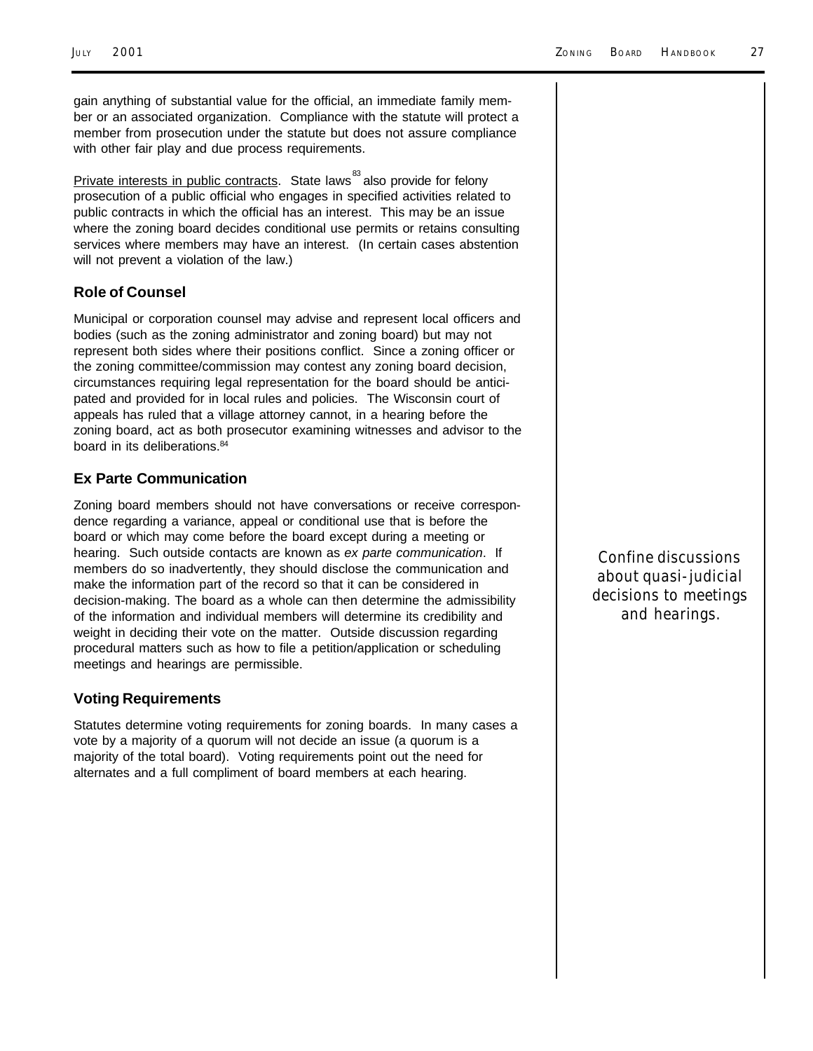gain anything of substantial value for the official, an immediate family member or an associated organization. Compliance with the statute will protect a member from prosecution under the statute but does not assure compliance with other fair play and due process requirements.

Private interests in public contracts. State laws[83] also provide for felony prosecution of a public official who engages in specified activities related to public contracts in which the official has an interest. This may be an issue where the zoning board decides conditional use permits or retains consulting services where members may have an interest. (In certain cases abstention will not prevent a violation of the law.)

### Role of Counsel

Municipal or corporation counsel may advise and represent local officers and bodies (such as the zoning administrator and zoning board) but may not represent both sides where their positions conflict. Since a zoning officer or the zoning committee/commission may contest any zoning board decision, circumstances requiring legal representation for the board should be anticipated and provided for in local rules and policies. The Wisconsin court of appeals has ruled that a village attorney cannot, in a hearing before the zoning board, act as both prosecutor examining witnesses and advisor to the board in its deliberations.[84]

### Ex Parte Communication

Zoning board members should not have conversations or receive correspondence regarding a variance, appeal or conditional use that is before the board or which may come before the board except during a meeting or hearing. Such outside contacts are known as *ex parte communication*. If members do so inadvertently, they should disclose the communication and make the information part of the record so that it can be considered in decision-making. The board as a whole can then determine the admissibility of the information and individual members will determine its credibility and weight in deciding their vote on the matter. Outside discussion regarding procedural matters such as how to file a petition/application or scheduling meetings and hearings are permissible.

*Confine discussions about quasi-judicial decisions to meetings and hearings.*

### Voting Requirements

Statutes determine voting requirements for zoning boards. In many cases a vote by a majority of a quorum will not decide an issue (a quorum is a majority of the total board). Voting requirements point out the need for alternates and a full compliment of board members at each hearing.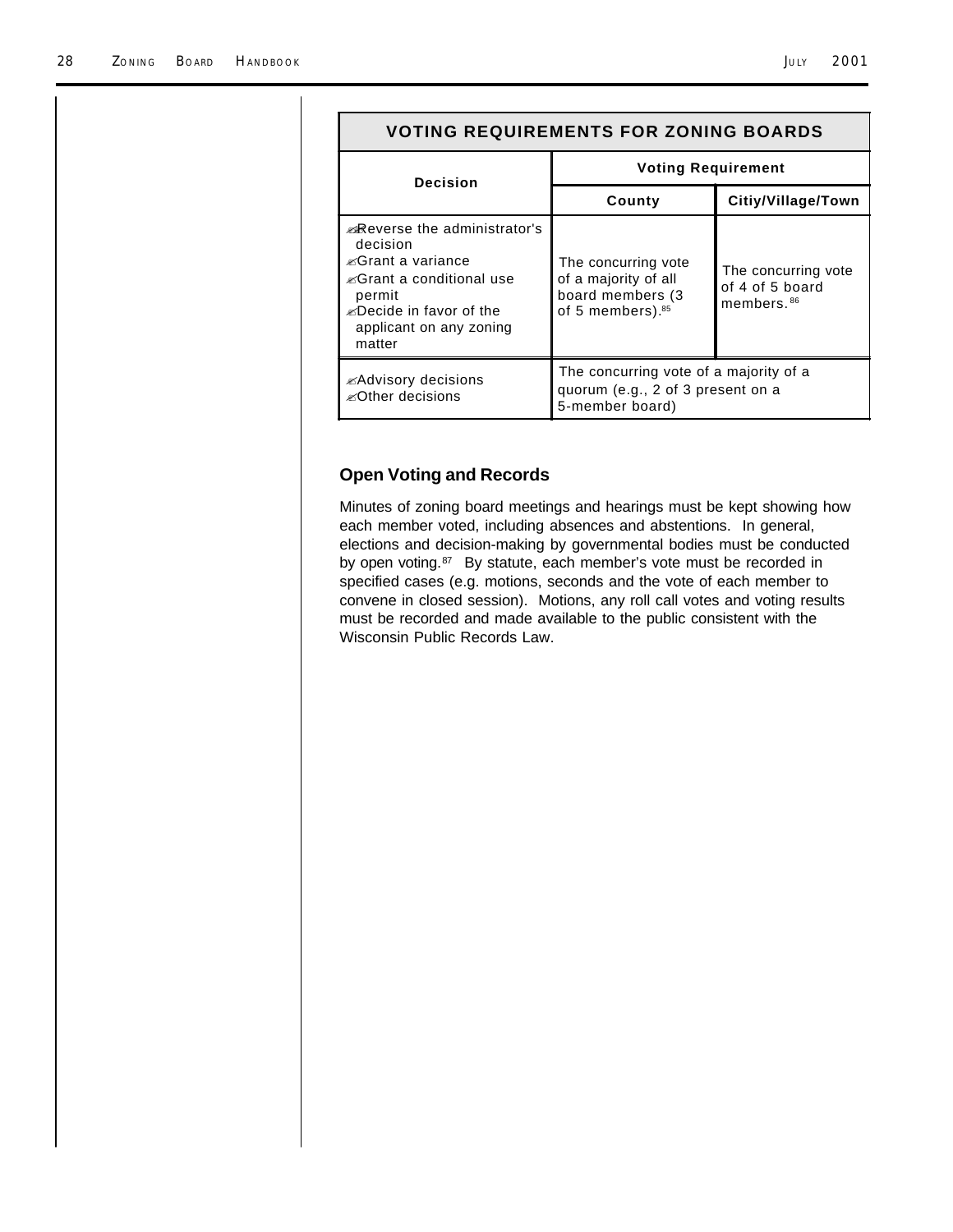| VOTING REQUIREMENTS FOR ZONING BOARDS | | |
|---|---|---|
| Decision | Voting Requirement | |
| | County | Citiy/Village/Town |
| ✍Reverse the administrator's decision<br>✍Grant a variance<br>✍Grant a conditional use permit<br>✍Decide in favor of the applicant on any zoning matter | The concurring vote of a majority of all board members (3 of 5 members).[85] | The concurring vote of 4 of 5 board members.[86] |
| ✍Advisory decisions<br>✍Other decisions | The concurring vote of a majority of a quorum (e.g., 2 of 3 present on a 5-member board) | |

### Open Voting and Records

Minutes of zoning board meetings and hearings must be kept showing how each member voted, including absences and abstentions. In general, elections and decision-making by governmental bodies must be conducted by open voting.[87] By statute, each member's vote must be recorded in specified cases (e.g. motions, seconds and the vote of each member to convene in closed session). Motions, any roll call votes and voting results must be recorded and made available to the public consistent with the Wisconsin Public Records Law.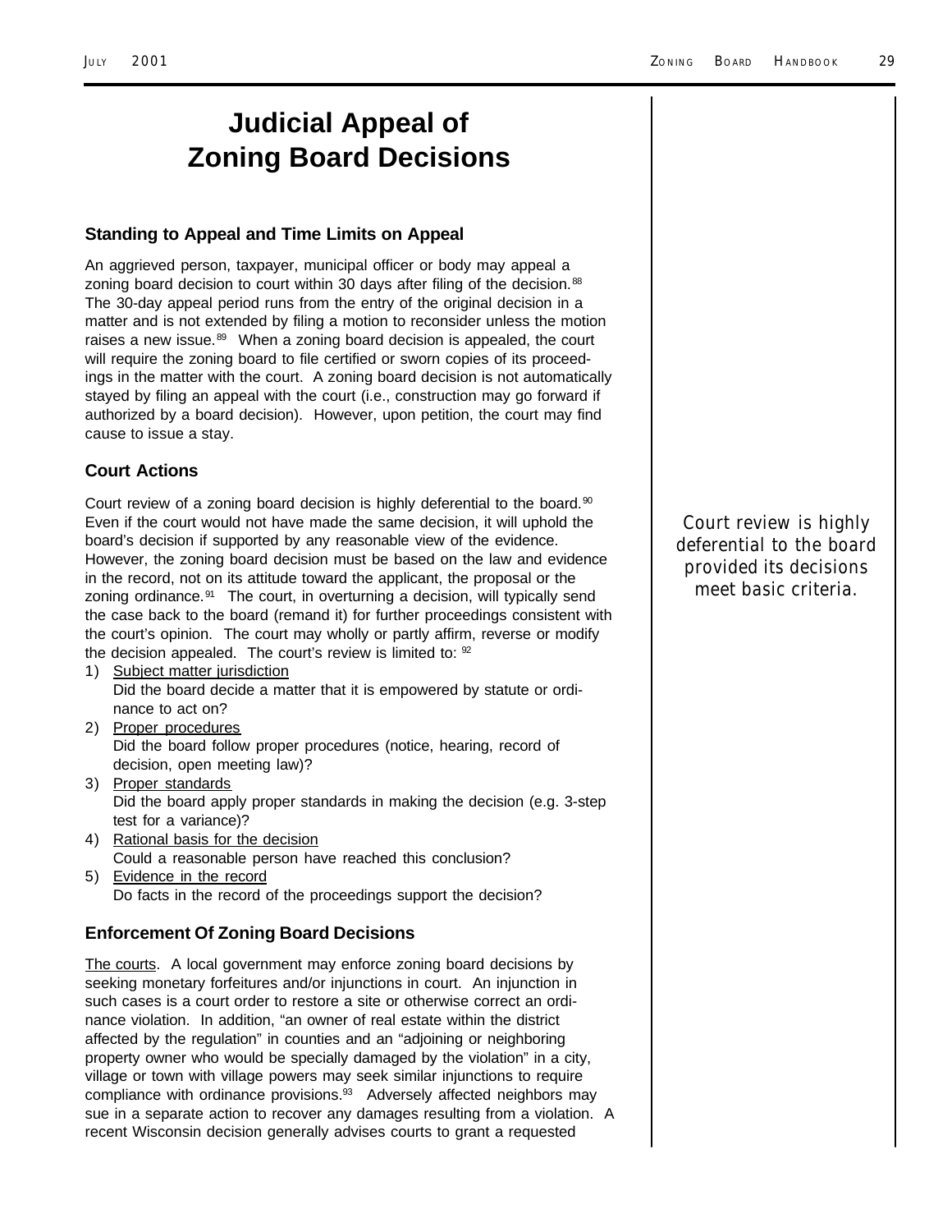# Judicial Appeal of Zoning Board Decisions

### Standing to Appeal and Time Limits on Appeal

An aggrieved person, taxpayer, municipal officer or body may appeal a zoning board decision to court within 30 days after filing of the decision.[88] The 30-day appeal period runs from the entry of the original decision in a matter and is not extended by filing a motion to reconsider unless the motion raises a new issue.[89] When a zoning board decision is appealed, the court will require the zoning board to file certified or sworn copies of its proceedings in the matter with the court. A zoning board decision is not automatically stayed by filing an appeal with the court (i.e., construction may go forward if authorized by a board decision). However, upon petition, the court may find cause to issue a stay.

### Court Actions

*Court review is highly deferential to the board provided its decisions meet basic criteria.*

Court review of a zoning board decision is highly deferential to the board.[90] Even if the court would not have made the same decision, it will uphold the board's decision if supported by any reasonable view of the evidence. However, the zoning board decision must be based on the law and evidence in the record, not on its attitude toward the applicant, the proposal or the zoning ordinance.[91] The court, in overturning a decision, will typically send the case back to the board (remand it) for further proceedings consistent with the court's opinion. The court may wholly or partly affirm, reverse or modify the decision appealed. The court's review is limited to: [92]

1) <u>Subject matter jurisdiction</u>
   Did the board decide a matter that it is empowered by statute or ordinance to act on?
2) <u>Proper procedures</u>
   Did the board follow proper procedures (notice, hearing, record of decision, open meeting law)?
3) <u>Proper standards</u>
   Did the board apply proper standards in making the decision (e.g. 3-step test for a variance)?
4) <u>Rational basis for the decision</u>
   Could a reasonable person have reached this conclusion?
5) <u>Evidence in the record</u>
   Do facts in the record of the proceedings support the decision?

### Enforcement Of Zoning Board Decisions

<u>The courts</u>. A local government may enforce zoning board decisions by seeking monetary forfeitures and/or injunctions in court. An injunction in such cases is a court order to restore a site or otherwise correct an ordinance violation. In addition, "an owner of real estate within the district affected by the regulation" in counties and an "adjoining or neighboring property owner who would be specially damaged by the violation" in a city, village or town with village powers may seek similar injunctions to require compliance with ordinance provisions.[93] Adversely affected neighbors may sue in a separate action to recover any damages resulting from a violation. A recent Wisconsin decision generally advises courts to grant a requested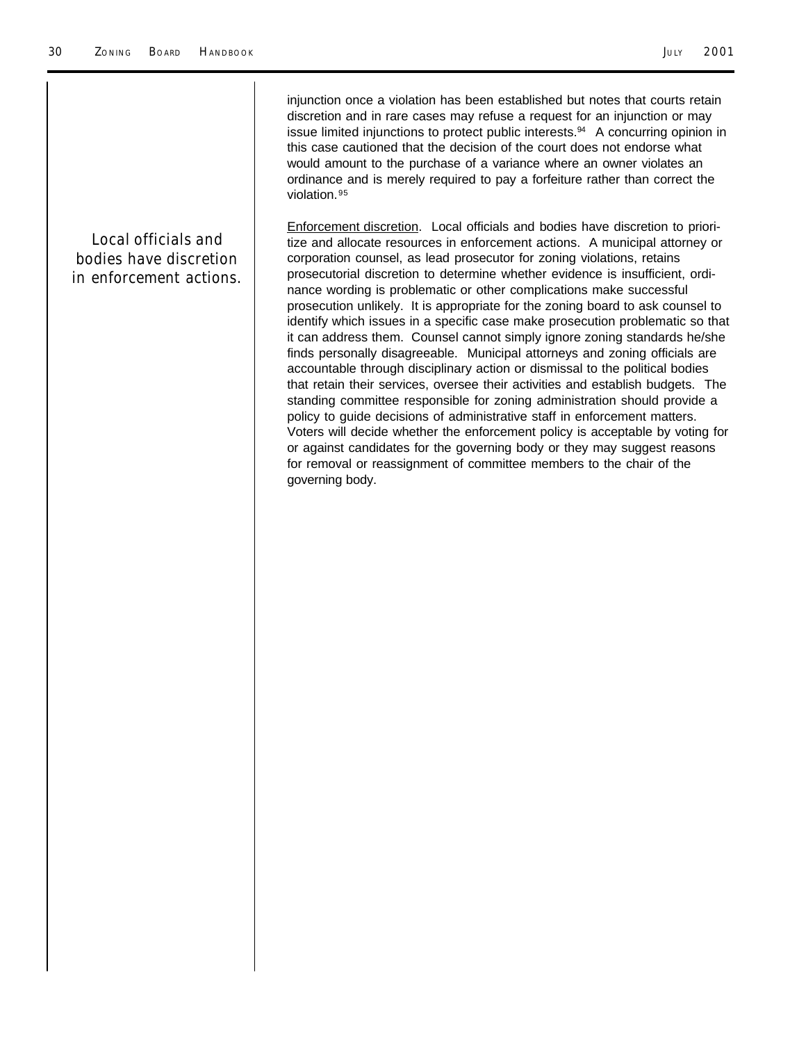injunction once a violation has been established but notes that courts retain discretion and in rare cases may refuse a request for an injunction or may issue limited injunctions to protect public interests.[94] A concurring opinion in this case cautioned that the decision of the court does not endorse what would amount to the purchase of a variance where an owner violates an ordinance and is merely required to pay a forfeiture rather than correct the violation.[95]

*Local officials and bodies have discretion in enforcement actions.*

Enforcement discretion. Local officials and bodies have discretion to prioritize and allocate resources in enforcement actions. A municipal attorney or corporation counsel, as lead prosecutor for zoning violations, retains prosecutorial discretion to determine whether evidence is insufficient, ordinance wording is problematic or other complications make successful prosecution unlikely. It is appropriate for the zoning board to ask counsel to identify which issues in a specific case make prosecution problematic so that it can address them. Counsel cannot simply ignore zoning standards he/she finds personally disagreeable. Municipal attorneys and zoning officials are accountable through disciplinary action or dismissal to the political bodies that retain their services, oversee their activities and establish budgets. The standing committee responsible for zoning administration should provide a policy to guide decisions of administrative staff in enforcement matters. Voters will decide whether the enforcement policy is acceptable by voting for or against candidates for the governing body or they may suggest reasons for removal or reassignment of committee members to the chair of the governing body.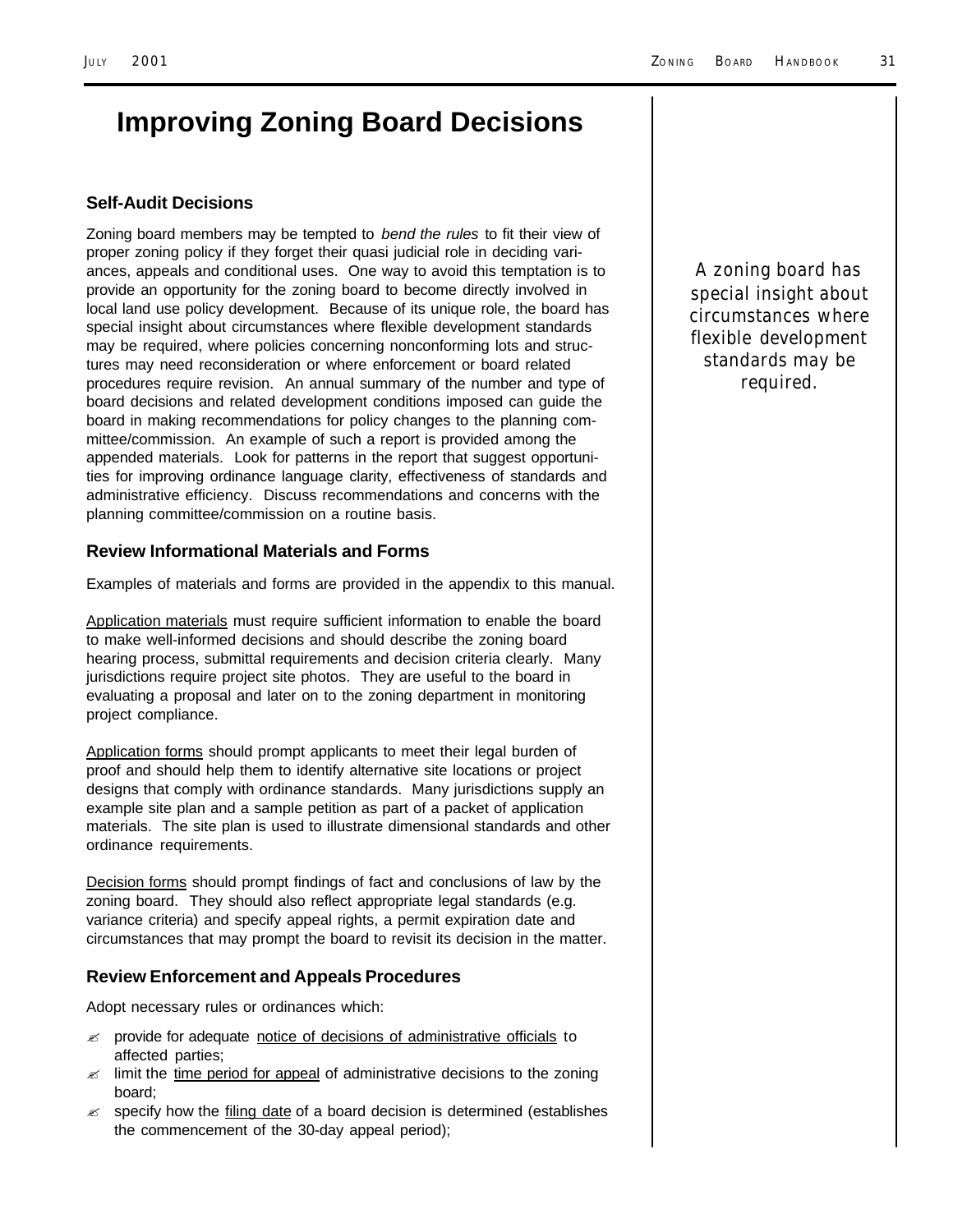# Improving Zoning Board Decisions

## Self-Audit Decisions

Zoning board members may be tempted to *bend the rules* to fit their view of proper zoning policy if they forget their quasi judicial role in deciding variances, appeals and conditional uses. One way to avoid this temptation is to provide an opportunity for the zoning board to become directly involved in local land use policy development. Because of its unique role, the board has special insight about circumstances where flexible development standards may be required, where policies concerning nonconforming lots and structures may need reconsideration or where enforcement or board related procedures require revision. An annual summary of the number and type of board decisions and related development conditions imposed can guide the board in making recommendations for policy changes to the planning committee/commission. An example of such a report is provided among the appended materials. Look for patterns in the report that suggest opportunities for improving ordinance language clarity, effectiveness of standards and administrative efficiency. Discuss recommendations and concerns with the planning committee/commission on a routine basis.

*A zoning board has special insight about circumstances where flexible development standards may be required.*

## Review Informational Materials and Forms

Examples of materials and forms are provided in the appendix to this manual.

Application materials must require sufficient information to enable the board to make well-informed decisions and should describe the zoning board hearing process, submittal requirements and decision criteria clearly. Many jurisdictions require project site photos. They are useful to the board in evaluating a proposal and later on to the zoning department in monitoring project compliance.

Application forms should prompt applicants to meet their legal burden of proof and should help them to identify alternative site locations or project designs that comply with ordinance standards. Many jurisdictions supply an example site plan and a sample petition as part of a packet of application materials. The site plan is used to illustrate dimensional standards and other ordinance requirements.

Decision forms should prompt findings of fact and conclusions of law by the zoning board. They should also reflect appropriate legal standards (e.g. variance criteria) and specify appeal rights, a permit expiration date and circumstances that may prompt the board to revisit its decision in the matter.

## Review Enforcement and Appeals Procedures

Adopt necessary rules or ordinances which:

- provide for adequate notice of decisions of administrative officials to affected parties;
- limit the time period for appeal of administrative decisions to the zoning board;
- specify how the filing date of a board decision is determined (establishes the commencement of the 30-day appeal period);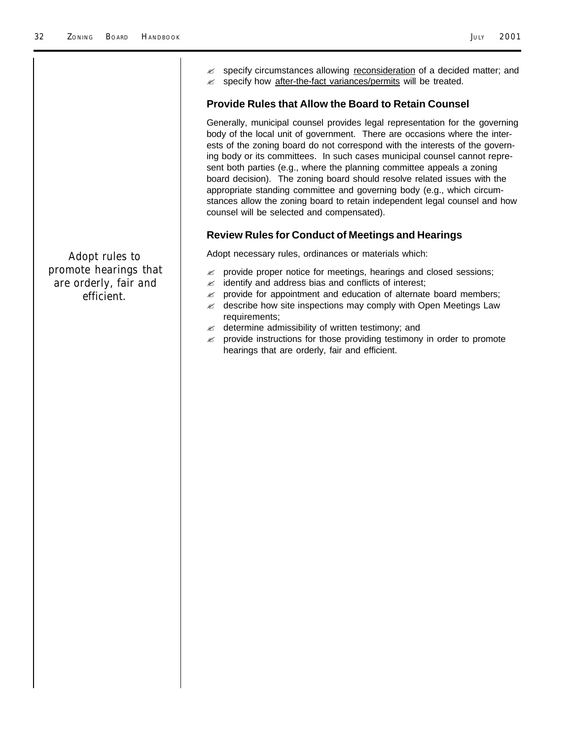- specify circumstances allowing reconsideration of a decided matter; and
- specify how after-the-fact variances/permits will be treated.

### Provide Rules that Allow the Board to Retain Counsel

Generally, municipal counsel provides legal representation for the governing body of the local unit of government. There are occasions where the interests of the zoning board do not correspond with the interests of the governing body or its committees. In such cases municipal counsel cannot represent both parties (e.g., where the planning committee appeals a zoning board decision). The zoning board should resolve related issues with the appropriate standing committee and governing body (e.g., which circumstances allow the zoning board to retain independent legal counsel and how counsel will be selected and compensated).

### Review Rules for Conduct of Meetings and Hearings

*Adopt rules to promote hearings that are orderly, fair and efficient.*

Adopt necessary rules, ordinances or materials which:

- provide proper notice for meetings, hearings and closed sessions;
- identify and address bias and conflicts of interest;
- provide for appointment and education of alternate board members;
- describe how site inspections may comply with Open Meetings Law requirements;
- determine admissibility of written testimony; and
- provide instructions for those providing testimony in order to promote hearings that are orderly, fair and efficient.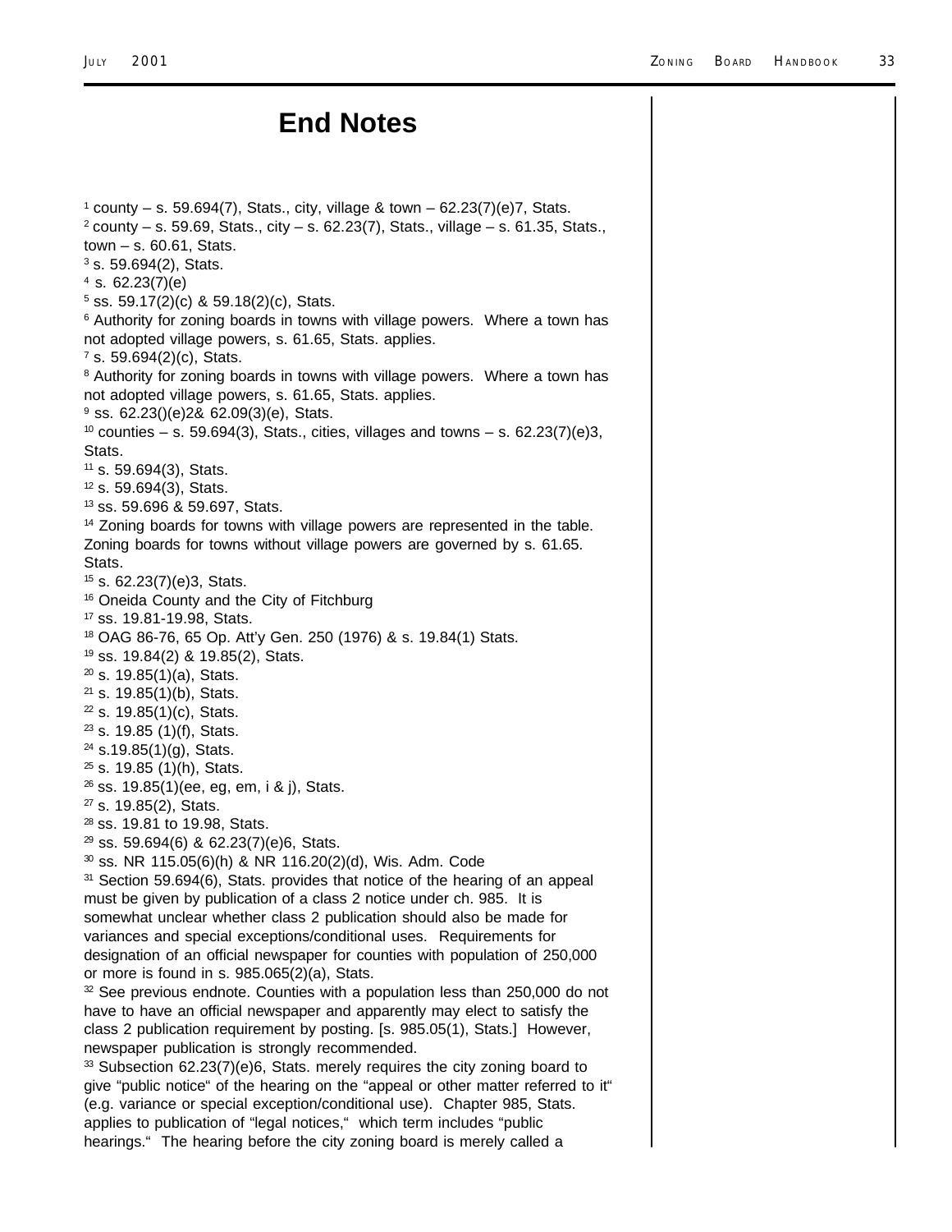# End Notes

[1] county – s. 59.694(7), Stats., city, village & town – 62.23(7)(e)7, Stats.
[2] county – s. 59.69, Stats., city – s. 62.23(7), Stats., village – s. 61.35, Stats., town – s. 60.61, Stats.
[3] s. 59.694(2), Stats.
[4] s. 62.23(7)(e)
[5] ss. 59.17(2)(c) & 59.18(2)(c), Stats.
[6] Authority for zoning boards in towns with village powers. Where a town has not adopted village powers, s. 61.65, Stats. applies.
[7] s. 59.694(2)(c), Stats.
[8] Authority for zoning boards in towns with village powers. Where a town has not adopted village powers, s. 61.65, Stats. applies.
[9] ss. 62.23()(e)2& 62.09(3)(e), Stats.
[10] counties – s. 59.694(3), Stats., cities, villages and towns – s. 62.23(7)(e)3, Stats.
[11] s. 59.694(3), Stats.
[12] s. 59.694(3), Stats.
[13] ss. 59.696 & 59.697, Stats.
[14] Zoning boards for towns with village powers are represented in the table. Zoning boards for towns without village powers are governed by s. 61.65. Stats.
[15] s. 62.23(7)(e)3, Stats.
[16] Oneida County and the City of Fitchburg
[17] ss. 19.81-19.98, Stats.
[18] OAG 86-76, 65 Op. Att'y Gen. 250 (1976) & s. 19.84(1) Stats.
[19] ss. 19.84(2) & 19.85(2), Stats.
[20] s. 19.85(1)(a), Stats.
[21] s. 19.85(1)(b), Stats.
[22] s. 19.85(1)(c), Stats.
[23] s. 19.85 (1)(f), Stats.
[24] s.19.85(1)(g), Stats.
[25] s. 19.85 (1)(h), Stats.
[26] ss. 19.85(1)(ee, eg, em, i & j), Stats.
[27] s. 19.85(2), Stats.
[28] ss. 19.81 to 19.98, Stats.
[29] ss. 59.694(6) & 62.23(7)(e)6, Stats.
[30] ss. NR 115.05(6)(h) & NR 116.20(2)(d), Wis. Adm. Code
[31] Section 59.694(6), Stats. provides that notice of the hearing of an appeal must be given by publication of a class 2 notice under ch. 985. It is somewhat unclear whether class 2 publication should also be made for variances and special exceptions/conditional uses. Requirements for designation of an official newspaper for counties with population of 250,000 or more is found in s. 985.065(2)(a), Stats.
[32] See previous endnote. Counties with a population less than 250,000 do not have to have an official newspaper and apparently may elect to satisfy the class 2 publication requirement by posting. [s. 985.05(1), Stats.] However, newspaper publication is strongly recommended.
[33] Subsection 62.23(7)(e)6, Stats. merely requires the city zoning board to give "public notice" of the hearing on the "appeal or other matter referred to it" (e.g. variance or special exception/conditional use). Chapter 985, Stats. applies to publication of "legal notices," which term includes "public hearings." The hearing before the city zoning board is merely called a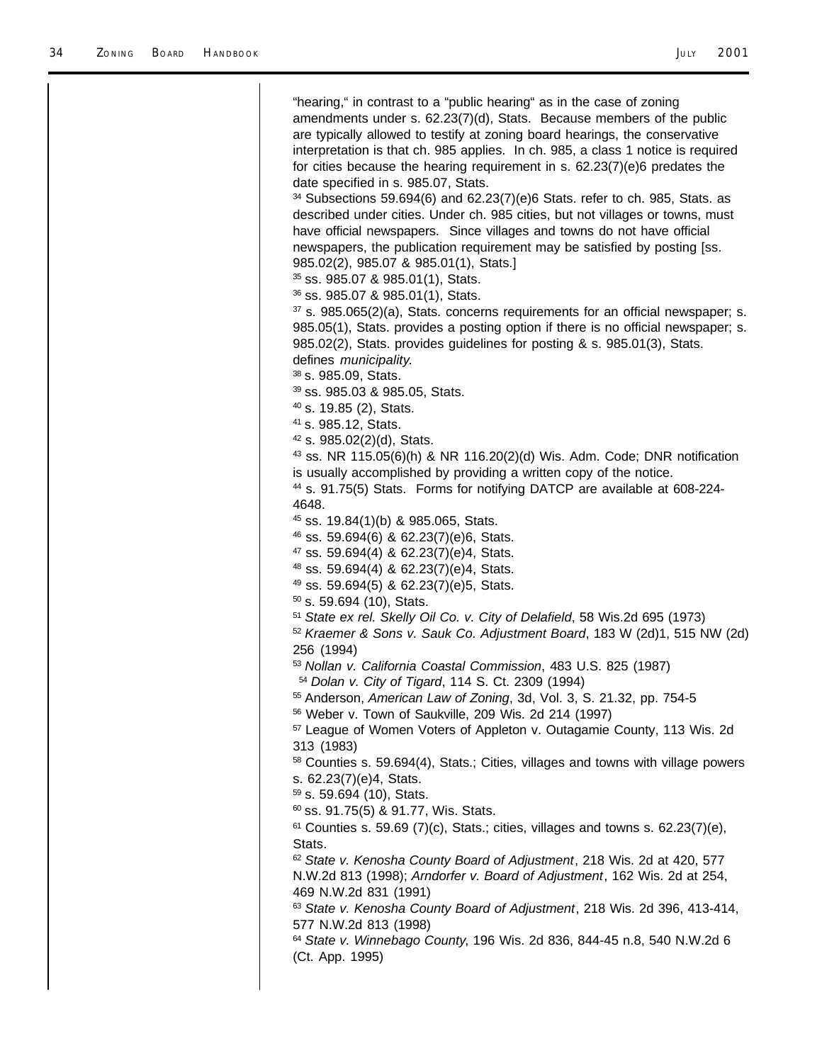"hearing," in contrast to a "public hearing" as in the case of zoning amendments under s. 62.23(7)(d), Stats. Because members of the public are typically allowed to testify at zoning board hearings, the conservative interpretation is that ch. 985 applies. In ch. 985, a class 1 notice is required for cities because the hearing requirement in s. 62.23(7)(e)6 predates the date specified in s. 985.07, Stats.

[34] Subsections 59.694(6) and 62.23(7)(e)6 Stats. refer to ch. 985, Stats. as described under cities. Under ch. 985 cities, but not villages or towns, must have official newspapers. Since villages and towns do not have official newspapers, the publication requirement may be satisfied by posting [ss. 985.02(2), 985.07 & 985.01(1), Stats.]

[35] ss. 985.07 & 985.01(1), Stats.

[36] ss. 985.07 & 985.01(1), Stats.

[37] s. 985.065(2)(a), Stats. concerns requirements for an official newspaper; s. 985.05(1), Stats. provides a posting option if there is no official newspaper; s. 985.02(2), Stats. provides guidelines for posting & s. 985.01(3), Stats. defines *municipality*.

[38] s. 985.09, Stats.

[39] ss. 985.03 & 985.05, Stats.

[40] s. 19.85 (2), Stats.

[41] s. 985.12, Stats.

[42] s. 985.02(2)(d), Stats.

[43] ss. NR 115.05(6)(h) & NR 116.20(2)(d) Wis. Adm. Code; DNR notification is usually accomplished by providing a written copy of the notice.

[44] s. 91.75(5) Stats. Forms for notifying DATCP are available at 608-224-4648.

[45] ss. 19.84(1)(b) & 985.065, Stats.

[46] ss. 59.694(6) & 62.23(7)(e)6, Stats.

[47] ss. 59.694(4) & 62.23(7)(e)4, Stats.

[48] ss. 59.694(4) & 62.23(7)(e)4, Stats.

[49] ss. 59.694(5) & 62.23(7)(e)5, Stats.

[50] s. 59.694 (10), Stats.

[51] *State ex rel. Skelly Oil Co. v. City of Delafield*, 58 Wis.2d 695 (1973)

[52] *Kraemer & Sons v. Sauk Co. Adjustment Board*, 183 W (2d)1, 515 NW (2d) 256 (1994)

[53] *Nollan v. California Coastal Commission*, 483 U.S. 825 (1987)

[54] *Dolan v. City of Tigard*, 114 S. Ct. 2309 (1994)

[55] Anderson, *American Law of Zoning*, 3d, Vol. 3, S. 21.32, pp. 754-5

[56] Weber v. Town of Saukville, 209 Wis. 2d 214 (1997)

[57] League of Women Voters of Appleton v. Outagamie County, 113 Wis. 2d 313 (1983)

[58] Counties s. 59.694(4), Stats.; Cities, villages and towns with village powers s. 62.23(7)(e)4, Stats.

[59] s. 59.694 (10), Stats.

[60] ss. 91.75(5) & 91.77, Wis. Stats.

[61] Counties s. 59.69 (7)(c), Stats.; cities, villages and towns s. 62.23(7)(e), Stats.

[62] *State v. Kenosha County Board of Adjustment*, 218 Wis. 2d at 420, 577 N.W.2d 813 (1998); *Arndorfer v. Board of Adjustment*, 162 Wis. 2d at 254, 469 N.W.2d 831 (1991)

[63] *State v. Kenosha County Board of Adjustment*, 218 Wis. 2d 396, 413-414, 577 N.W.2d 813 (1998)

[64] *State v. Winnebago County*, 196 Wis. 2d 836, 844-45 n.8, 540 N.W.2d 6 (Ct. App. 1995)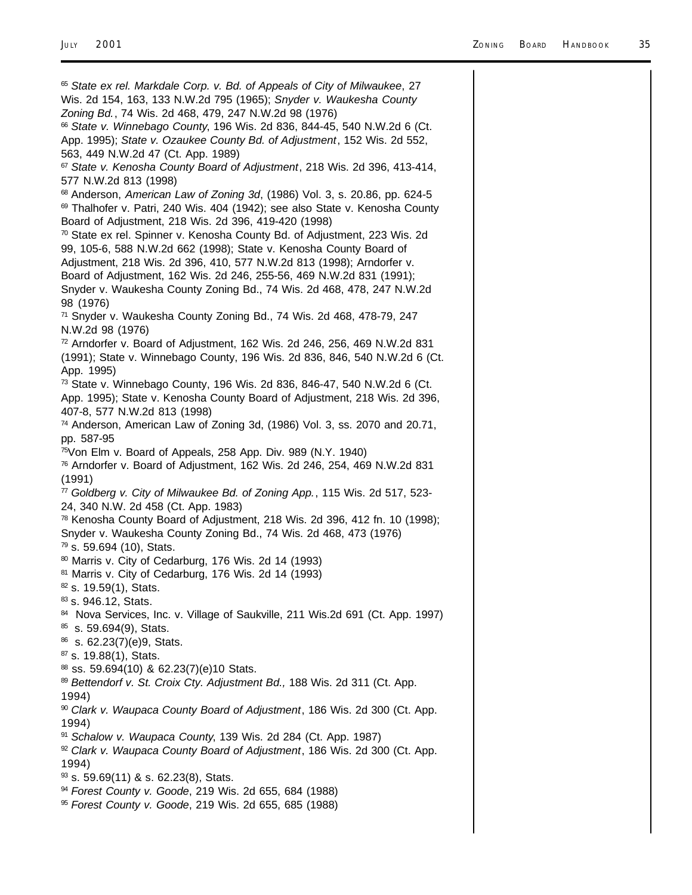[65] *State ex rel. Markdale Corp. v. Bd. of Appeals of City of Milwaukee*, 27 Wis. 2d 154, 163, 133 N.W.2d 795 (1965); *Snyder v. Waukesha County Zoning Bd.*, 74 Wis. 2d 468, 479, 247 N.W.2d 98 (1976)

[66] *State v. Winnebago County*, 196 Wis. 2d 836, 844-45, 540 N.W.2d 6 (Ct. App. 1995); *State v. Ozaukee County Bd. of Adjustment*, 152 Wis. 2d 552, 563, 449 N.W.2d 47 (Ct. App. 1989)

[67] *State v. Kenosha County Board of Adjustment*, 218 Wis. 2d 396, 413-414, 577 N.W.2d 813 (1998)

[68] Anderson, *American Law of Zoning 3d*, (1986) Vol. 3, s. 20.86, pp. 624-5

[69] Thalhofer v. Patri, 240 Wis. 404 (1942); see also State v. Kenosha County Board of Adjustment, 218 Wis. 2d 396, 419-420 (1998)

[70] State ex rel. Spinner v. Kenosha County Bd. of Adjustment, 223 Wis. 2d 99, 105-6, 588 N.W.2d 662 (1998); State v. Kenosha County Board of Adjustment, 218 Wis. 2d 396, 410, 577 N.W.2d 813 (1998); Arndorfer v. Board of Adjustment, 162 Wis. 2d 246, 255-56, 469 N.W.2d 831 (1991); Snyder v. Waukesha County Zoning Bd., 74 Wis. 2d 468, 478, 247 N.W.2d 98 (1976)

[71] Snyder v. Waukesha County Zoning Bd., 74 Wis. 2d 468, 478-79, 247 N.W.2d 98 (1976)

[72] Arndorfer v. Board of Adjustment, 162 Wis. 2d 246, 256, 469 N.W.2d 831 (1991); State v. Winnebago County, 196 Wis. 2d 836, 846, 540 N.W.2d 6 (Ct. App. 1995)

[73] State v. Winnebago County, 196 Wis. 2d 836, 846-47, 540 N.W.2d 6 (Ct. App. 1995); State v. Kenosha County Board of Adjustment, 218 Wis. 2d 396, 407-8, 577 N.W.2d 813 (1998)

[74] Anderson, American Law of Zoning 3d, (1986) Vol. 3, ss. 2070 and 20.71, pp. 587-95

[75] Von Elm v. Board of Appeals, 258 App. Div. 989 (N.Y. 1940)

[76] Arndorfer v. Board of Adjustment, 162 Wis. 2d 246, 254, 469 N.W.2d 831 (1991)

[77] *Goldberg v. City of Milwaukee Bd. of Zoning App.*, 115 Wis. 2d 517, 523-24, 340 N.W. 2d 458 (Ct. App. 1983)

[78] Kenosha County Board of Adjustment, 218 Wis. 2d 396, 412 fn. 10 (1998); Snyder v. Waukesha County Zoning Bd., 74 Wis. 2d 468, 473 (1976)

[79] s. 59.694 (10), Stats.

[80] Marris v. City of Cedarburg, 176 Wis. 2d 14 (1993)

[81] Marris v. City of Cedarburg, 176 Wis. 2d 14 (1993)

[82] s. 19.59(1), Stats.

[83] s. 946.12, Stats.

[84] Nova Services, Inc. v. Village of Saukville, 211 Wis.2d 691 (Ct. App. 1997)

[85] s. 59.694(9), Stats.

[86] s. 62.23(7)(e)9, Stats.

[87] s. 19.88(1), Stats.

[88] ss. 59.694(10) & 62.23(7)(e)10 Stats.

[89] *Bettendorf v. St. Croix Cty. Adjustment Bd.,* 188 Wis. 2d 311 (Ct. App. 1994)

[90] *Clark v. Waupaca County Board of Adjustment*, 186 Wis. 2d 300 (Ct. App. 1994)

[91] *Schalow v. Waupaca County*, 139 Wis. 2d 284 (Ct. App. 1987)

[92] *Clark v. Waupaca County Board of Adjustment*, 186 Wis. 2d 300 (Ct. App. 1994)

[93] s. 59.69(11) & s. 62.23(8), Stats.

[94] *Forest County v. Goode*, 219 Wis. 2d 655, 684 (1988)

[95] *Forest County v. Goode*, 219 Wis. 2d 655, 685 (1988)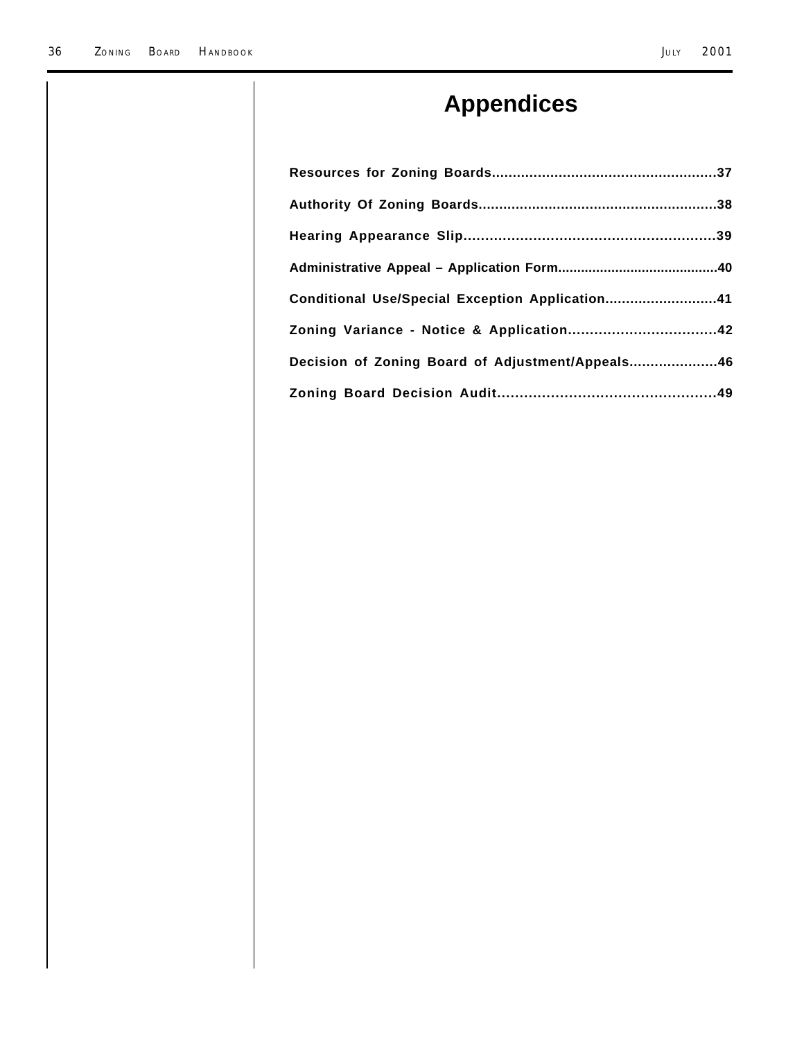# Appendices

**Resources for Zoning Boards......................................................37**

**Authority Of Zoning Boards.........................................................38**

**Hearing Appearance Slip..........................................................39**

**Administrative Appeal – Application Form..........................................40**

**Conditional Use/Special Exception Application...........................41**

**Zoning Variance - Notice & Application..................................42**

**Decision of Zoning Board of Adjustment/Appeals.....................46**

**Zoning Board Decision Audit.................................................49**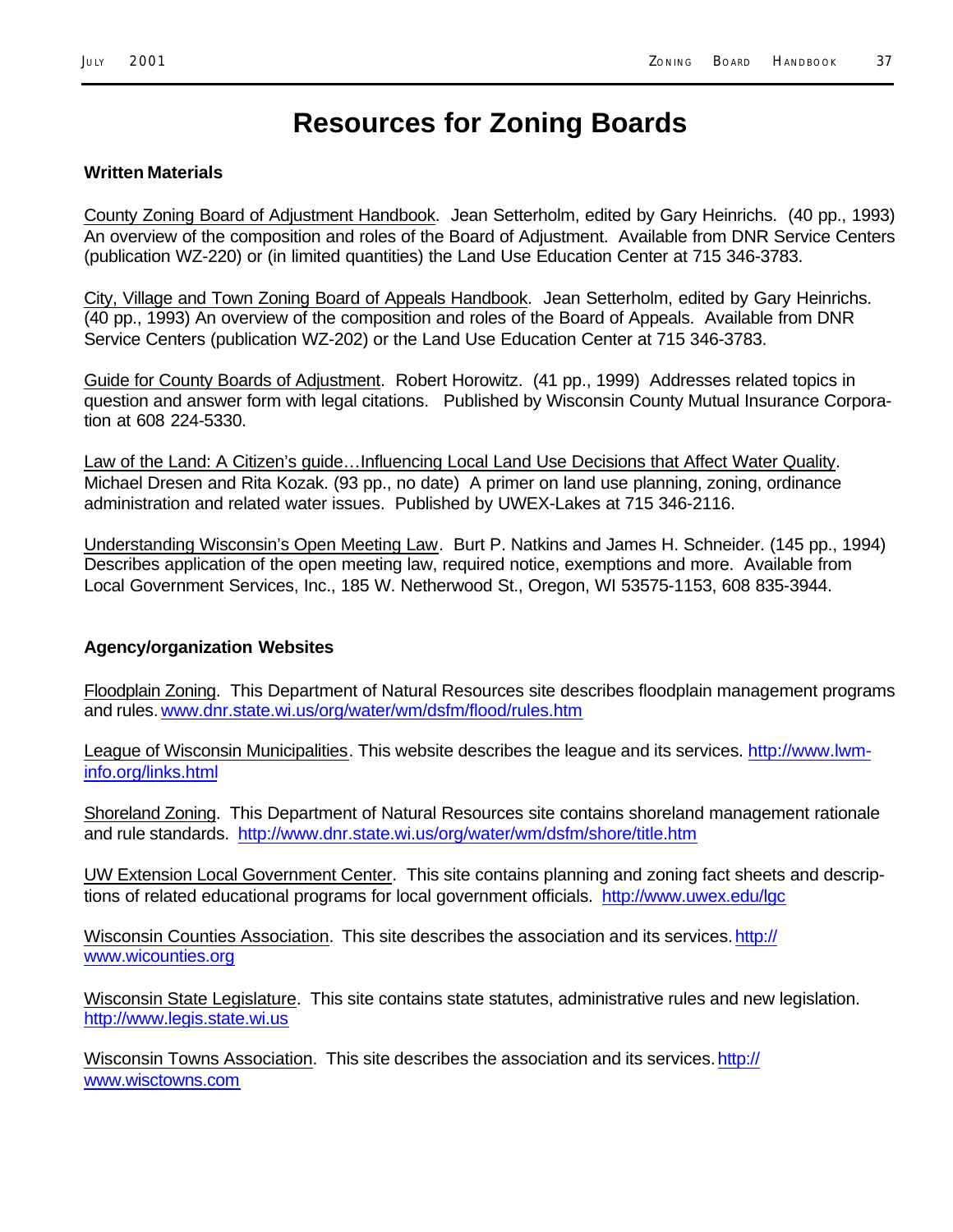# Resources for Zoning Boards

### Written Materials

County Zoning Board of Adjustment Handbook. Jean Setterholm, edited by Gary Heinrichs. (40 pp., 1993) An overview of the composition and roles of the Board of Adjustment. Available from DNR Service Centers (publication WZ-220) or (in limited quantities) the Land Use Education Center at 715 346-3783.

City, Village and Town Zoning Board of Appeals Handbook. Jean Setterholm, edited by Gary Heinrichs. (40 pp., 1993) An overview of the composition and roles of the Board of Appeals. Available from DNR Service Centers (publication WZ-202) or the Land Use Education Center at 715 346-3783.

Guide for County Boards of Adjustment. Robert Horowitz. (41 pp., 1999) Addresses related topics in question and answer form with legal citations. Published by Wisconsin County Mutual Insurance Corporation at 608 224-5330.

Law of the Land: A Citizen's guide…Influencing Local Land Use Decisions that Affect Water Quality. Michael Dresen and Rita Kozak. (93 pp., no date) A primer on land use planning, zoning, ordinance administration and related water issues. Published by UWEX-Lakes at 715 346-2116.

Understanding Wisconsin's Open Meeting Law. Burt P. Natkins and James H. Schneider. (145 pp., 1994) Describes application of the open meeting law, required notice, exemptions and more. Available from Local Government Services, Inc., 185 W. Netherwood St., Oregon, WI 53575-1153, 608 835-3944.

### Agency/organization Websites

Floodplain Zoning. This Department of Natural Resources site describes floodplain management programs and rules. www.dnr.state.wi.us/org/water/wm/dsfm/flood/rules.htm

League of Wisconsin Municipalities. This website describes the league and its services. http://www.lwm-info.org/links.html

Shoreland Zoning. This Department of Natural Resources site contains shoreland management rationale and rule standards. http://www.dnr.state.wi.us/org/water/wm/dsfm/shore/title.htm

UW Extension Local Government Center. This site contains planning and zoning fact sheets and descriptions of related educational programs for local government officials. http://www.uwex.edu/lgc

Wisconsin Counties Association. This site describes the association and its services. http://www.wicounties.org

Wisconsin State Legislature. This site contains state statutes, administrative rules and new legislation. http://www.legis.state.wi.us

Wisconsin Towns Association. This site describes the association and its services. http://www.wisctowns.com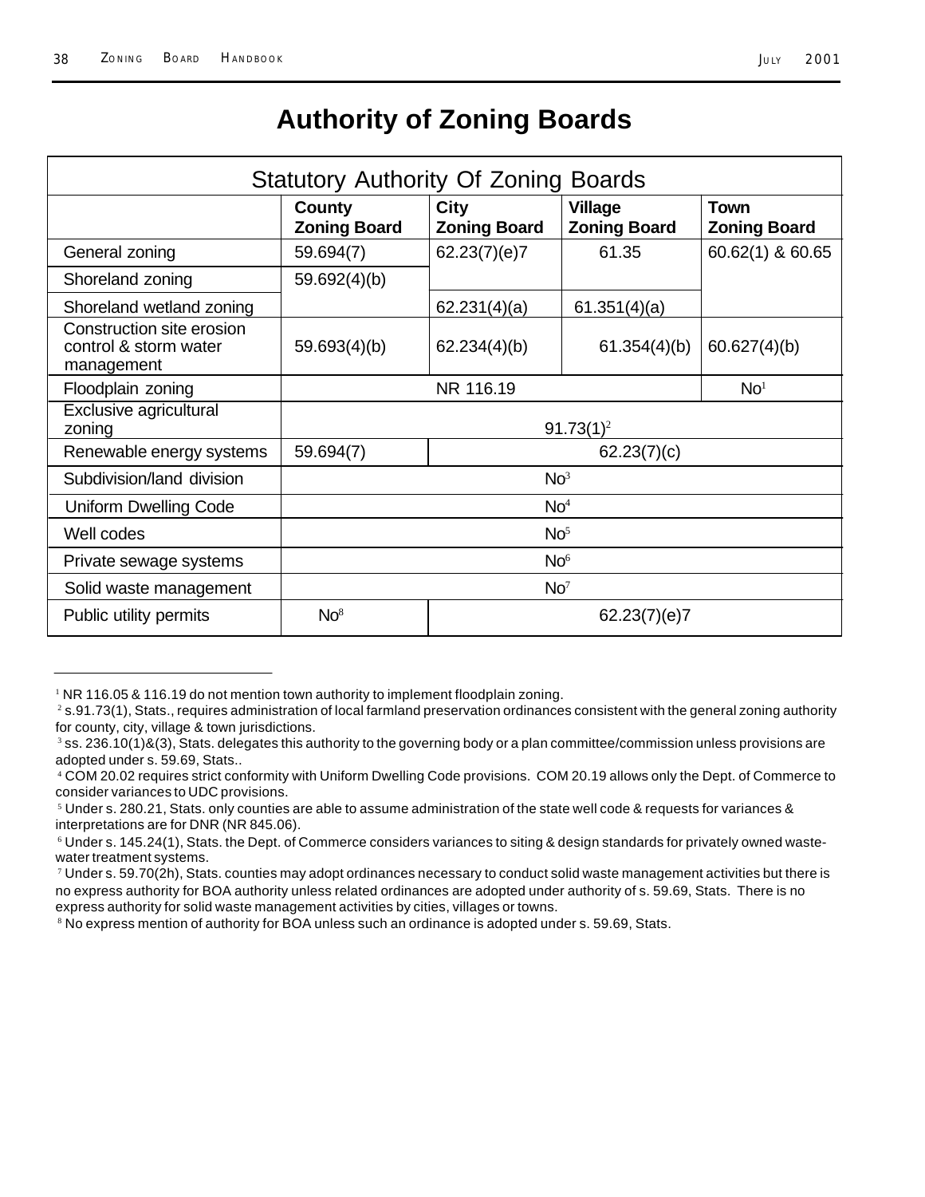# Authority of Zoning Boards

| Statutory Authority Of Zoning Boards | | | | |
|---|---|---|---|---|
| | **County Zoning Board** | **City Zoning Board** | **Village Zoning Board** | **Town Zoning Board** |
| General zoning | 59.694(7) | 62.23(7)(e)7 | 61.35 | 60.62(1) & 60.65 |
| Shoreland zoning | 59.692(4)(b) | | | |
| Shoreland wetland zoning | | 62.231(4)(a) | 61.351(4)(a) | |
| Construction site erosion control & storm water management | 59.693(4)(b) | 62.234(4)(b) | 61.354(4)(b) | 60.627(4)(b) |
| Floodplain zoning | NR 116.19 | | | No[1] |
| Exclusive agricultural zoning | 91.73(1)[2] | | | |
| Renewable energy systems | 59.694(7) | 62.23(7)(c) | | |
| Subdivision/land division | No[3] | | | |
| Uniform Dwelling Code | No[4] | | | |
| Well codes | No[5] | | | |
| Private sewage systems | No[6] | | | |
| Solid waste management | No[7] | | | |
| Public utility permits | No[8] | 62.23(7)(e)7 | | |

[1] NR 116.05 & 116.19 do not mention town authority to implement floodplain zoning.

[2] s.91.73(1), Stats., requires administration of local farmland preservation ordinances consistent with the general zoning authority for county, city, village & town jurisdictions.

[3] ss. 236.10(1)&(3), Stats. delegates this authority to the governing body or a plan committee/commission unless provisions are adopted under s. 59.69, Stats..

[4] COM 20.02 requires strict conformity with Uniform Dwelling Code provisions. COM 20.19 allows only the Dept. of Commerce to consider variances to UDC provisions.

[5] Under s. 280.21, Stats. only counties are able to assume administration of the state well code & requests for variances & interpretations are for DNR (NR 845.06).

[6] Under s. 145.24(1), Stats. the Dept. of Commerce considers variances to siting & design standards for privately owned waste-water treatment systems.

[7] Under s. 59.70(2h), Stats. counties may adopt ordinances necessary to conduct solid waste management activities but there is no express authority for BOA authority unless related ordinances are adopted under authority of s. 59.69, Stats. There is no express authority for solid waste management activities by cities, villages or towns.

[8] No express mention of authority for BOA unless such an ordinance is adopted under s. 59.69, Stats.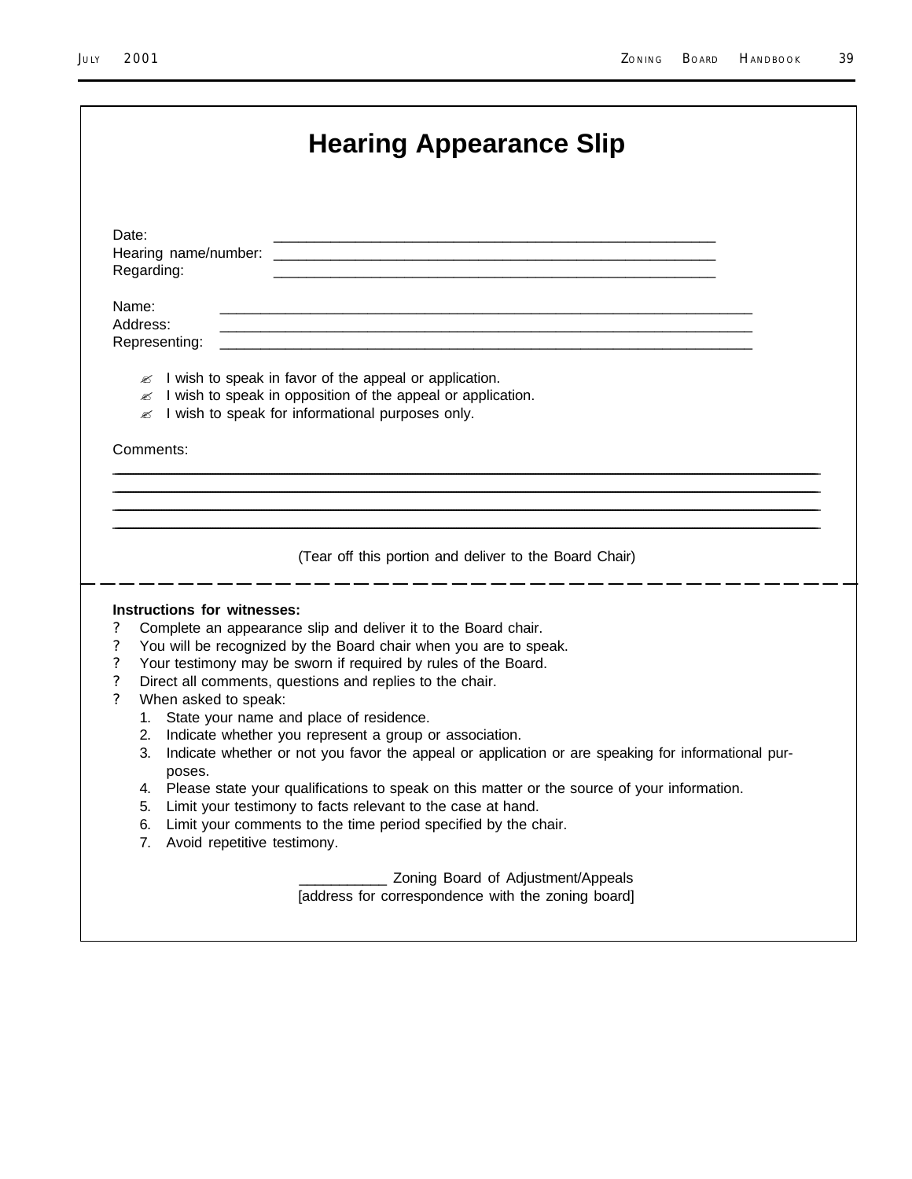# Hearing Appearance Slip

Date: _______________________________________________________

Hearing name/number: _______________________________________________________

Regarding: _______________________________________________________

Name: __________________________________________________________________

Address: __________________________________________________________________

Representing: __________________________________________________________________

- ✍ I wish to speak in favor of the appeal or application.
- ✍ I wish to speak in opposition of the appeal or application.
- ✍ I wish to speak for informational purposes only.

Comments:

_____________________________________________________________________________________

_____________________________________________________________________________________

_____________________________________________________________________________________

_____________________________________________________________________________________

(Tear off this portion and deliver to the Board Chair)

---

**Instructions for witnesses:**

- ? Complete an appearance slip and deliver it to the Board chair.
- ? You will be recognized by the Board chair when you are to speak.
- ? Your testimony may be sworn if required by rules of the Board.
- ? Direct all comments, questions and replies to the chair.
- ? When asked to speak:
  1. State your name and place of residence.
  2. Indicate whether you represent a group or association.
  3. Indicate whether or not you favor the appeal or application or are speaking for informational purposes.
  4. Please state your qualifications to speak on this matter or the source of your information.
  5. Limit your testimony to facts relevant to the case at hand.
  6. Limit your comments to the time period specified by the chair.
  7. Avoid repetitive testimony.

___________ Zoning Board of Adjustment/Appeals
[address for correspondence with the zoning board]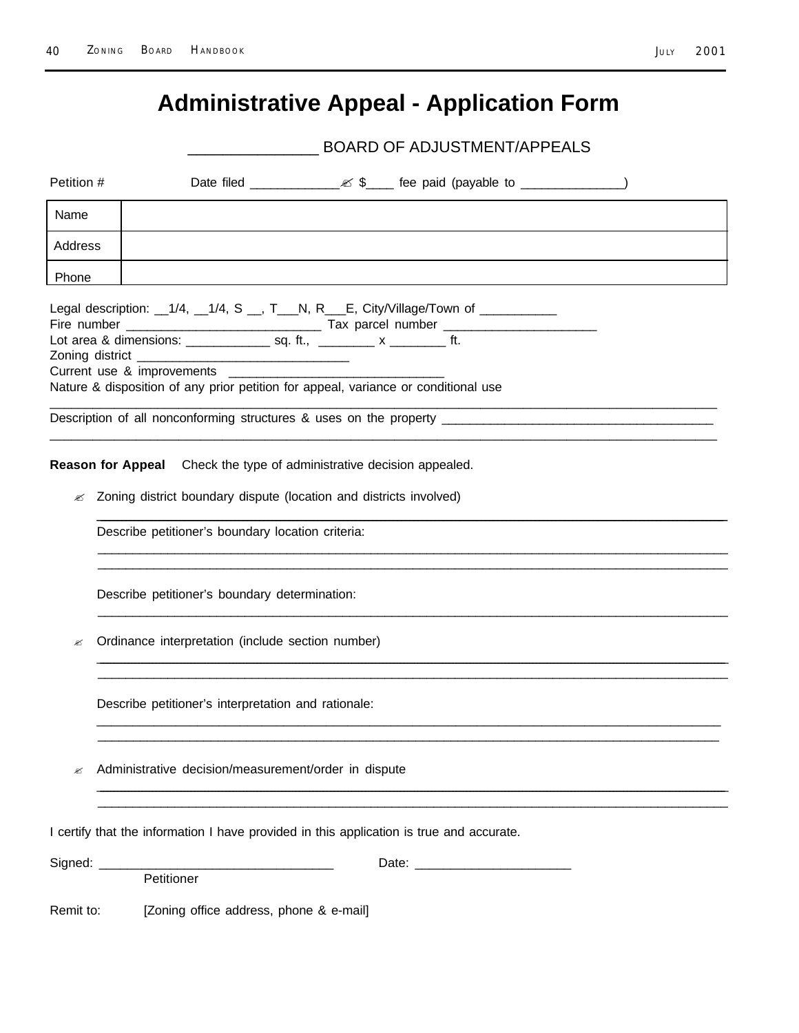# Administrative Appeal - Application Form

_______________ BOARD OF ADJUSTMENT/APPEALS

Petition # Date filed ____________✍ $____ fee paid (payable to ______________)

| Name | |
|---|---|
| Address | |
| Phone | |

Legal description: __1/4, __1/4, S __, T___N, R___E, City/Village/Town of __________

Fire number ___________________________ Tax parcel number _____________________

Lot area & dimensions: ___________ sq. ft., ________ x ________ ft.

Zoning district _____________________________

Current use & improvements _____________________________

Nature & disposition of any prior petition for appeal, variance or conditional use

_____________________________________________________________________________

Description of all nonconforming structures & uses on the property ______________________________________

_____________________________________________________________________________

**Reason for Appeal** Check the type of administrative decision appealed.

✍ Zoning district boundary dispute (location and districts involved)

_____________________________________________________________________________

Describe petitioner's boundary location criteria:

_____________________________________________________________________________

_____________________________________________________________________________

Describe petitioner's boundary determination:

_____________________________________________________________________________

✍ Ordinance interpretation (include section number)

_____________________________________________________________________________

_____________________________________________________________________________

Describe petitioner's interpretation and rationale:

_____________________________________________________________________________

_____________________________________________________________________________

✍ Administrative decision/measurement/order in dispute

_____________________________________________________________________________

_____________________________________________________________________________

I certify that the information I have provided in this application is true and accurate.

Signed: ________________________________ Date: _____________________

Petitioner

Remit to: [Zoning office address, phone & e-mail]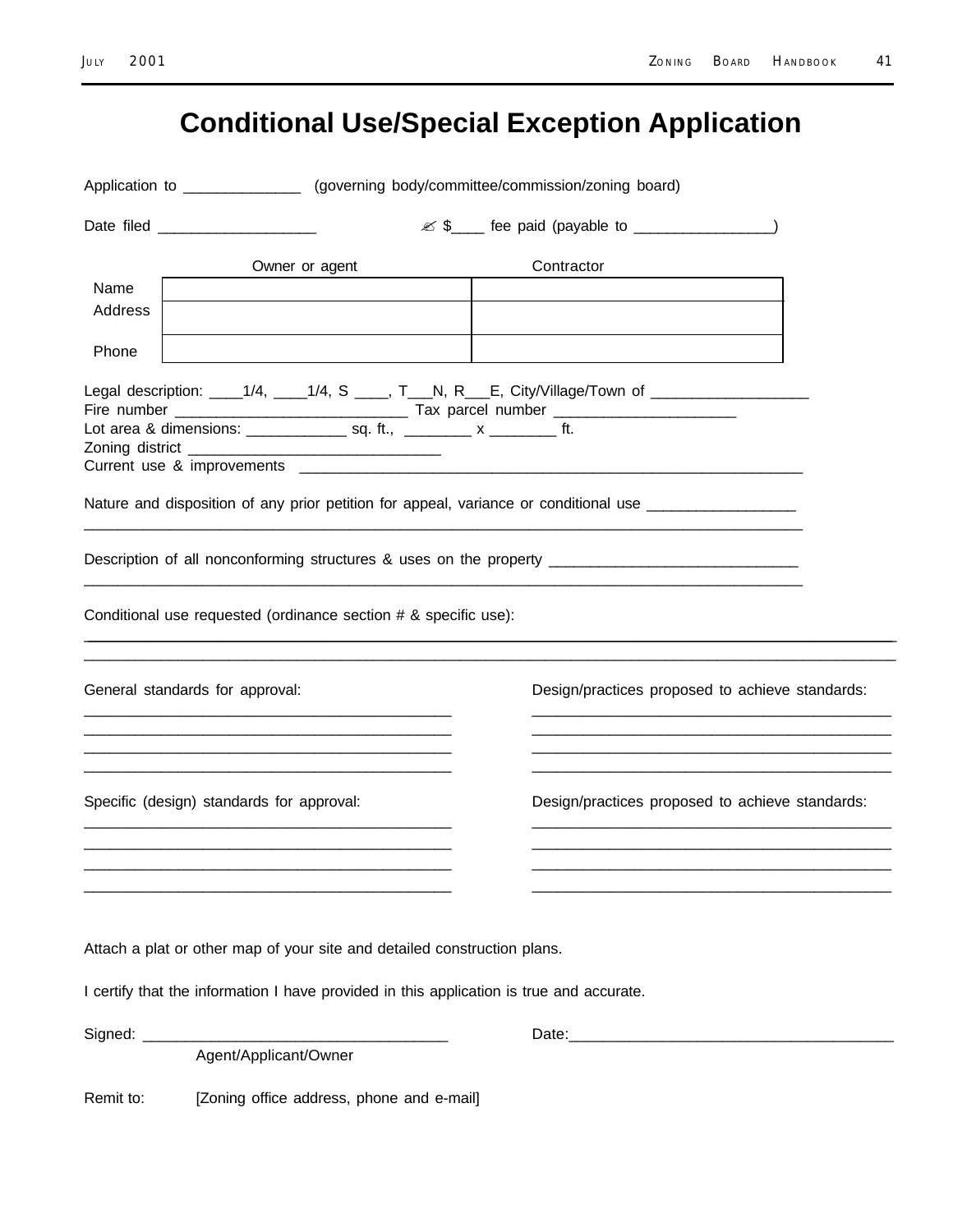# Conditional Use/Special Exception Application

Application to _____________ (governing body/committee/commission/zoning board)

Date filed __________________ ✍ $____ fee paid (payable to ________________)

| | Owner or agent | Contractor |
|---|---|---|
| Name | | |
| Address | | |
| Phone | | |

Legal description: ____1/4, ____1/4, S ____, T___N, R___E, City/Village/Town of __________________

Fire number __________________________ Tax parcel number _____________________

Lot area & dimensions: ___________ sq. ft., ________ x ________ ft.

Zoning district _____________________________

Current use & improvements ____________________________________________________________

Nature and disposition of any prior petition for appeal, variance or conditional use _________________

______________________________________________________________________________________

Description of all nonconforming structures & uses on the property _____________________________

______________________________________________________________________________________

Conditional use requested (ordinance section # & specific use):

______________________________________________________________________________________

______________________________________________________________________________________

| General standards for approval: | Design/practices proposed to achieve standards: |
|---|---|
| ___________________________________________ | ___________________________________________ |
| ___________________________________________ | ___________________________________________ |
| ___________________________________________ | ___________________________________________ |
| ___________________________________________ | ___________________________________________ |

| Specific (design) standards for approval: | Design/practices proposed to achieve standards: |
|---|---|
| ___________________________________________ | ___________________________________________ |
| ___________________________________________ | ___________________________________________ |
| ___________________________________________ | ___________________________________________ |
| ___________________________________________ | ___________________________________________ |

Attach a plat or other map of your site and detailed construction plans.

I certify that the information I have provided in this application is true and accurate.

Signed: ____________________________________ Date:______________________________________

Agent/Applicant/Owner

Remit to: [Zoning office address, phone and e-mail]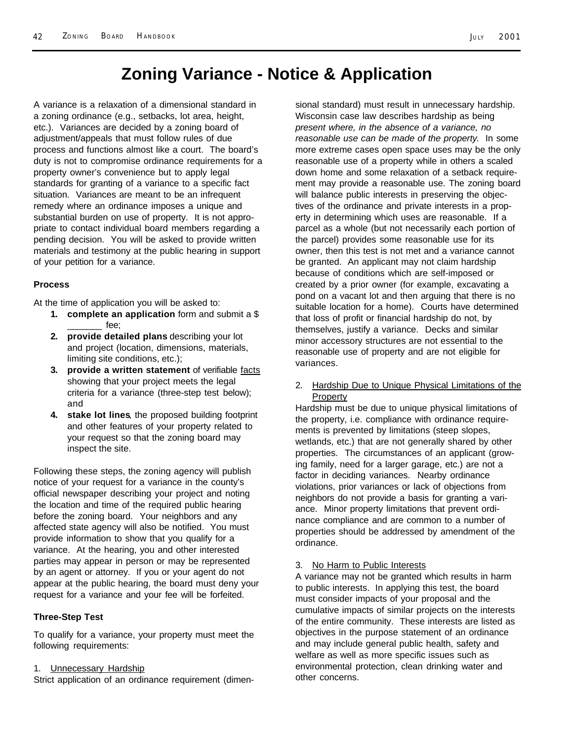# Zoning Variance - Notice & Application

A variance is a relaxation of a dimensional standard in a zoning ordinance (e.g., setbacks, lot area, height, etc.). Variances are decided by a zoning board of adjustment/appeals that must follow rules of due process and functions almost like a court. The board's duty is not to compromise ordinance requirements for a property owner's convenience but to apply legal standards for granting of a variance to a specific fact situation. Variances are meant to be an infrequent remedy where an ordinance imposes a unique and substantial burden on use of property. It is not appropriate to contact individual board members regarding a pending decision. You will be asked to provide written materials and testimony at the public hearing in support of your petition for a variance.

**Process**

At the time of application you will be asked to:

1. **complete an application** form and submit a $ _______ fee;
2. **provide detailed plans** describing your lot and project (location, dimensions, materials, limiting site conditions, etc.);
3. **provide a written statement** of verifiable facts showing that your project meets the legal criteria for a variance (three-step test below); and
4. **stake lot lines**, the proposed building footprint and other features of your property related to your request so that the zoning board may inspect the site.

Following these steps, the zoning agency will publish notice of your request for a variance in the county's official newspaper describing your project and noting the location and time of the required public hearing before the zoning board. Your neighbors and any affected state agency will also be notified. You must provide information to show that you qualify for a variance. At the hearing, you and other interested parties may appear in person or may be represented by an agent or attorney. If you or your agent do not appear at the public hearing, the board must deny your request for a variance and your fee will be forfeited.

**Three-Step Test**

To qualify for a variance, your property must meet the following requirements:

1. Unnecessary Hardship

Strict application of an ordinance requirement (dimensional standard) must result in unnecessary hardship. Wisconsin case law describes hardship as being *present where, in the absence of a variance, no reasonable use can be made of the property.* In some more extreme cases open space uses may be the only reasonable use of a property while in others a scaled down home and some relaxation of a setback requirement may provide a reasonable use. The zoning board will balance public interests in preserving the objectives of the ordinance and private interests in a property in determining which uses are reasonable. If a parcel as a whole (but not necessarily each portion of the parcel) provides some reasonable use for its owner, then this test is not met and a variance cannot be granted. An applicant may not claim hardship because of conditions which are self-imposed or created by a prior owner (for example, excavating a pond on a vacant lot and then arguing that there is no suitable location for a home). Courts have determined that loss of profit or financial hardship do not, by themselves, justify a variance. Decks and similar minor accessory structures are not essential to the reasonable use of property and are not eligible for variances.

2. Hardship Due to Unique Physical Limitations of the Property

Hardship must be due to unique physical limitations of the property, i.e. compliance with ordinance requirements is prevented by limitations (steep slopes, wetlands, etc.) that are not generally shared by other properties. The circumstances of an applicant (growing family, need for a larger garage, etc.) are not a factor in deciding variances. Nearby ordinance violations, prior variances or lack of objections from neighbors do not provide a basis for granting a variance. Minor property limitations that prevent ordinance compliance and are common to a number of properties should be addressed by amendment of the ordinance.

3. No Harm to Public Interests

A variance may not be granted which results in harm to public interests. In applying this test, the board must consider impacts of your proposal and the cumulative impacts of similar projects on the interests of the entire community. These interests are listed as objectives in the purpose statement of an ordinance and may include general public health, safety and welfare as well as more specific issues such as environmental protection, clean drinking water and other concerns.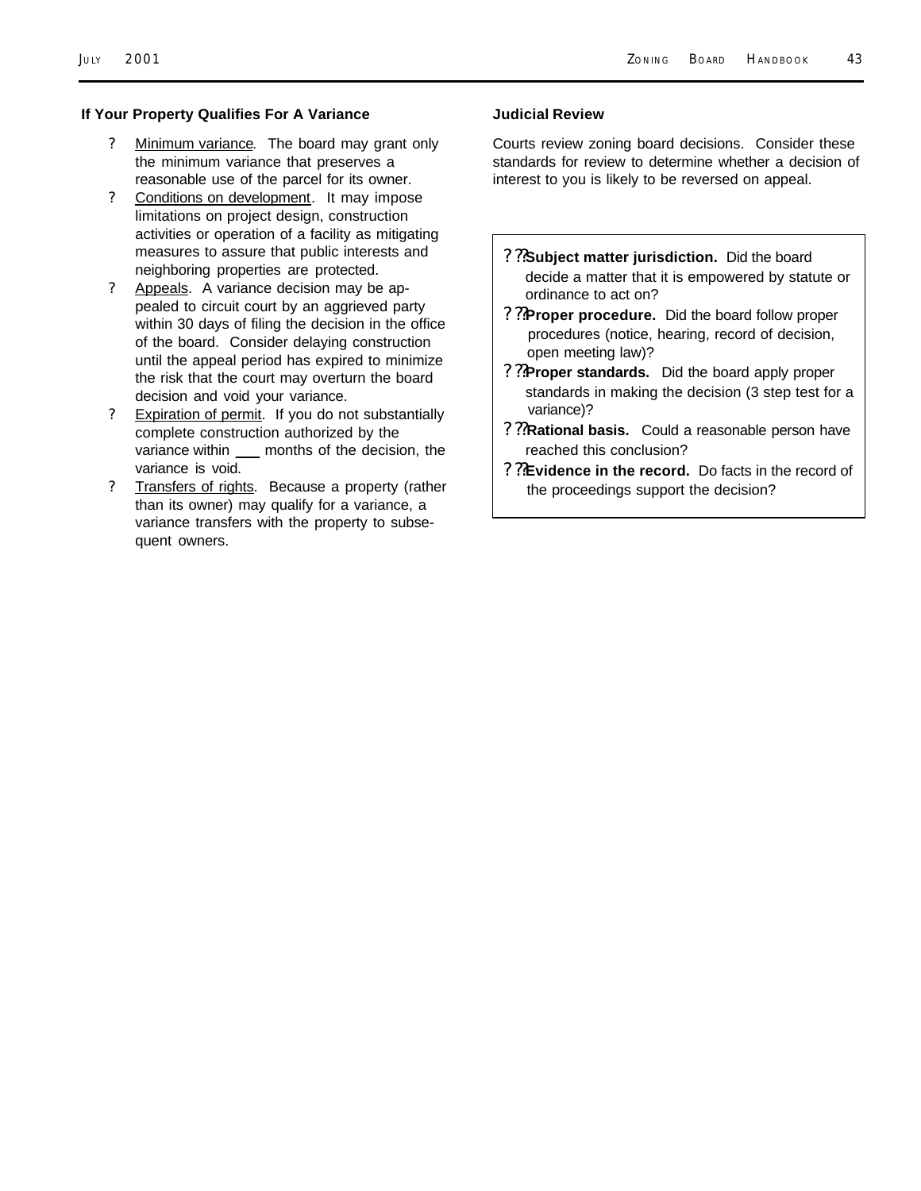### If Your Property Qualifies For A Variance

- Minimum variance. The board may grant only the minimum variance that preserves a reasonable use of the parcel for its owner.
- Conditions on development. It may impose limitations on project design, construction activities or operation of a facility as mitigating measures to assure that public interests and neighboring properties are protected.
- Appeals. A variance decision may be appealed to circuit court by an aggrieved party within 30 days of filing the decision in the office of the board. Consider delaying construction until the appeal period has expired to minimize the risk that the court may overturn the board decision and void your variance.
- Expiration of permit. If you do not substantially complete construction authorized by the variance within ___ months of the decision, the variance is void.
- Transfers of rights. Because a property (rather than its owner) may qualify for a variance, a variance transfers with the property to subsequent owners.

### Judicial Review

Courts review zoning board decisions. Consider these standards for review to determine whether a decision of interest to you is likely to be reversed on appeal.

- **Subject matter jurisdiction.** Did the board decide a matter that it is empowered by statute or ordinance to act on?
- **Proper procedure.** Did the board follow proper procedures (notice, hearing, record of decision, open meeting law)?
- **Proper standards.** Did the board apply proper standards in making the decision (3 step test for a variance)?
- **Rational basis.** Could a reasonable person have reached this conclusion?
- **Evidence in the record.** Do facts in the record of the proceedings support the decision?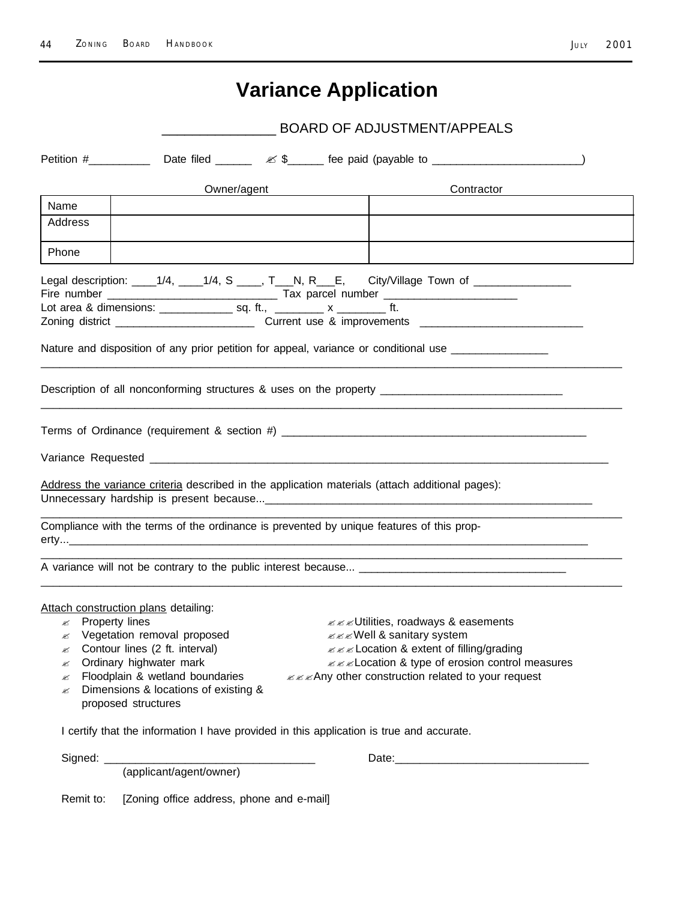# Variance Application

_______________ BOARD OF ADJUSTMENT/APPEALS

Petition #__________ Date filed ______ ✍ $______ fee paid (payable to ________________________)

| | Owner/agent | Contractor |
|---|---|---|
| Name | | |
| Address | | |
| Phone | | |

Legal description: ____1/4, ____1/4, S ____, T___N, R___E, City/Village Town of _______________
Fire number ___________________________ Tax parcel number _____________________
Lot area & dimensions: ____________ sq. ft., ________ x ________ ft.
Zoning district ______________________ Current use & improvements __________________________

Nature and disposition of any prior petition for appeal, variance or conditional use _______________
_____________________________________________________________________________________

Description of all nonconforming structures & uses on the property _____________________________
_____________________________________________________________________________________

Terms of Ordinance (requirement & section #) ___________________________________________________

Variance Requested ____________________________________________________________________________

Address the variance criteria described in the application materials (attach additional pages):
Unnecessary hardship is present because...________________________________________________________
_____________________________________________________________________________________
Compliance with the terms of the ordinance is prevented by unique features of this property...__________________________________________________________________________________
_____________________________________________________________________________________
A variance will not be contrary to the public interest because... _________________________________
_____________________________________________________________________________________

Attach construction plans detailing:

- ✍ Property lines
- ✍ Vegetation removal proposed
- ✍ Contour lines (2 ft. interval)
- ✍ Ordinary highwater mark
- ✍ Floodplain & wetland boundaries
- ✍ Dimensions & locations of existing & proposed structures
- ✍✍✍ Utilities, roadways & easements
- ✍✍✍ Well & sanitary system
- ✍✍✍ Location & extent of filling/grading
- ✍✍✍ Location & type of erosion control measures
- ✍✍✍ Any other construction related to your request

I certify that the information I have provided in this application is true and accurate.

Signed: _________________________________ Date:______________________________
(applicant/agent/owner)

Remit to: [Zoning office address, phone and e-mail]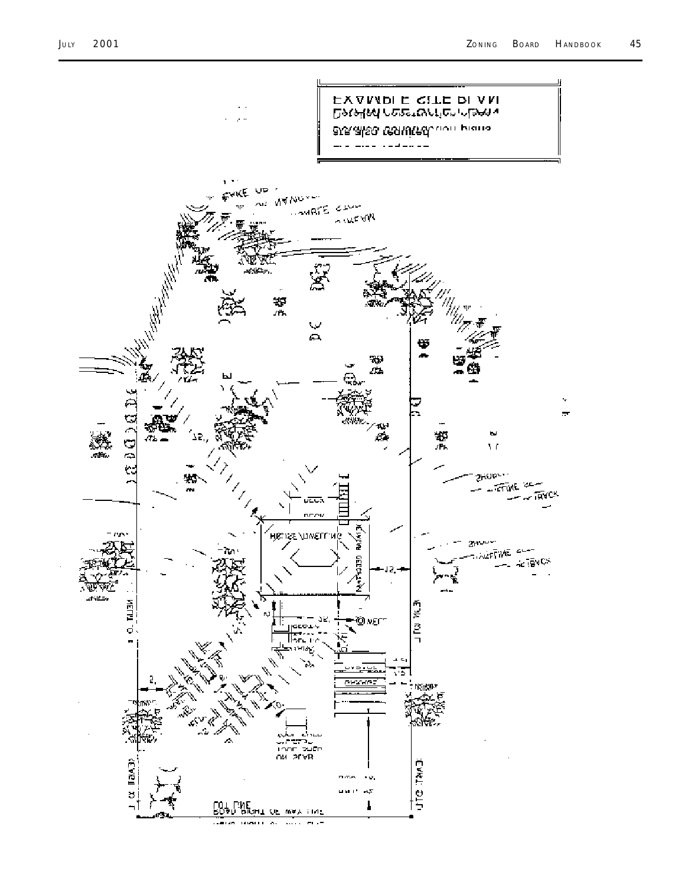EXAMPLE SITE PLAN

Detailed (Engineered) Plans are also Required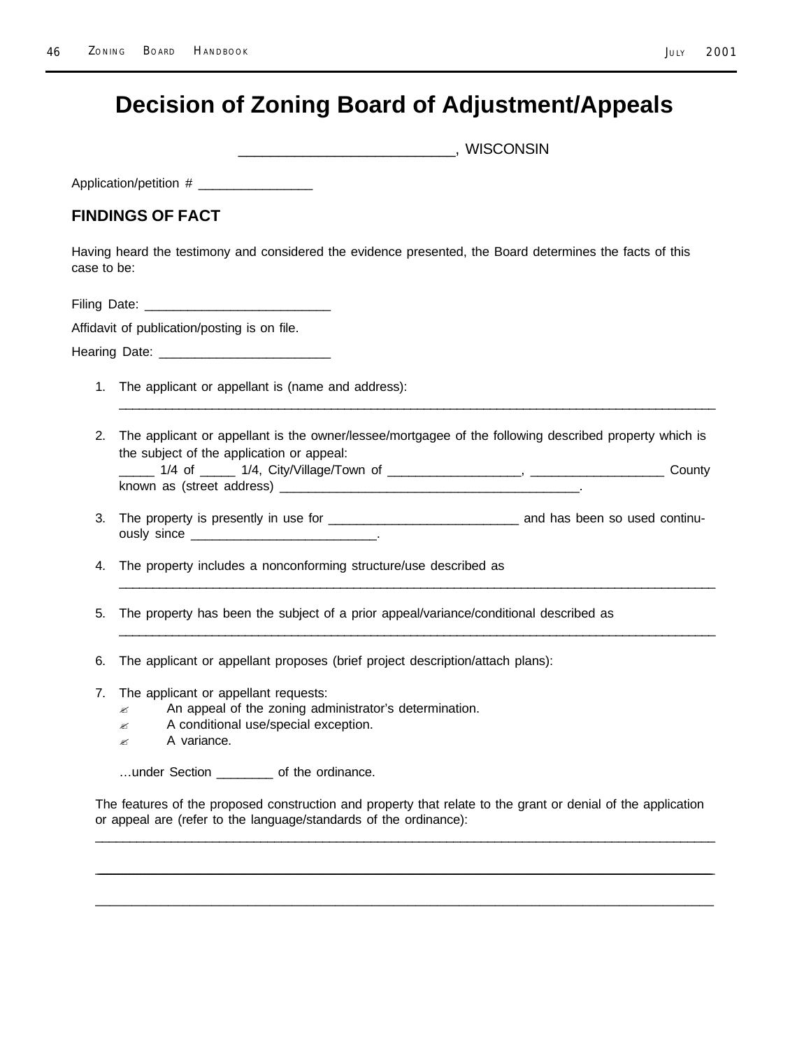# Decision of Zoning Board of Adjustment/Appeals

___________________________, WISCONSIN

Application/petition # _______________

## FINDINGS OF FACT

Having heard the testimony and considered the evidence presented, the Board determines the facts of this case to be:

Filing Date: _________________________

Affidavit of publication/posting is on file.

Hearing Date: _______________________

1. The applicant or appellant is (name and address):
   ___________________________________________________________________________________

2. The applicant or appellant is the owner/lessee/mortgagee of the following described property which is the subject of the application or appeal:
   _____ 1/4 of _____ 1/4, City/Village/Town of __________________, __________________ County known as (street address) __________________________________________.

3. The property is presently in use for __________________________ and has been so used continuously since _________________________.

4. The property includes a nonconforming structure/use described as
   ___________________________________________________________________________________

5. The property has been the subject of a prior appeal/variance/conditional described as
   ___________________________________________________________________________________

6. The applicant or appellant proposes (brief project description/attach plans):

7. The applicant or appellant requests:
   - ✍ An appeal of the zoning administrator's determination.
   - ✍ A conditional use/special exception.
   - ✍ A variance.

   …under Section ________ of the ordinance.

The features of the proposed construction and property that relate to the grant or denial of the application or appeal are (refer to the language/standards of the ordinance):

___________________________________________________________________________________

___________________________________________________________________________________

___________________________________________________________________________________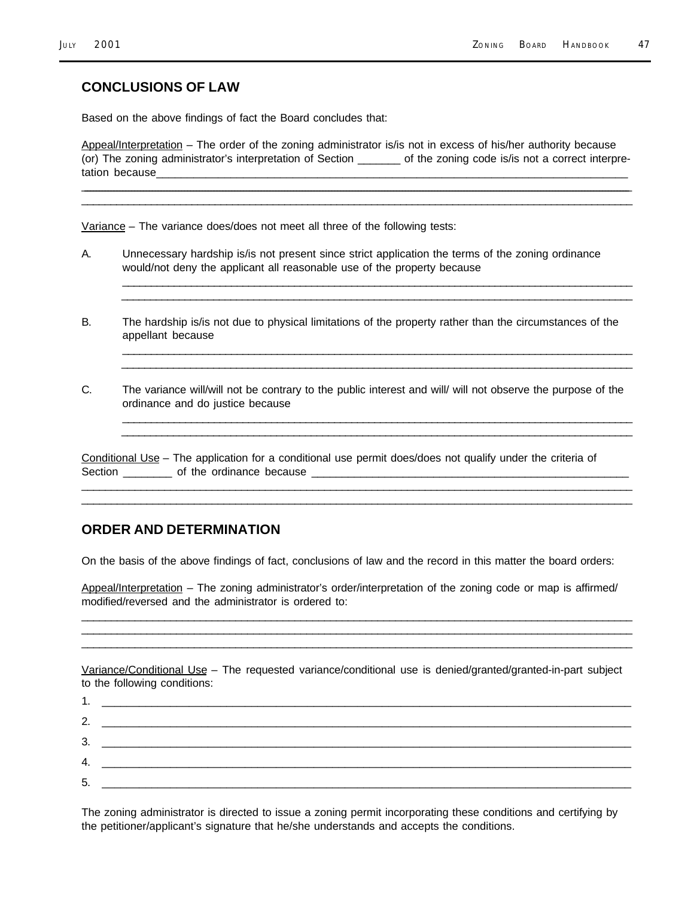## CONCLUSIONS OF LAW

Based on the above findings of fact the Board concludes that:

Appeal/Interpretation – The order of the zoning administrator is/is not in excess of his/her authority because (or) The zoning administrator's interpretation of Section _______ of the zoning code is/is not a correct interpretation because_______________________________________________________________________________

_____________________________________________________________________________________________

_____________________________________________________________________________________________

Variance – The variance does/does not meet all three of the following tests:

A. Unnecessary hardship is/is not present since strict application the terms of the zoning ordinance would/not deny the applicant all reasonable use of the property because

_________________________________________________________________________________________

_________________________________________________________________________________________

B. The hardship is/is not due to physical limitations of the property rather than the circumstances of the appellant because

_________________________________________________________________________________________

_________________________________________________________________________________________

C. The variance will/will not be contrary to the public interest and will/ will not observe the purpose of the ordinance and do justice because

_________________________________________________________________________________________

_________________________________________________________________________________________

Conditional Use – The application for a conditional use permit does/does not qualify under the criteria of Section ________ of the ordinance because _______________________________________________________

_____________________________________________________________________________________________

_____________________________________________________________________________________________

## ORDER AND DETERMINATION

On the basis of the above findings of fact, conclusions of law and the record in this matter the board orders:

Appeal/Interpretation – The zoning administrator's order/interpretation of the zoning code or map is affirmed/ modified/reversed and the administrator is ordered to:

_____________________________________________________________________________________________

_____________________________________________________________________________________________

_____________________________________________________________________________________________

Variance/Conditional Use – The requested variance/conditional use is denied/granted/granted-in-part subject to the following conditions:

1. _________________________________________________________________________________________
2. _________________________________________________________________________________________
3. _________________________________________________________________________________________
4. _________________________________________________________________________________________
5. _________________________________________________________________________________________

The zoning administrator is directed to issue a zoning permit incorporating these conditions and certifying by the petitioner/applicant's signature that he/she understands and accepts the conditions.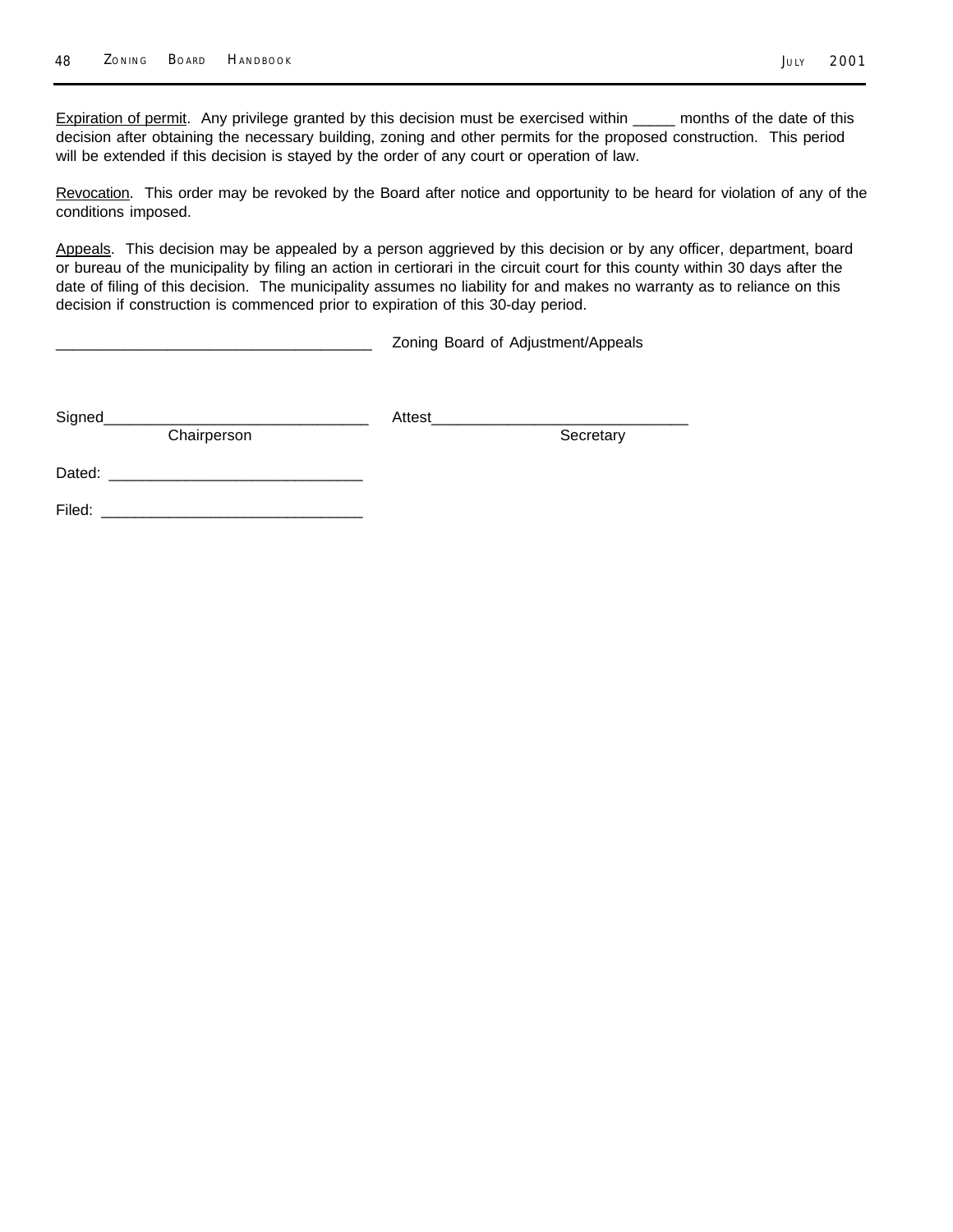Expiration of permit. Any privilege granted by this decision must be exercised within _____ months of the date of this decision after obtaining the necessary building, zoning and other permits for the proposed construction. This period will be extended if this decision is stayed by the order of any court or operation of law.

Revocation. This order may be revoked by the Board after notice and opportunity to be heard for violation of any of the conditions imposed.

Appeals. This decision may be appealed by a person aggrieved by this decision or by any officer, department, board or bureau of the municipality by filing an action in certiorari in the circuit court for this county within 30 days after the date of filing of this decision. The municipality assumes no liability for and makes no warranty as to reliance on this decision if construction is commenced prior to expiration of this 30-day period.

_____________________________________ Zoning Board of Adjustment/Appeals

Signed______________________________ Attest_____________________________
Chairperson Secretary

Dated: _____________________________

Filed: ______________________________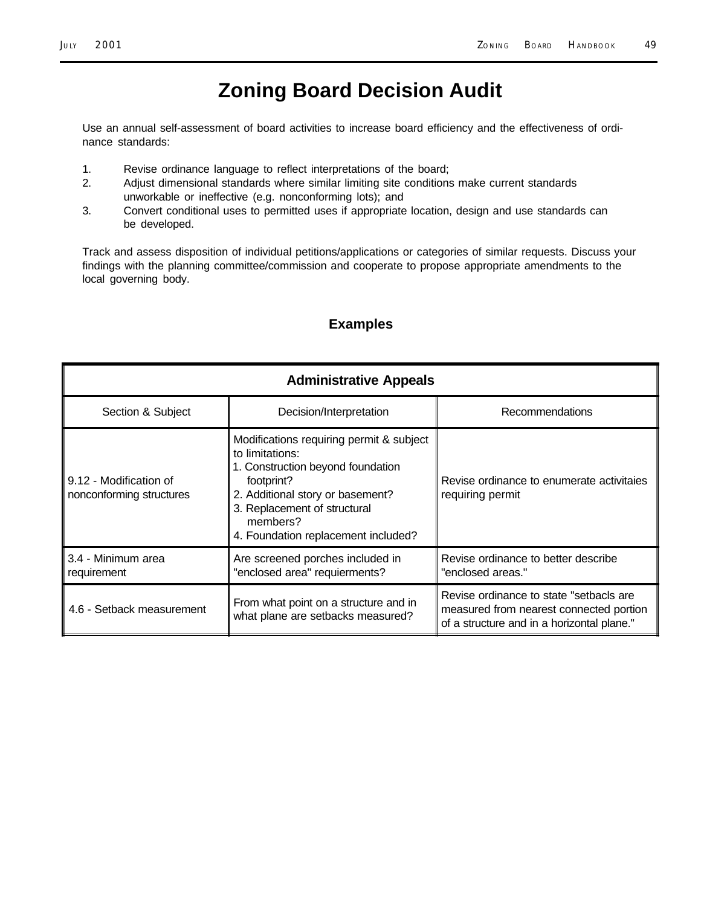# Zoning Board Decision Audit

Use an annual self-assessment of board activities to increase board efficiency and the effectiveness of ordinance standards:

1. Revise ordinance language to reflect interpretations of the board;
2. Adjust dimensional standards where similar limiting site conditions make current standards unworkable or ineffective (e.g. nonconforming lots); and
3. Convert conditional uses to permitted uses if appropriate location, design and use standards can be developed.

Track and assess disposition of individual petitions/applications or categories of similar requests. Discuss your findings with the planning committee/commission and cooperate to propose appropriate amendments to the local governing body.

## Examples

| Administrative Appeals | | |
|---|---|---|
| Section & Subject | Decision/Interpretation | Recommendations |
| 9.12 - Modification of nonconforming structures | Modifications requiring permit & subject to limitations:<br>1. Construction beyond foundation footprint?<br>2. Additional story or basement?<br>3. Replacement of structural members?<br>4. Foundation replacement included? | Revise ordinance to enumerate activitaies requiring permit |
| 3.4 - Minimum area requirement | Are screened porches included in "enclosed area" requierments? | Revise ordinance to better describe "enclosed areas." |
| 4.6 - Setback measurement | From what point on a structure and in what plane are setbacks measured? | Revise ordinance to state "setbacls are measured from nearest connected portion of a structure and in a horizontal plane." |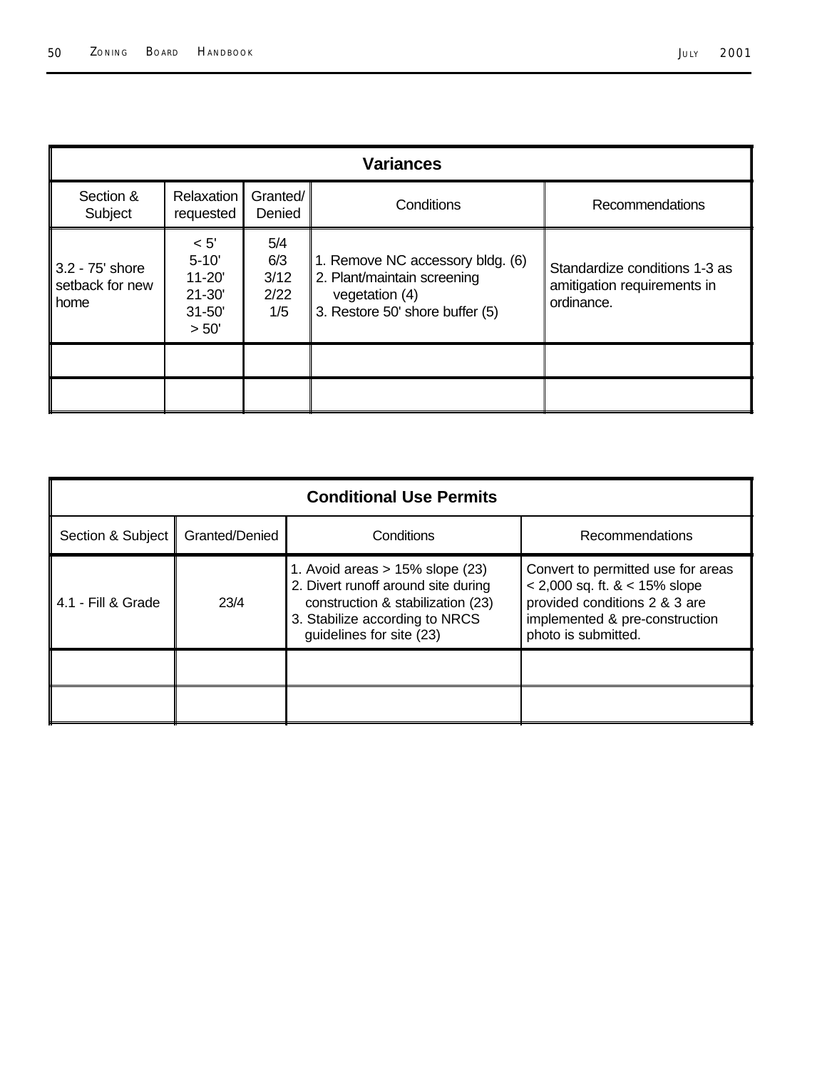| Variances | | | | |
|---|---|---|---|---|
| Section & Subject | Relaxation requested | Granted/ Denied | Conditions | Recommendations |
| 3.2 - 75' shore setback for new home | < 5'<br>5-10'<br>11-20'<br>21-30'<br>31-50'<br>> 50' | 5/4<br>6/3<br>3/12<br>2/22<br>1/5 | 1. Remove NC accessory bldg. (6)<br>2. Plant/maintain screening vegetation (4)<br>3. Restore 50' shore buffer (5) | Standardize conditions 1-3 as amitigation requirements in ordinance. |
| | | | | |
| | | | | |

| Conditional Use Permits | | | |
|---|---|---|---|
| Section & Subject | Granted/Denied | Conditions | Recommendations |
| 4.1 - Fill & Grade | 23/4 | 1. Avoid areas > 15% slope (23)<br>2. Divert runoff around site during construction & stabilization (23)<br>3. Stabilize according to NRCS guidelines for site (23) | Convert to permitted use for areas < 2,000 sq. ft. & < 15% slope provided conditions 2 & 3 are implemented & pre-construction photo is submitted. |
| | | | |
| | | | |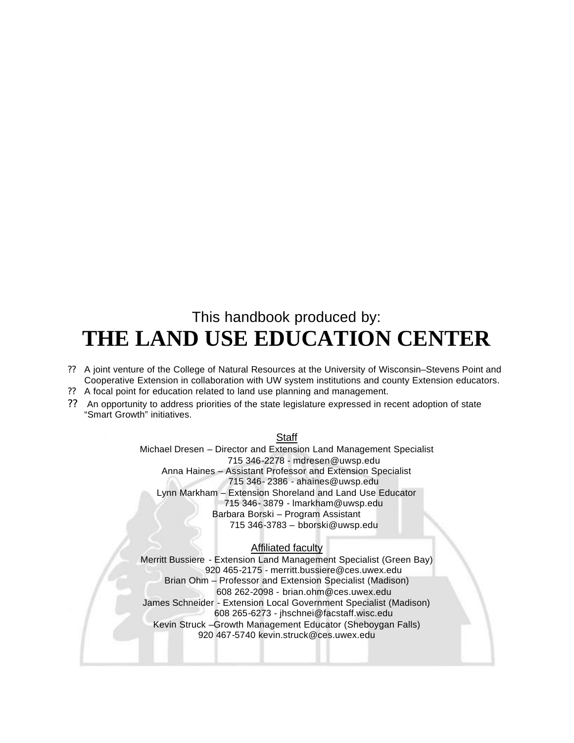This handbook produced by:

# THE LAND USE EDUCATION CENTER

- A joint venture of the College of Natural Resources at the University of Wisconsin–Stevens Point and Cooperative Extension in collaboration with UW system institutions and county Extension educators.
- A focal point for education related to land use planning and management.
- An opportunity to address priorities of the state legislature expressed in recent adoption of state "Smart Growth" initiatives.

Staff

Michael Dresen – Director and Extension Land Management Specialist
715 346-2278 - mdresen@uwsp.edu
Anna Haines – Assistant Professor and Extension Specialist
715 346- 2386 - ahaines@uwsp.edu
Lynn Markham – Extension Shoreland and Land Use Educator
715 346- 3879 - lmarkham@uwsp.edu
Barbara Borski – Program Assistant
715 346-3783 – bborski@uwsp.edu

Affiliated faculty

Merritt Bussiere - Extension Land Management Specialist (Green Bay)
920 465-2175 - merritt.bussiere@ces.uwex.edu
Brian Ohm – Professor and Extension Specialist (Madison)
608 262-2098 - brian.ohm@ces.uwex.edu
James Schneider - Extension Local Government Specialist (Madison)
608 265-6273 - jhschnei@facstaff.wisc.edu
Kevin Struck –Growth Management Educator (Sheboygan Falls)
920 467-5740 kevin.struck@ces.uwex.edu